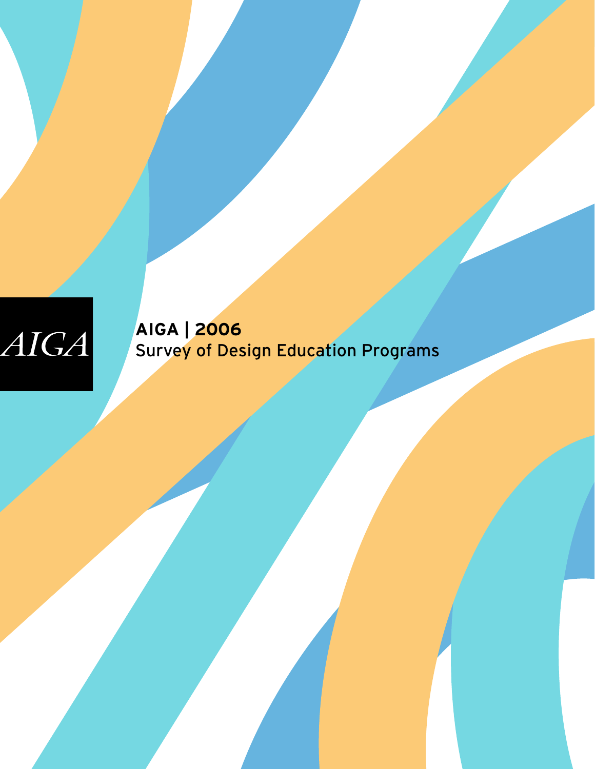AIGA

# AIGA | 2006
## Survey of Design Education Programs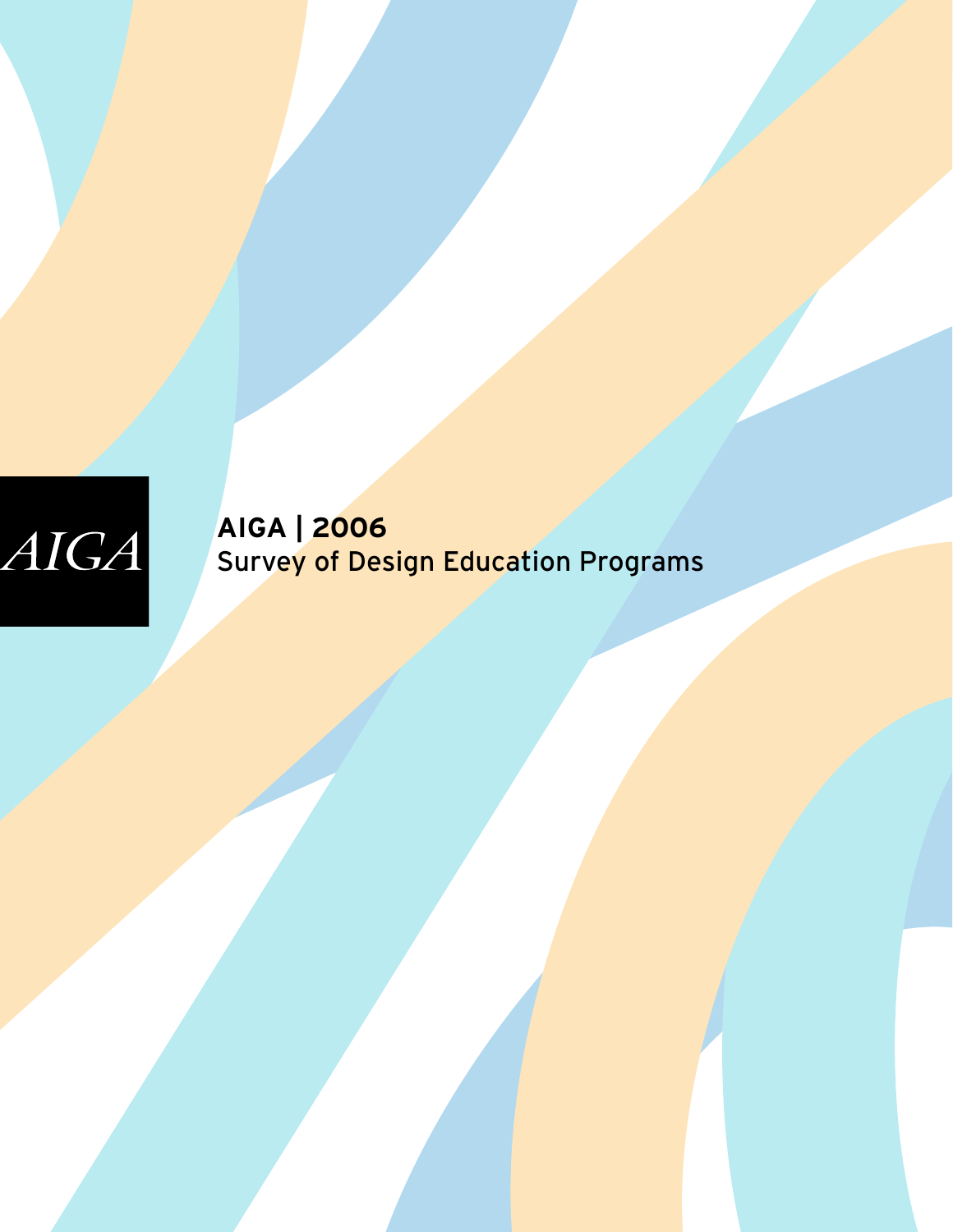AIGA

**AIGA | 2006**

Survey of Design Education Programs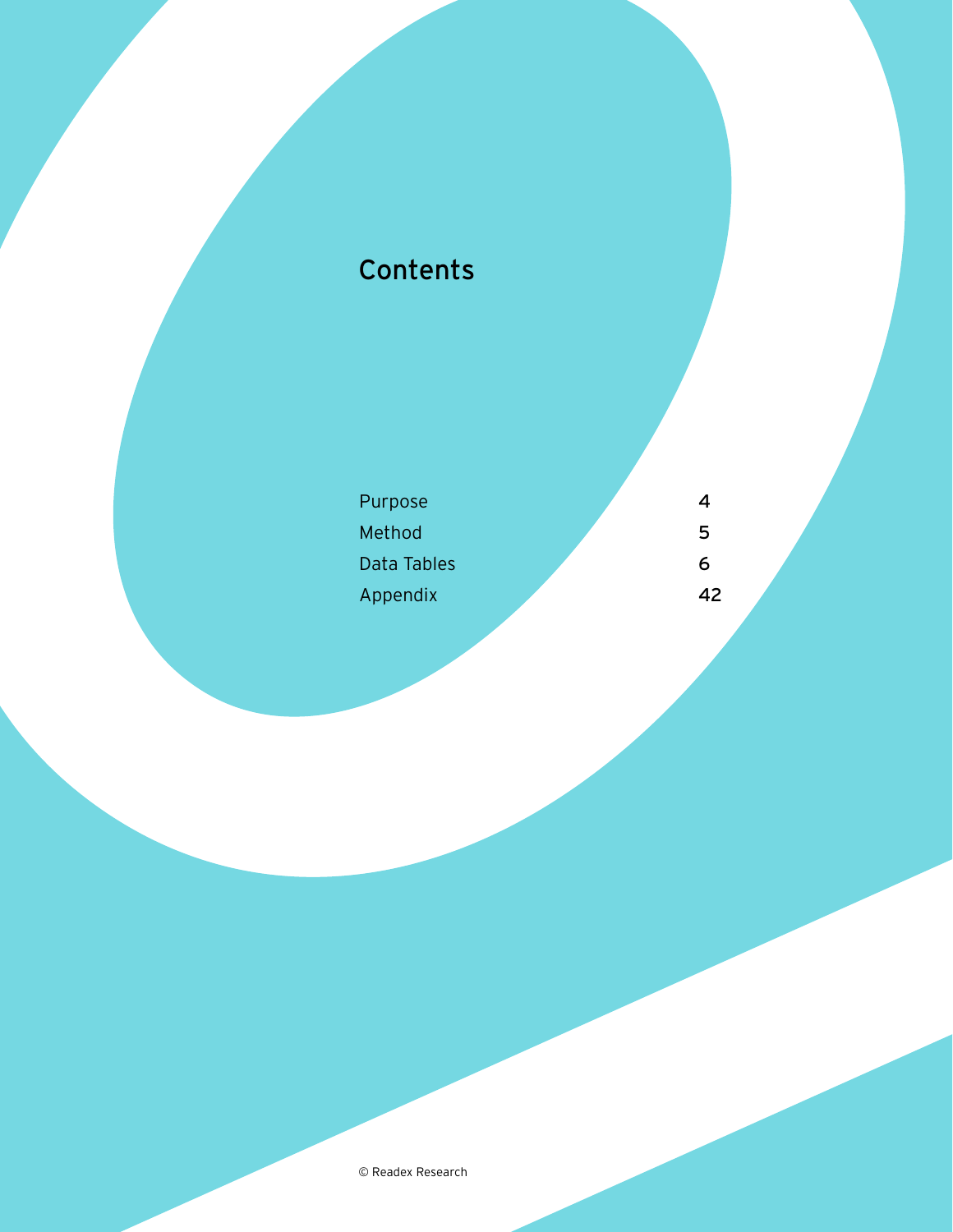# Contents

| | |
|---|---|
| Purpose | 4 |
| Method | 5 |
| Data Tables | 6 |
| Appendix | 42 |

© Readex Research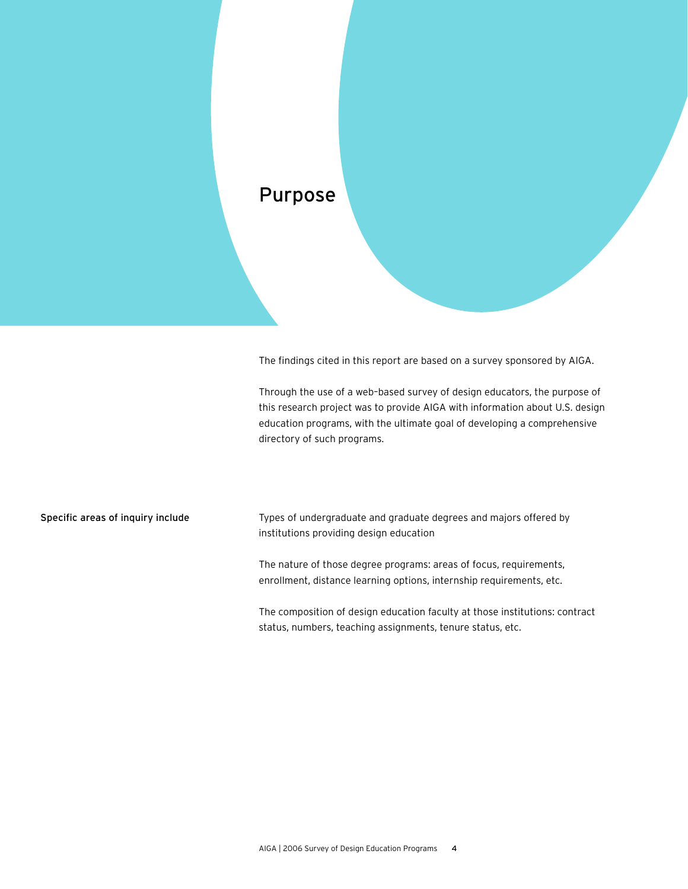# Purpose

The findings cited in this report are based on a survey sponsored by AIGA.

Through the use of a web-based survey of design educators, the purpose of this research project was to provide AIGA with information about U.S. design education programs, with the ultimate goal of developing a comprehensive directory of such programs.

**Specific areas of inquiry include**

Types of undergraduate and graduate degrees and majors offered by institutions providing design education

The nature of those degree programs: areas of focus, requirements, enrollment, distance learning options, internship requirements, etc.

The composition of design education faculty at those institutions: contract status, numbers, teaching assignments, tenure status, etc.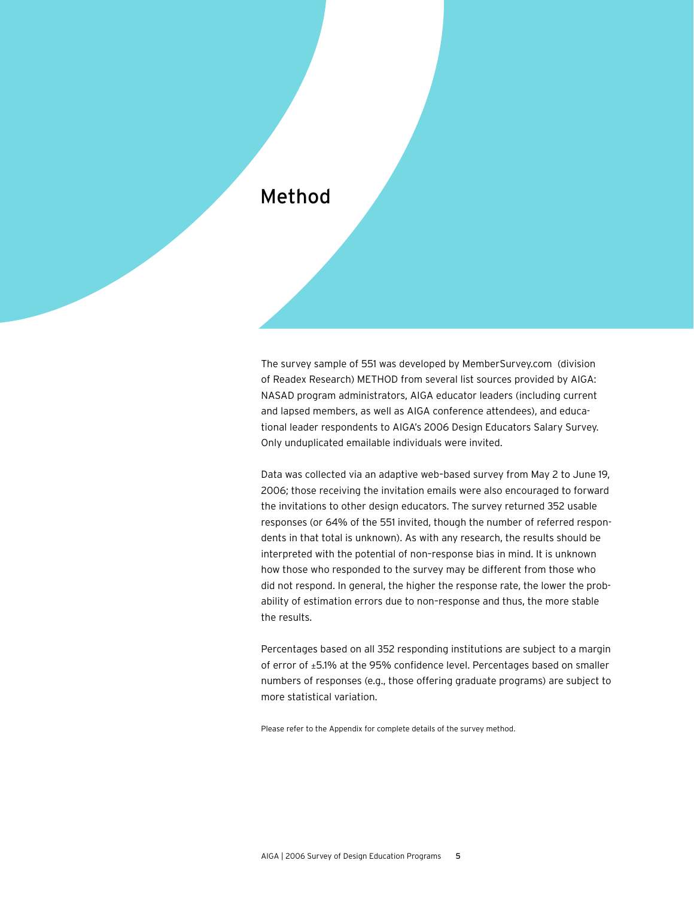# Method

The survey sample of 551 was developed by MemberSurvey.com (division of Readex Research) METHOD from several list sources provided by AIGA: NASAD program administrators, AIGA educator leaders (including current and lapsed members, as well as AIGA conference attendees), and educational leader respondents to AIGA's 2006 Design Educators Salary Survey. Only unduplicated emailable individuals were invited.

Data was collected via an adaptive web-based survey from May 2 to June 19, 2006; those receiving the invitation emails were also encouraged to forward the invitations to other design educators. The survey returned 352 usable responses (or 64% of the 551 invited, though the number of referred respondents in that total is unknown). As with any research, the results should be interpreted with the potential of non-response bias in mind. It is unknown how those who responded to the survey may be different from those who did not respond. In general, the higher the response rate, the lower the probability of estimation errors due to non-response and thus, the more stable the results.

Percentages based on all 352 responding institutions are subject to a margin of error of ±5.1% at the 95% confidence level. Percentages based on smaller numbers of responses (e.g., those offering graduate programs) are subject to more statistical variation.

Please refer to the Appendix for complete details of the survey method.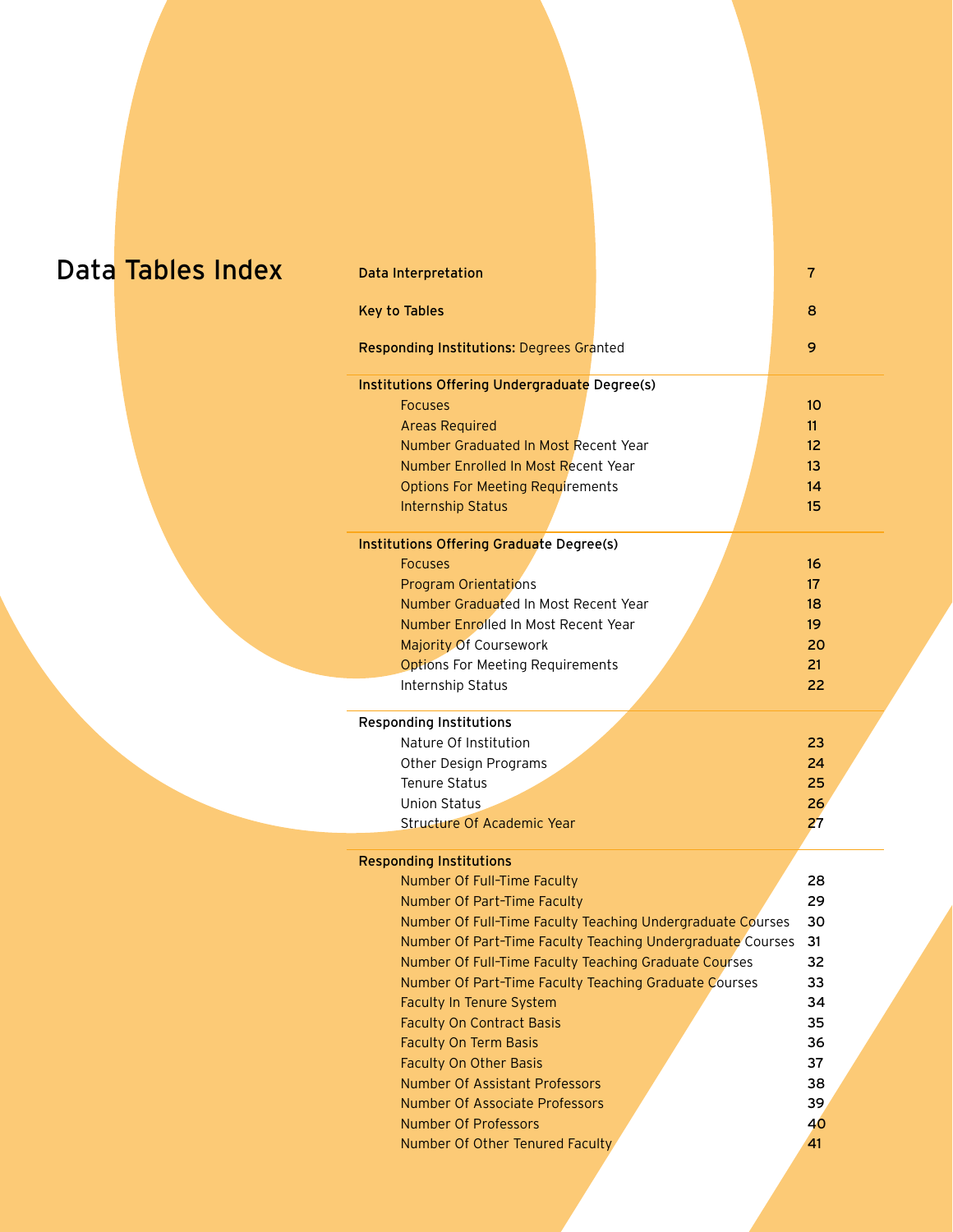# Data Tables Index

| | |
|---|---|
| **Data Interpretation** | 7 |
| **Key to Tables** | 8 |
| **Responding Institutions:** Degrees Granted | 9 |
| **Institutions Offering Undergraduate Degree(s)** | |
| Focuses | 10 |
| Areas Required | 11 |
| Number Graduated In Most Recent Year | 12 |
| Number Enrolled In Most Recent Year | 13 |
| Options For Meeting Requirements | 14 |
| Internship Status | 15 |
| **Institutions Offering Graduate Degree(s)** | |
| Focuses | 16 |
| Program Orientations | 17 |
| Number Graduated In Most Recent Year | 18 |
| Number Enrolled In Most Recent Year | 19 |
| Majority Of Coursework | 20 |
| Options For Meeting Requirements | 21 |
| Internship Status | 22 |
| **Responding Institutions** | |
| Nature Of Institution | 23 |
| Other Design Programs | 24 |
| Tenure Status | 25 |
| Union Status | 26 |
| Structure Of Academic Year | 27 |
| **Responding Institutions** | |
| Number Of Full-Time Faculty | 28 |
| Number Of Part-Time Faculty | 29 |
| Number Of Full-Time Faculty Teaching Undergraduate Courses | 30 |
| Number Of Part-Time Faculty Teaching Undergraduate Courses | 31 |
| Number Of Full-Time Faculty Teaching Graduate Courses | 32 |
| Number Of Part-Time Faculty Teaching Graduate Courses | 33 |
| Faculty In Tenure System | 34 |
| Faculty On Contract Basis | 35 |
| Faculty On Term Basis | 36 |
| Faculty On Other Basis | 37 |
| Number Of Assistant Professors | 38 |
| Number Of Associate Professors | 39 |
| Number Of Professors | 40 |
| Number Of Other Tenured Faculty | 41 |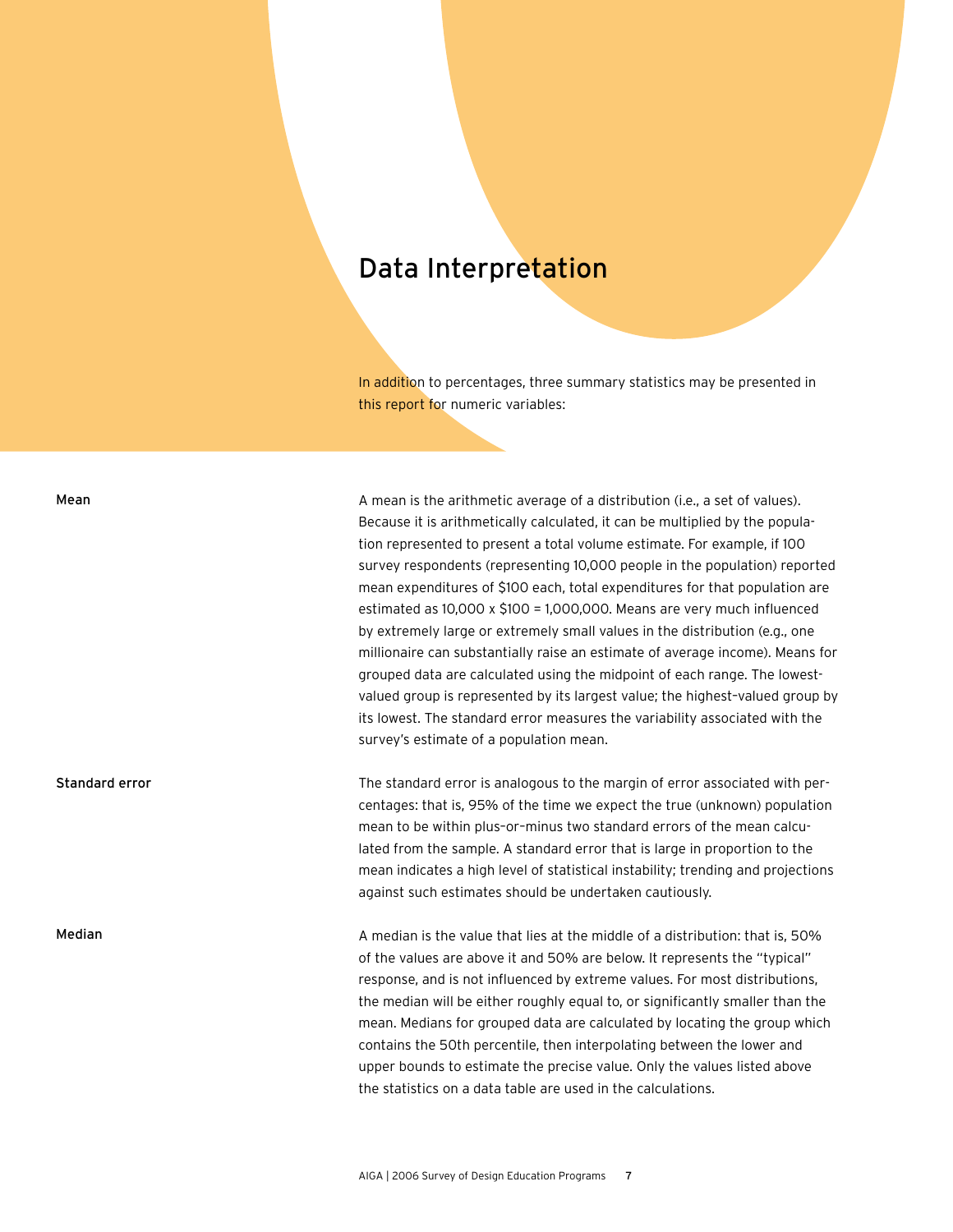# Data Interpretation

In addition to percentages, three summary statistics may be presented in this report for numeric variables:

**Mean**

A mean is the arithmetic average of a distribution (i.e., a set of values). Because it is arithmetically calculated, it can be multiplied by the population represented to present a total volume estimate. For example, if 100 survey respondents (representing 10,000 people in the population) reported mean expenditures of $100 each, total expenditures for that population are estimated as 10,000 x $100 = 1,000,000. Means are very much influenced by extremely large or extremely small values in the distribution (e.g., one millionaire can substantially raise an estimate of average income). Means for grouped data are calculated using the midpoint of each range. The lowest-valued group is represented by its largest value; the highest-valued group by its lowest. The standard error measures the variability associated with the survey's estimate of a population mean.

**Standard error**

The standard error is analogous to the margin of error associated with percentages: that is, 95% of the time we expect the true (unknown) population mean to be within plus-or-minus two standard errors of the mean calculated from the sample. A standard error that is large in proportion to the mean indicates a high level of statistical instability; trending and projections against such estimates should be undertaken cautiously.

**Median**

A median is the value that lies at the middle of a distribution: that is, 50% of the values are above it and 50% are below. It represents the "typical" response, and is not influenced by extreme values. For most distributions, the median will be either roughly equal to, or significantly smaller than the mean. Medians for grouped data are calculated by locating the group which contains the 50th percentile, then interpolating between the lower and upper bounds to estimate the precise value. Only the values listed above the statistics on a data table are used in the calculations.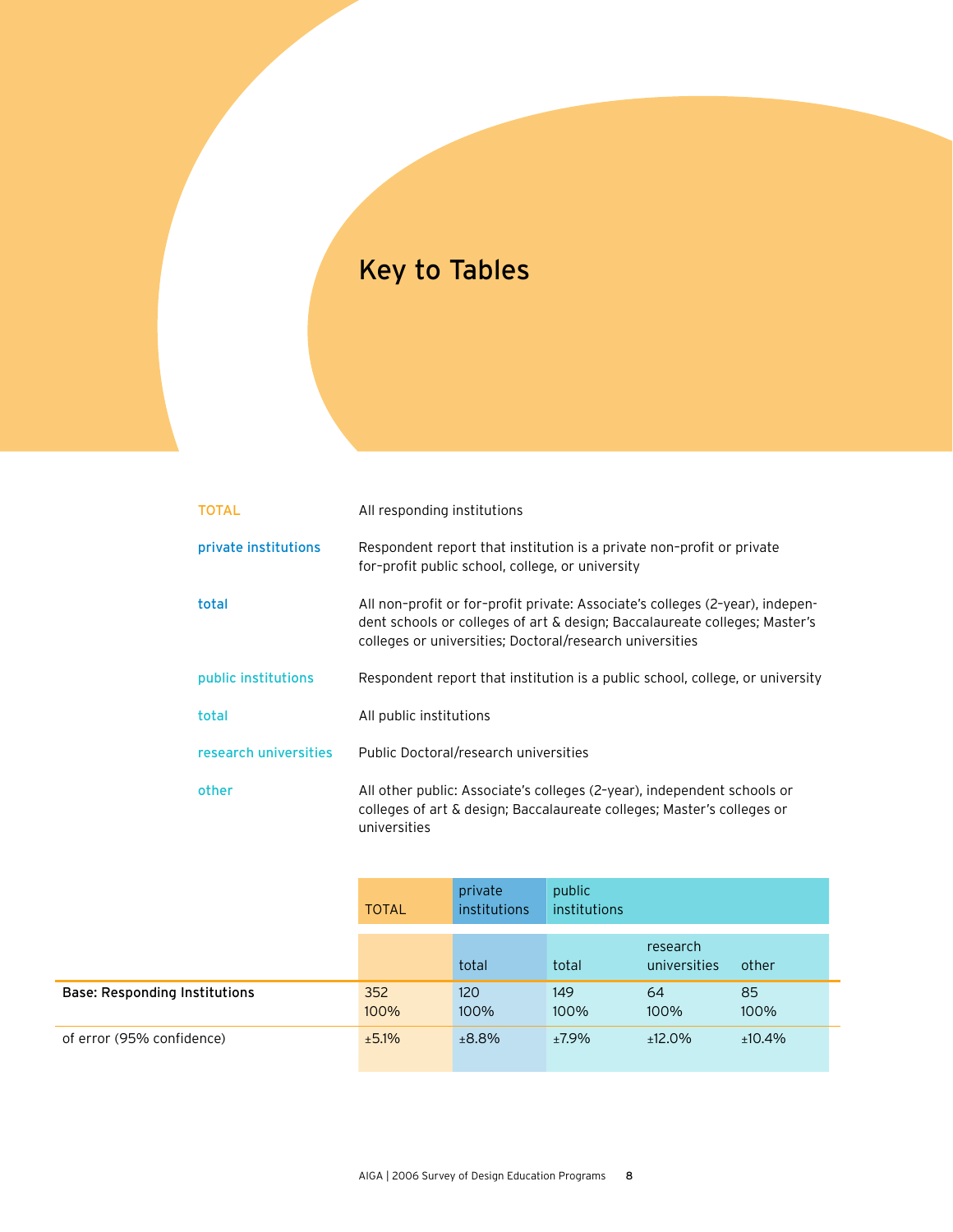# Key to Tables

| | |
|---|---|
| TOTAL | All responding institutions |
| private institutions | Respondent report that institution is a private non-profit or private for-profit public school, college, or university |
| total | All non-profit or for-profit private: Associate's colleges (2-year), independent schools or colleges of art & design; Baccalaureate colleges; Master's colleges or universities; Doctoral/research universities |
| public institutions | Respondent report that institution is a public school, college, or university |
| total | All public institutions |
| research universities | Public Doctoral/research universities |
| other | All other public: Associate's colleges (2-year), independent schools or colleges of art & design; Baccalaureate colleges; Master's colleges or universities |

| | TOTAL | private institutions | public institutions | | |
|---|---|---|---|---|---|
| | | total | total | research universities | other |
| **Base: Responding Institutions** | 352<br>100% | 120<br>100% | 149<br>100% | 64<br>100% | 85<br>100% |
| of error (95% confidence) | ±5.1% | ±8.8% | ±7.9% | ±12.0% | ±10.4% |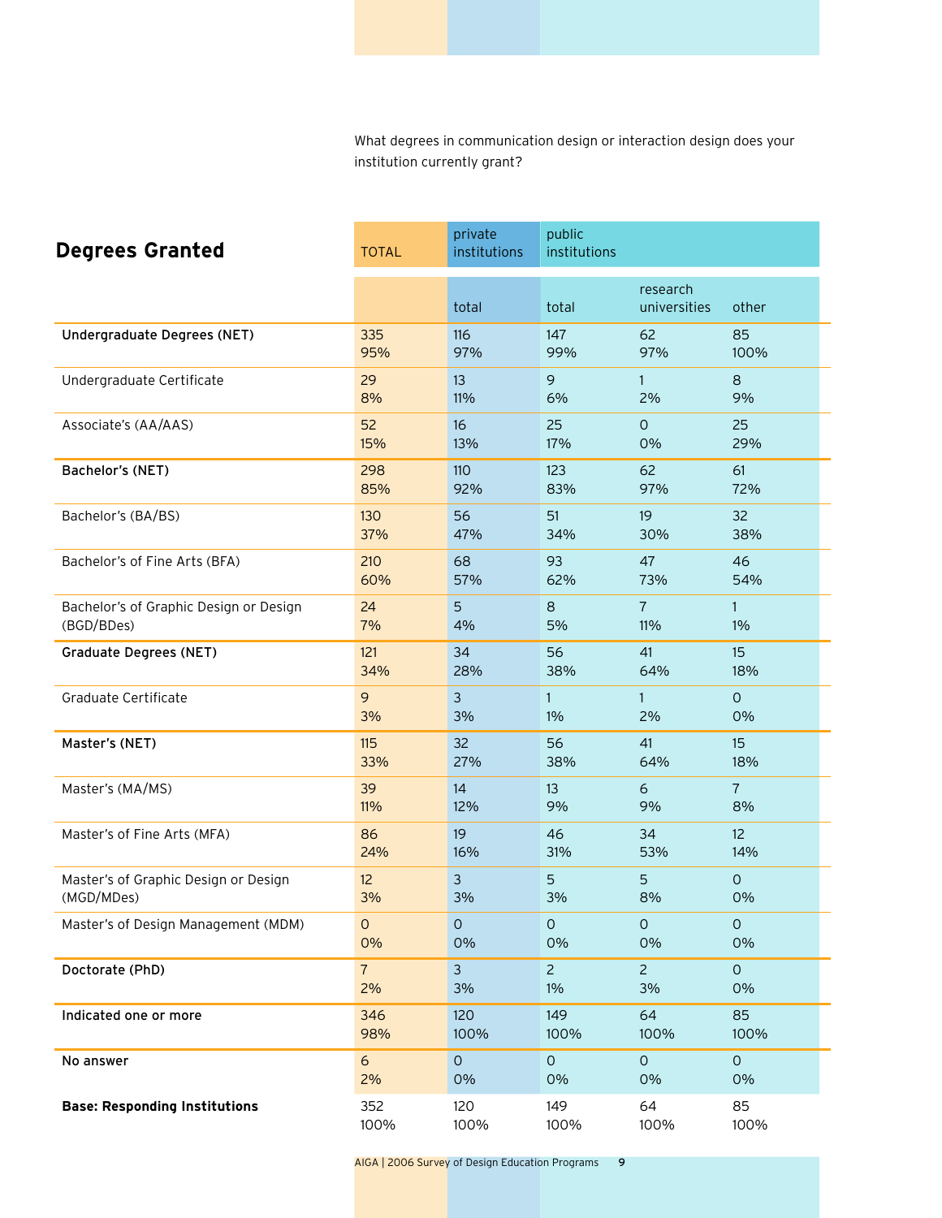## Degrees Granted

What degrees in communication design or interaction design does your institution currently grant?

| | TOTAL | private institutions | public institutions | | |
|---|---|---|---|---|---|
| | | total | total | research universities | other |
| **Undergraduate Degrees (NET)** | 335<br>95% | 116<br>97% | 147<br>99% | 62<br>97% | 85<br>100% |
| Undergraduate Certificate | 29<br>8% | 13<br>11% | 9<br>6% | 1<br>2% | 8<br>9% |
| Associate's (AA/AAS) | 52<br>15% | 16<br>13% | 25<br>17% | 0<br>0% | 25<br>29% |
| **Bachelor's (NET)** | 298<br>85% | 110<br>92% | 123<br>83% | 62<br>97% | 61<br>72% |
| Bachelor's (BA/BS) | 130<br>37% | 56<br>47% | 51<br>34% | 19<br>30% | 32<br>38% |
| Bachelor's of Fine Arts (BFA) | 210<br>60% | 68<br>57% | 93<br>62% | 47<br>73% | 46<br>54% |
| Bachelor's of Graphic Design or Design (BGD/BDes) | 24<br>7% | 5<br>4% | 8<br>5% | 7<br>11% | 1<br>1% |
| **Graduate Degrees (NET)** | 121<br>34% | 34<br>28% | 56<br>38% | 41<br>64% | 15<br>18% |
| Graduate Certificate | 9<br>3% | 3<br>3% | 1<br>1% | 1<br>2% | 0<br>0% |
| **Master's (NET)** | 115<br>33% | 32<br>27% | 56<br>38% | 41<br>64% | 15<br>18% |
| Master's (MA/MS) | 39<br>11% | 14<br>12% | 13<br>9% | 6<br>9% | 7<br>8% |
| Master's of Fine Arts (MFA) | 86<br>24% | 19<br>16% | 46<br>31% | 34<br>53% | 12<br>14% |
| Master's of Graphic Design or Design (MGD/MDes) | 12<br>3% | 3<br>3% | 5<br>3% | 5<br>8% | 0<br>0% |
| Master's of Design Management (MDM) | 0<br>0% | 0<br>0% | 0<br>0% | 0<br>0% | 0<br>0% |
| **Doctorate (PhD)** | 7<br>2% | 3<br>3% | 2<br>1% | 2<br>3% | 0<br>0% |
| **Indicated one or more** | 346<br>98% | 120<br>100% | 149<br>100% | 64<br>100% | 85<br>100% |
| **No answer** | 6<br>2% | 0<br>0% | 0<br>0% | 0<br>0% | 0<br>0% |
| **Base: Responding Institutions** | 352<br>100% | 120<br>100% | 149<br>100% | 64<br>100% | 85<br>100% |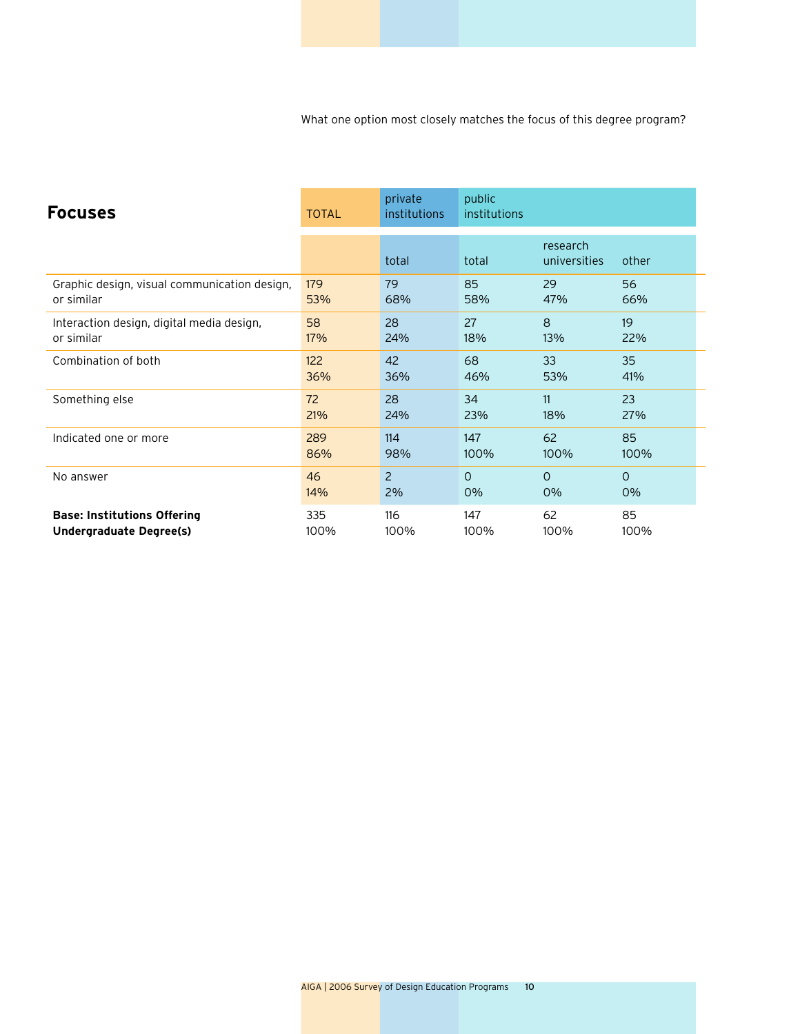What one option most closely matches the focus of this degree program?

## Focuses

| | TOTAL | private institutions | public institutions | | |
|---|---|---|---|---|---|
| | | total | total | research universities | other |
| Graphic design, visual communication design, or similar | 179 53% | 79 68% | 85 58% | 29 47% | 56 66% |
| Interaction design, digital media design, or similar | 58 17% | 28 24% | 27 18% | 8 13% | 19 22% |
| Combination of both | 122 36% | 42 36% | 68 46% | 33 53% | 35 41% |
| Something else | 72 21% | 28 24% | 34 23% | 11 18% | 23 27% |
| Indicated one or more | 289 86% | 114 98% | 147 100% | 62 100% | 85 100% |
| No answer | 46 14% | 2 2% | 0 0% | 0 0% | 0 0% |
| **Base: Institutions Offering Undergraduate Degree(s)** | 335 100% | 116 100% | 147 100% | 62 100% | 85 100% |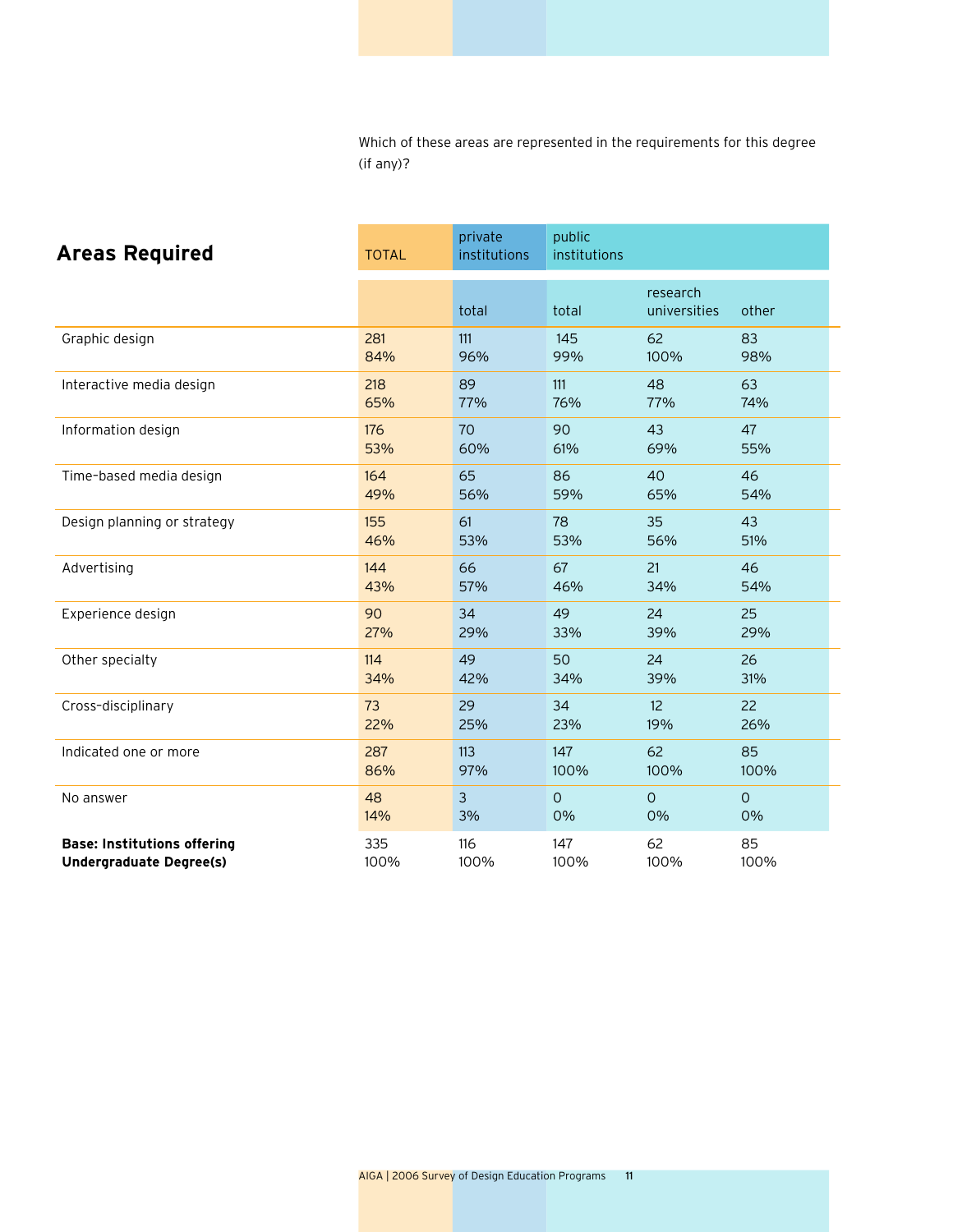Which of these areas are represented in the requirements for this degree (if any)?

## Areas Required

| | TOTAL | private institutions | public institutions | | |
|---|---|---|---|---|---|
| | | total | total | research universities | other |
| Graphic design | 281<br>84% | 111<br>96% | 145<br>99% | 62<br>100% | 83<br>98% |
| Interactive media design | 218<br>65% | 89<br>77% | 111<br>76% | 48<br>77% | 63<br>74% |
| Information design | 176<br>53% | 70<br>60% | 90<br>61% | 43<br>69% | 47<br>55% |
| Time-based media design | 164<br>49% | 65<br>56% | 86<br>59% | 40<br>65% | 46<br>54% |
| Design planning or strategy | 155<br>46% | 61<br>53% | 78<br>53% | 35<br>56% | 43<br>51% |
| Advertising | 144<br>43% | 66<br>57% | 67<br>46% | 21<br>34% | 46<br>54% |
| Experience design | 90<br>27% | 34<br>29% | 49<br>33% | 24<br>39% | 25<br>29% |
| Other specialty | 114<br>34% | 49<br>42% | 50<br>34% | 24<br>39% | 26<br>31% |
| Cross-disciplinary | 73<br>22% | 29<br>25% | 34<br>23% | 12<br>19% | 22<br>26% |
| Indicated one or more | 287<br>86% | 113<br>97% | 147<br>100% | 62<br>100% | 85<br>100% |
| No answer | 48<br>14% | 3<br>3% | 0<br>0% | 0<br>0% | 0<br>0% |
| **Base: Institutions offering Undergraduate Degree(s)** | 335<br>100% | 116<br>100% | 147<br>100% | 62<br>100% | 85<br>100% |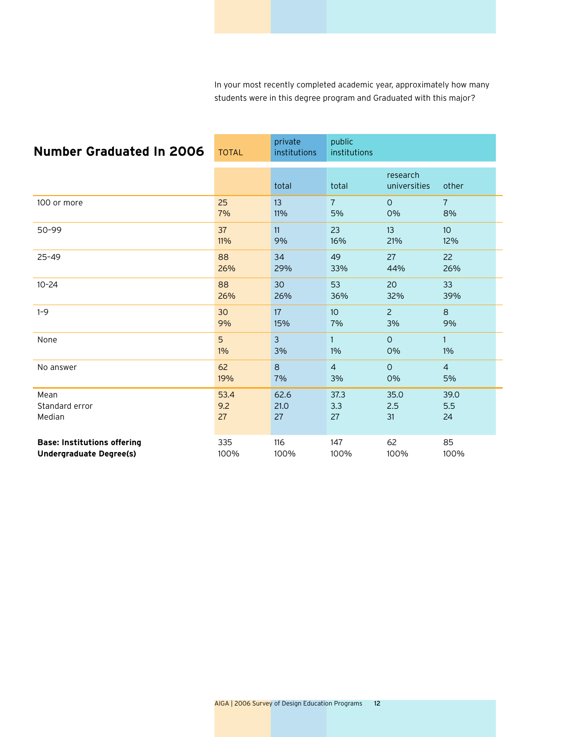In your most recently completed academic year, approximately how many students were in this degree program and Graduated with this major?

## Number Graduated In 2006

| | TOTAL | private institutions | public institutions | | |
|---|---|---|---|---|---|
| | | total | total | research universities | other |
| 100 or more | 25<br>7% | 13<br>11% | 7<br>5% | 0<br>0% | 7<br>8% |
| 50-99 | 37<br>11% | 11<br>9% | 23<br>16% | 13<br>21% | 10<br>12% |
| 25-49 | 88<br>26% | 34<br>29% | 49<br>33% | 27<br>44% | 22<br>26% |
| 10-24 | 88<br>26% | 30<br>26% | 53<br>36% | 20<br>32% | 33<br>39% |
| 1-9 | 30<br>9% | 17<br>15% | 10<br>7% | 2<br>3% | 8<br>9% |
| None | 5<br>1% | 3<br>3% | 1<br>1% | 0<br>0% | 1<br>1% |
| No answer | 62<br>19% | 8<br>7% | 4<br>3% | 0<br>0% | 4<br>5% |
| Mean | 53.4 | 62.6 | 37.3 | 35.0 | 39.0 |
| Standard error | 9.2 | 21.0 | 3.3 | 2.5 | 5.5 |
| Median | 27 | 27 | 27 | 31 | 24 |
| **Base: Institutions offering Undergraduate Degree(s)** | 335<br>100% | 116<br>100% | 147<br>100% | 62<br>100% | 85<br>100% |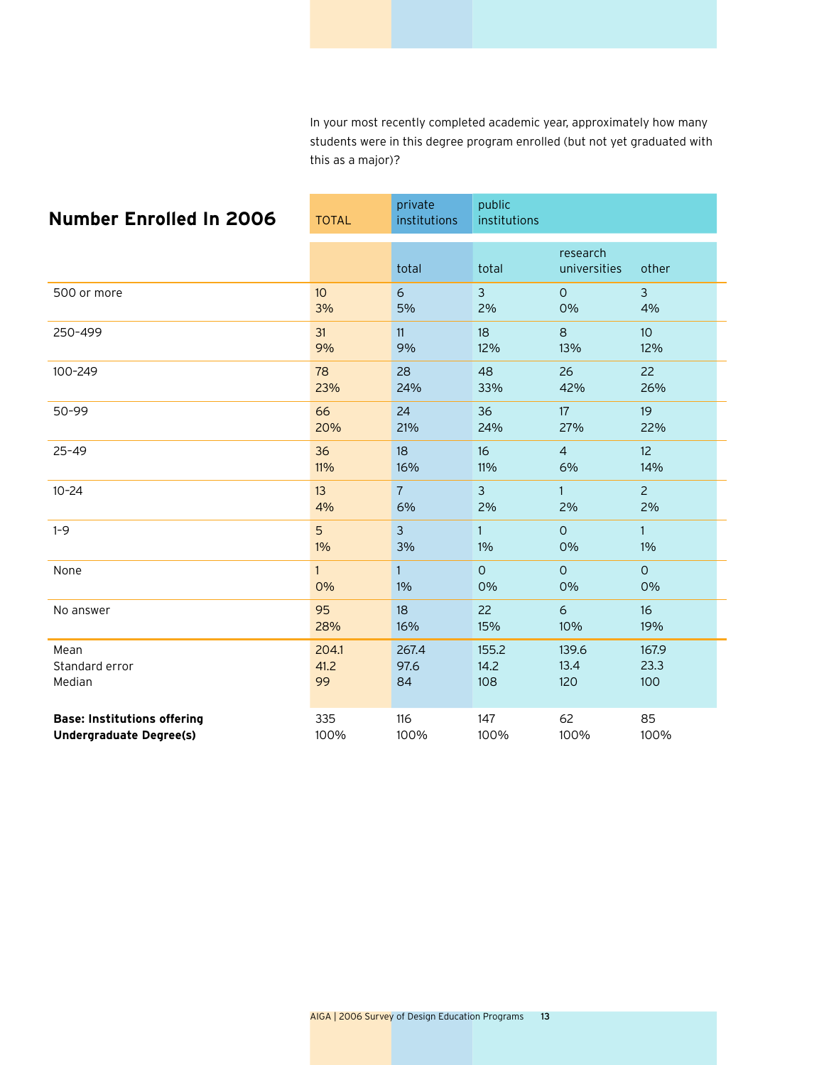In your most recently completed academic year, approximately how many students were in this degree program enrolled (but not yet graduated with this as a major)?

## Number Enrolled In 2006

| | TOTAL | private institutions | public institutions | | |
|---|---|---|---|---|---|
| | | total | total | research universities | other |
| 500 or more | 10<br>3% | 6<br>5% | 3<br>2% | 0<br>0% | 3<br>4% |
| 250-499 | 31<br>9% | 11<br>9% | 18<br>12% | 8<br>13% | 10<br>12% |
| 100-249 | 78<br>23% | 28<br>24% | 48<br>33% | 26<br>42% | 22<br>26% |
| 50-99 | 66<br>20% | 24<br>21% | 36<br>24% | 17<br>27% | 19<br>22% |
| 25-49 | 36<br>11% | 18<br>16% | 16<br>11% | 4<br>6% | 12<br>14% |
| 10-24 | 13<br>4% | 7<br>6% | 3<br>2% | 1<br>2% | 2<br>2% |
| 1-9 | 5<br>1% | 3<br>3% | 1<br>1% | 0<br>0% | 1<br>1% |
| None | 1<br>0% | 1<br>1% | 0<br>0% | 0<br>0% | 0<br>0% |
| No answer | 95<br>28% | 18<br>16% | 22<br>15% | 6<br>10% | 16<br>19% |
| Mean<br>Standard error<br>Median | 204.1<br>41.2<br>99 | 267.4<br>97.6<br>84 | 155.2<br>14.2<br>108 | 139.6<br>13.4<br>120 | 167.9<br>23.3<br>100 |
| **Base: Institutions offering Undergraduate Degree(s)** | 335<br>100% | 116<br>100% | 147<br>100% | 62<br>100% | 85<br>100% |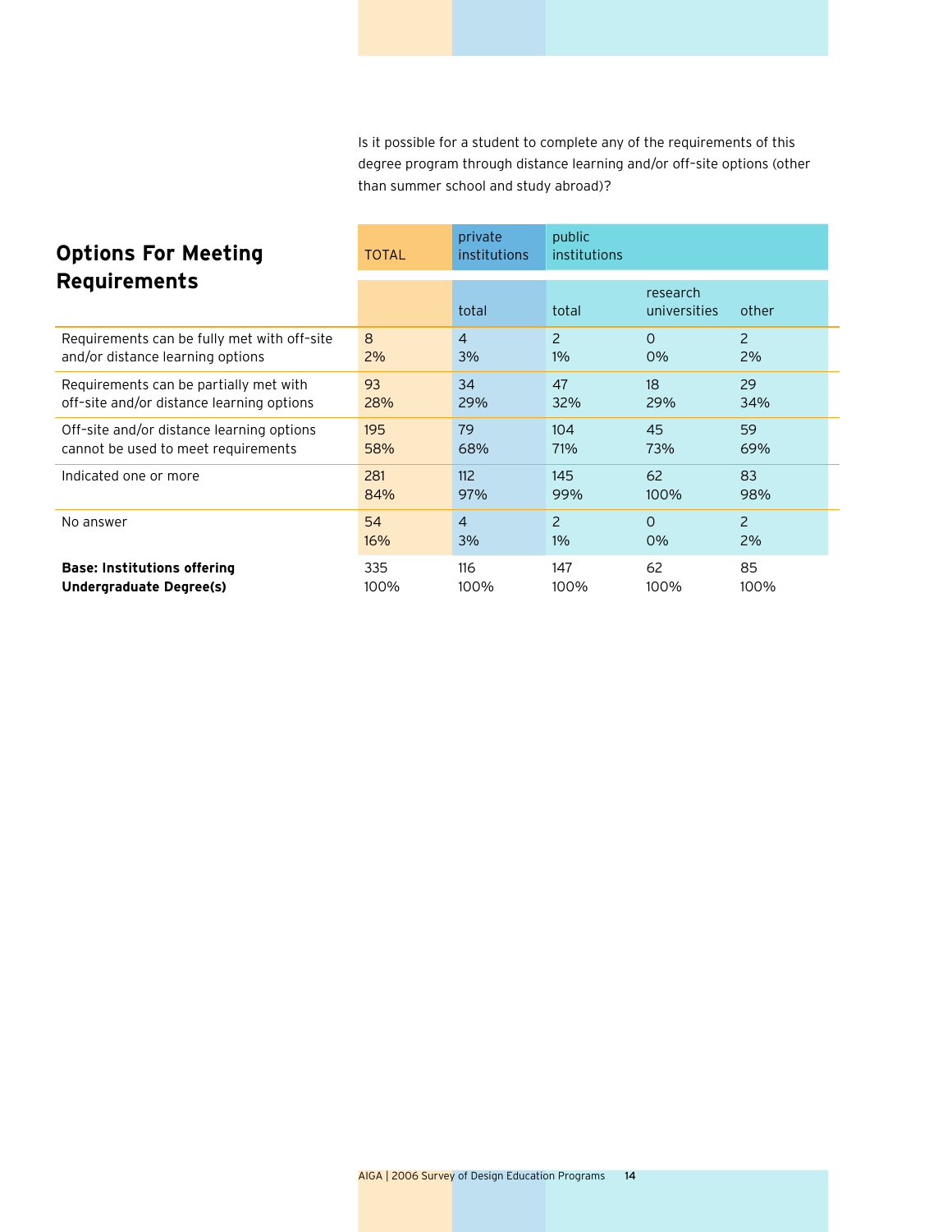Is it possible for a student to complete any of the requirements of this degree program through distance learning and/or off-site options (other than summer school and study abroad)?

## Options For Meeting Requirements

| | TOTAL | private institutions | public institutions | | |
|---|---|---|---|---|---|
| | | total | total | research universities | other |
| Requirements can be fully met with off-site and/or distance learning options | 8<br>2% | 4<br>3% | 2<br>1% | 0<br>0% | 2<br>2% |
| Requirements can be partially met with off-site and/or distance learning options | 93<br>28% | 34<br>29% | 47<br>32% | 18<br>29% | 29<br>34% |
| Off-site and/or distance learning options cannot be used to meet requirements | 195<br>58% | 79<br>68% | 104<br>71% | 45<br>73% | 59<br>69% |
| Indicated one or more | 281<br>84% | 112<br>97% | 145<br>99% | 62<br>100% | 83<br>98% |
| No answer | 54<br>16% | 4<br>3% | 2<br>1% | 0<br>0% | 2<br>2% |
| **Base: Institutions offering Undergraduate Degree(s)** | 335<br>100% | 116<br>100% | 147<br>100% | 62<br>100% | 85<br>100% |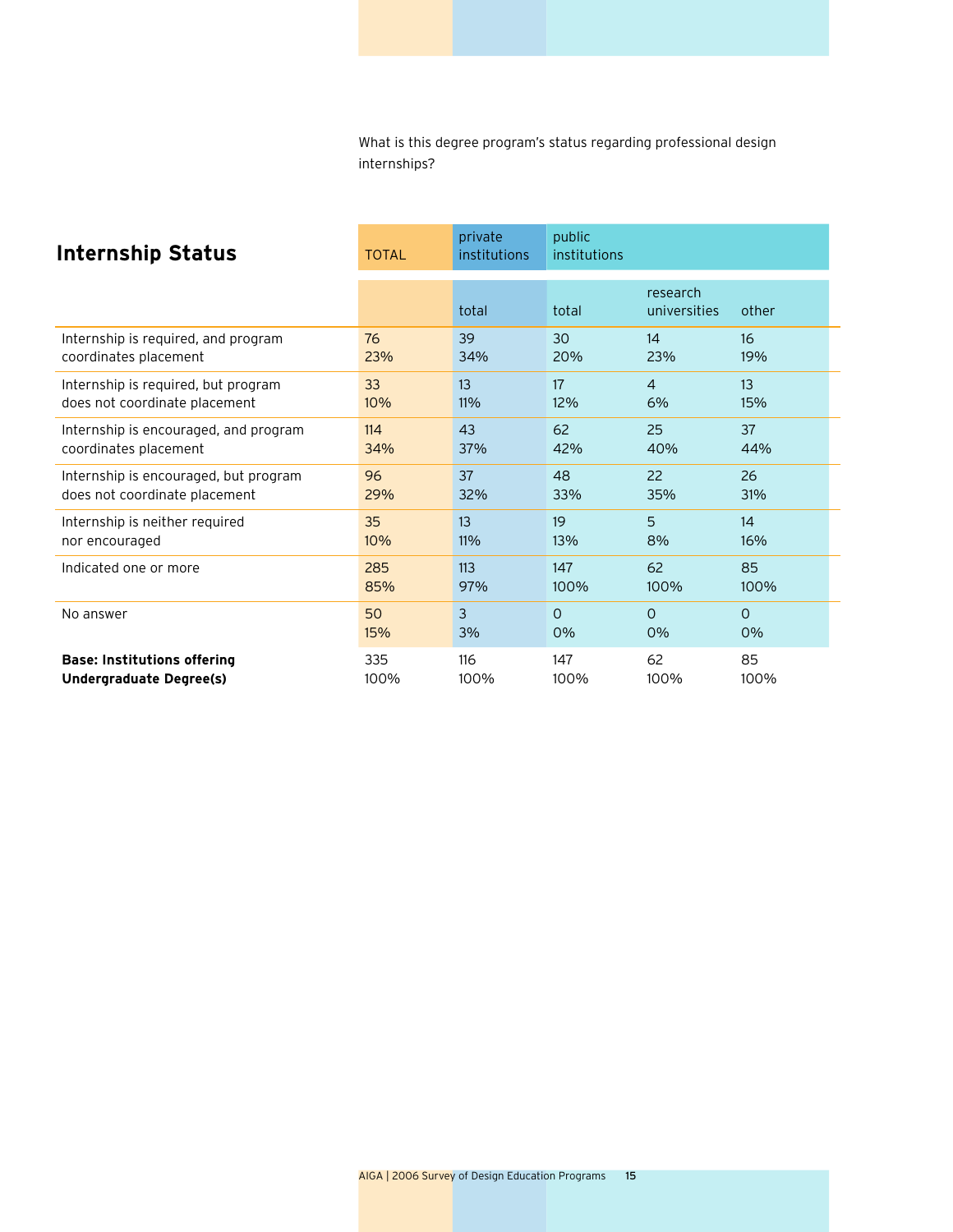What is this degree program's status regarding professional design internships?

## Internship Status

| | TOTAL | private institutions | public institutions | | |
|---|---|---|---|---|---|
| | | total | total | research universities | other |
| Internship is required, and program coordinates placement | 76<br>23% | 39<br>34% | 30<br>20% | 14<br>23% | 16<br>19% |
| Internship is required, but program does not coordinate placement | 33<br>10% | 13<br>11% | 17<br>12% | 4<br>6% | 13<br>15% |
| Internship is encouraged, and program coordinates placement | 114<br>34% | 43<br>37% | 62<br>42% | 25<br>40% | 37<br>44% |
| Internship is encouraged, but program does not coordinate placement | 96<br>29% | 37<br>32% | 48<br>33% | 22<br>35% | 26<br>31% |
| Internship is neither required nor encouraged | 35<br>10% | 13<br>11% | 19<br>13% | 5<br>8% | 14<br>16% |
| Indicated one or more | 285<br>85% | 113<br>97% | 147<br>100% | 62<br>100% | 85<br>100% |
| No answer | 50<br>15% | 3<br>3% | 0<br>0% | 0<br>0% | 0<br>0% |
| **Base: Institutions offering Undergraduate Degree(s)** | 335<br>100% | 116<br>100% | 147<br>100% | 62<br>100% | 85<br>100% |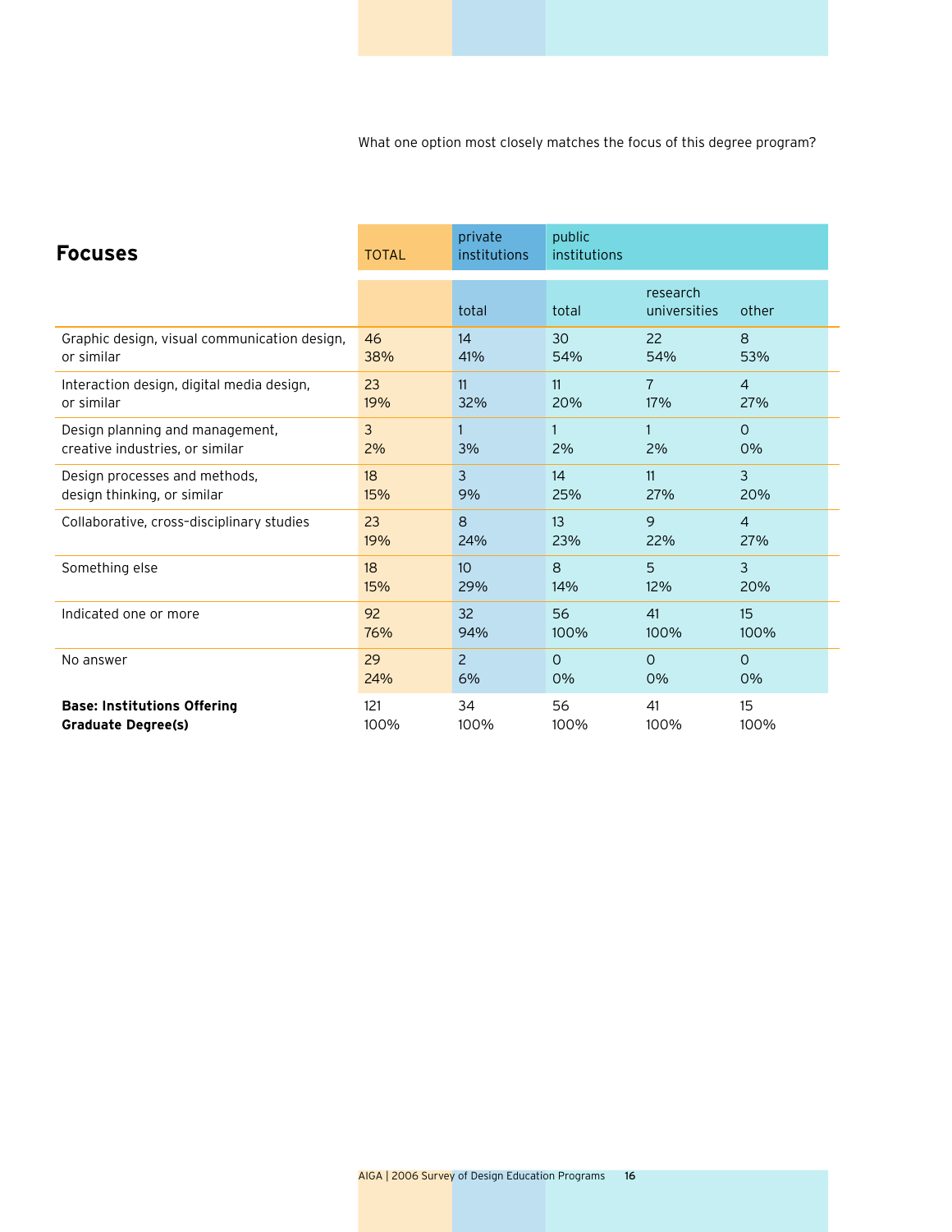What one option most closely matches the focus of this degree program?

## Focuses

| | TOTAL | private institutions | public institutions | | |
|---|---|---|---|---|---|
| | | total | total | research universities | other |
| Graphic design, visual communication design, or similar | 46<br>38% | 14<br>41% | 30<br>54% | 22<br>54% | 8<br>53% |
| Interaction design, digital media design, or similar | 23<br>19% | 11<br>32% | 11<br>20% | 7<br>17% | 4<br>27% |
| Design planning and management, creative industries, or similar | 3<br>2% | 1<br>3% | 1<br>2% | 1<br>2% | 0<br>0% |
| Design processes and methods, design thinking, or similar | 18<br>15% | 3<br>9% | 14<br>25% | 11<br>27% | 3<br>20% |
| Collaborative, cross-disciplinary studies | 23<br>19% | 8<br>24% | 13<br>23% | 9<br>22% | 4<br>27% |
| Something else | 18<br>15% | 10<br>29% | 8<br>14% | 5<br>12% | 3<br>20% |
| Indicated one or more | 92<br>76% | 32<br>94% | 56<br>100% | 41<br>100% | 15<br>100% |
| No answer | 29<br>24% | 2<br>6% | 0<br>0% | 0<br>0% | 0<br>0% |
| **Base: Institutions Offering Graduate Degree(s)** | 121<br>100% | 34<br>100% | 56<br>100% | 41<br>100% | 15<br>100% |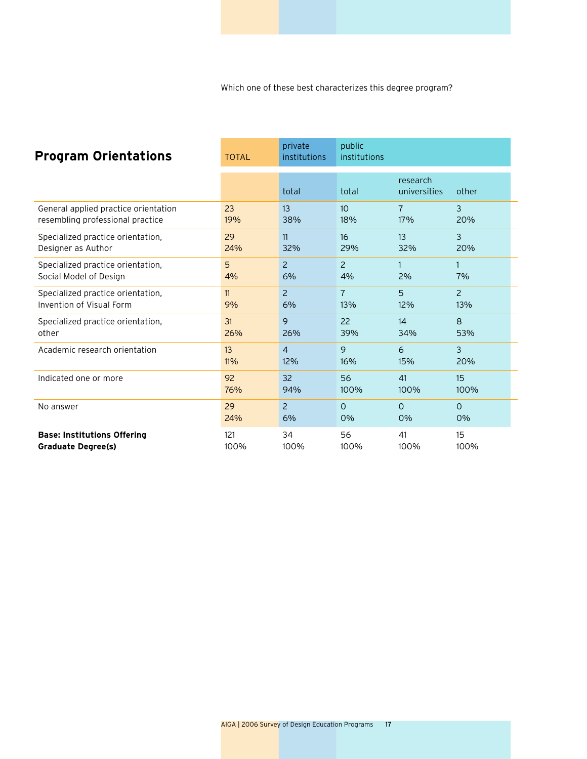Which one of these best characterizes this degree program?

## Program Orientations

| | TOTAL | private institutions | public institutions | | |
|---|---|---|---|---|---|
| | | total | total | research universities | other |
| General applied practice orientation resembling professional practice | 23<br>19% | 13<br>38% | 10<br>18% | 7<br>17% | 3<br>20% |
| Specialized practice orientation, Designer as Author | 29<br>24% | 11<br>32% | 16<br>29% | 13<br>32% | 3<br>20% |
| Specialized practice orientation, Social Model of Design | 5<br>4% | 2<br>6% | 2<br>4% | 1<br>2% | 1<br>7% |
| Specialized practice orientation, Invention of Visual Form | 11<br>9% | 2<br>6% | 7<br>13% | 5<br>12% | 2<br>13% |
| Specialized practice orientation, other | 31<br>26% | 9<br>26% | 22<br>39% | 14<br>34% | 8<br>53% |
| Academic research orientation | 13<br>11% | 4<br>12% | 9<br>16% | 6<br>15% | 3<br>20% |
| Indicated one or more | 92<br>76% | 32<br>94% | 56<br>100% | 41<br>100% | 15<br>100% |
| No answer | 29<br>24% | 2<br>6% | 0<br>0% | 0<br>0% | 0<br>0% |
| **Base: Institutions Offering Graduate Degree(s)** | 121<br>100% | 34<br>100% | 56<br>100% | 41<br>100% | 15<br>100% |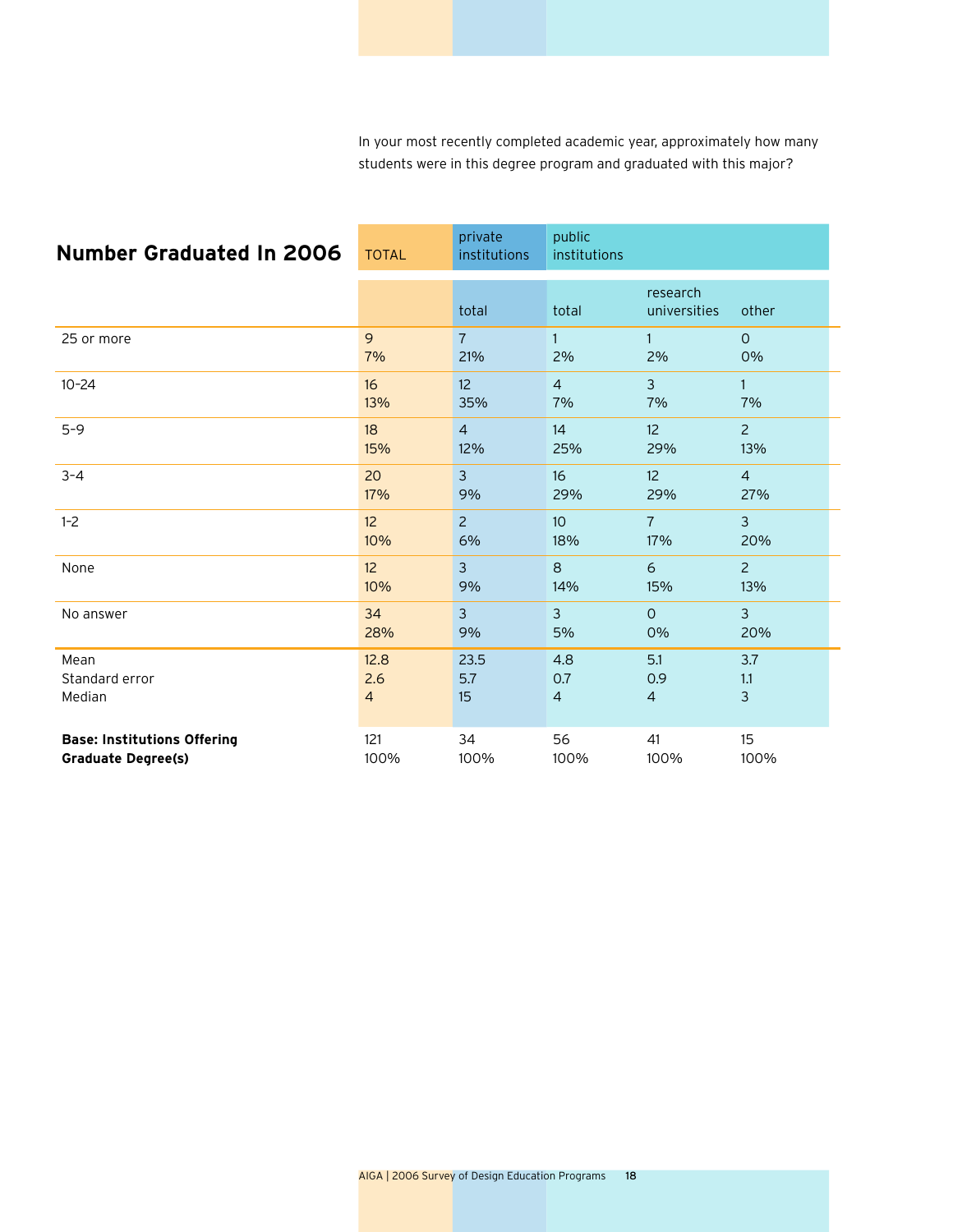In your most recently completed academic year, approximately how many students were in this degree program and graduated with this major?

## Number Graduated In 2006

| | TOTAL | private institutions | public institutions | | |
|---|---|---|---|---|---|
| | | total | total | research universities | other |
| 25 or more | 9<br>7% | 7<br>21% | 1<br>2% | 1<br>2% | 0<br>0% |
| 10–24 | 16<br>13% | 12<br>35% | 4<br>7% | 3<br>7% | 1<br>7% |
| 5–9 | 18<br>15% | 4<br>12% | 14<br>25% | 12<br>29% | 2<br>13% |
| 3–4 | 20<br>17% | 3<br>9% | 16<br>29% | 12<br>29% | 4<br>27% |
| 1–2 | 12<br>10% | 2<br>6% | 10<br>18% | 7<br>17% | 3<br>20% |
| None | 12<br>10% | 3<br>9% | 8<br>14% | 6<br>15% | 2<br>13% |
| No answer | 34<br>28% | 3<br>9% | 3<br>5% | 0<br>0% | 3<br>20% |
| Mean<br>Standard error<br>Median | 12.8<br>2.6<br>4 | 23.5<br>5.7<br>15 | 4.8<br>0.7<br>4 | 5.1<br>0.9<br>4 | 3.7<br>1.1<br>3 |
| **Base: Institutions Offering Graduate Degree(s)** | 121<br>100% | 34<br>100% | 56<br>100% | 41<br>100% | 15<br>100% |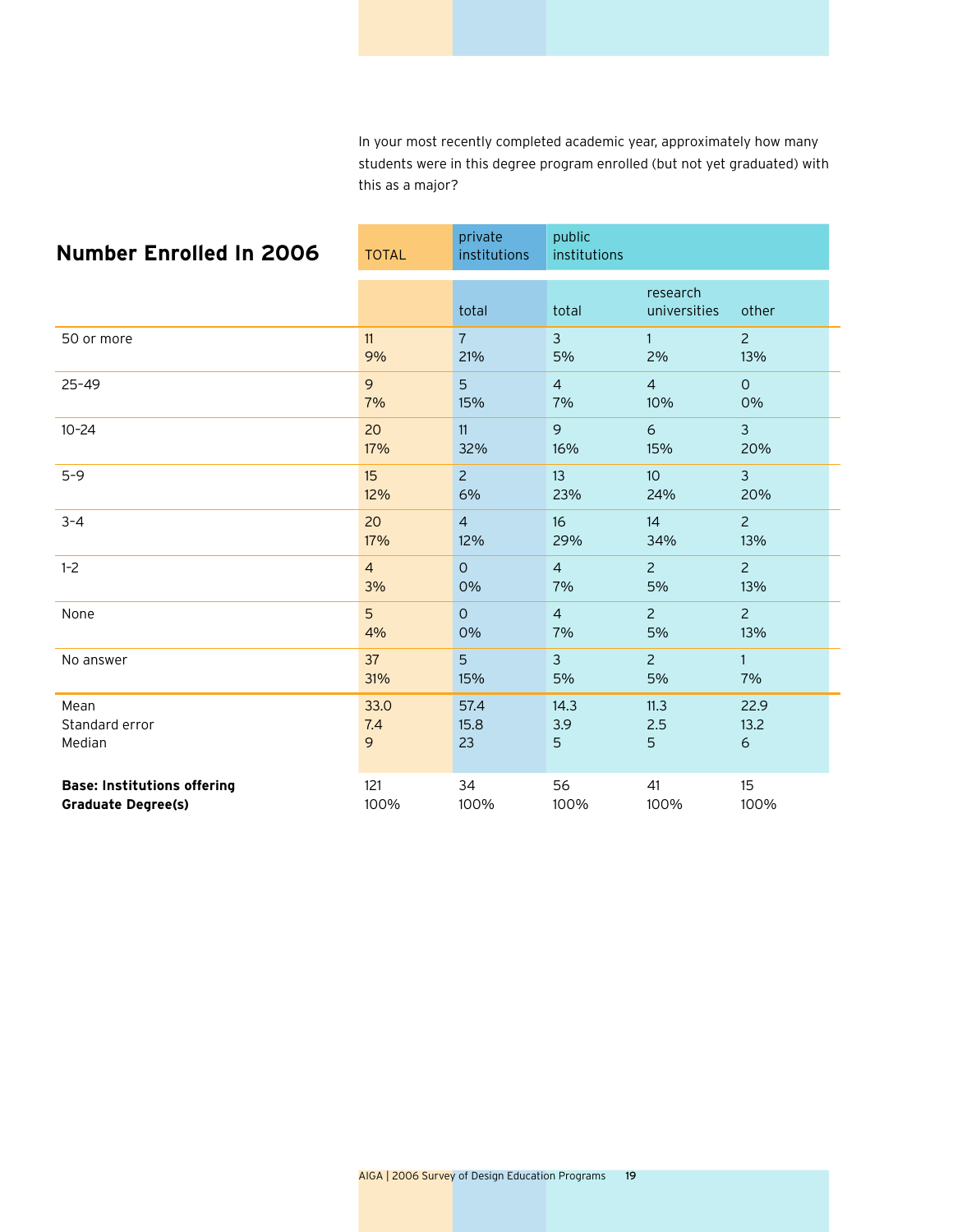In your most recently completed academic year, approximately how many students were in this degree program enrolled (but not yet graduated) with this as a major?

## Number Enrolled In 2006

| | TOTAL | private institutions | public institutions | | |
|---|---|---|---|---|---|
| | | total | total | research universities | other |
| 50 or more | 11<br>9% | 7<br>21% | 3<br>5% | 1<br>2% | 2<br>13% |
| 25–49 | 9<br>7% | 5<br>15% | 4<br>7% | 4<br>10% | 0<br>0% |
| 10–24 | 20<br>17% | 11<br>32% | 9<br>16% | 6<br>15% | 3<br>20% |
| 5–9 | 15<br>12% | 2<br>6% | 13<br>23% | 10<br>24% | 3<br>20% |
| 3–4 | 20<br>17% | 4<br>12% | 16<br>29% | 14<br>34% | 2<br>13% |
| 1-2 | 4<br>3% | 0<br>0% | 4<br>7% | 2<br>5% | 2<br>13% |
| None | 5<br>4% | 0<br>0% | 4<br>7% | 2<br>5% | 2<br>13% |
| No answer | 37<br>31% | 5<br>15% | 3<br>5% | 2<br>5% | 1<br>7% |
| Mean<br>Standard error<br>Median | 33.0<br>7.4<br>9 | 57.4<br>15.8<br>23 | 14.3<br>3.9<br>5 | 11.3<br>2.5<br>5 | 22.9<br>13.2<br>6 |
| **Base: Institutions offering Graduate Degree(s)** | 121<br>100% | 34<br>100% | 56<br>100% | 41<br>100% | 15<br>100% |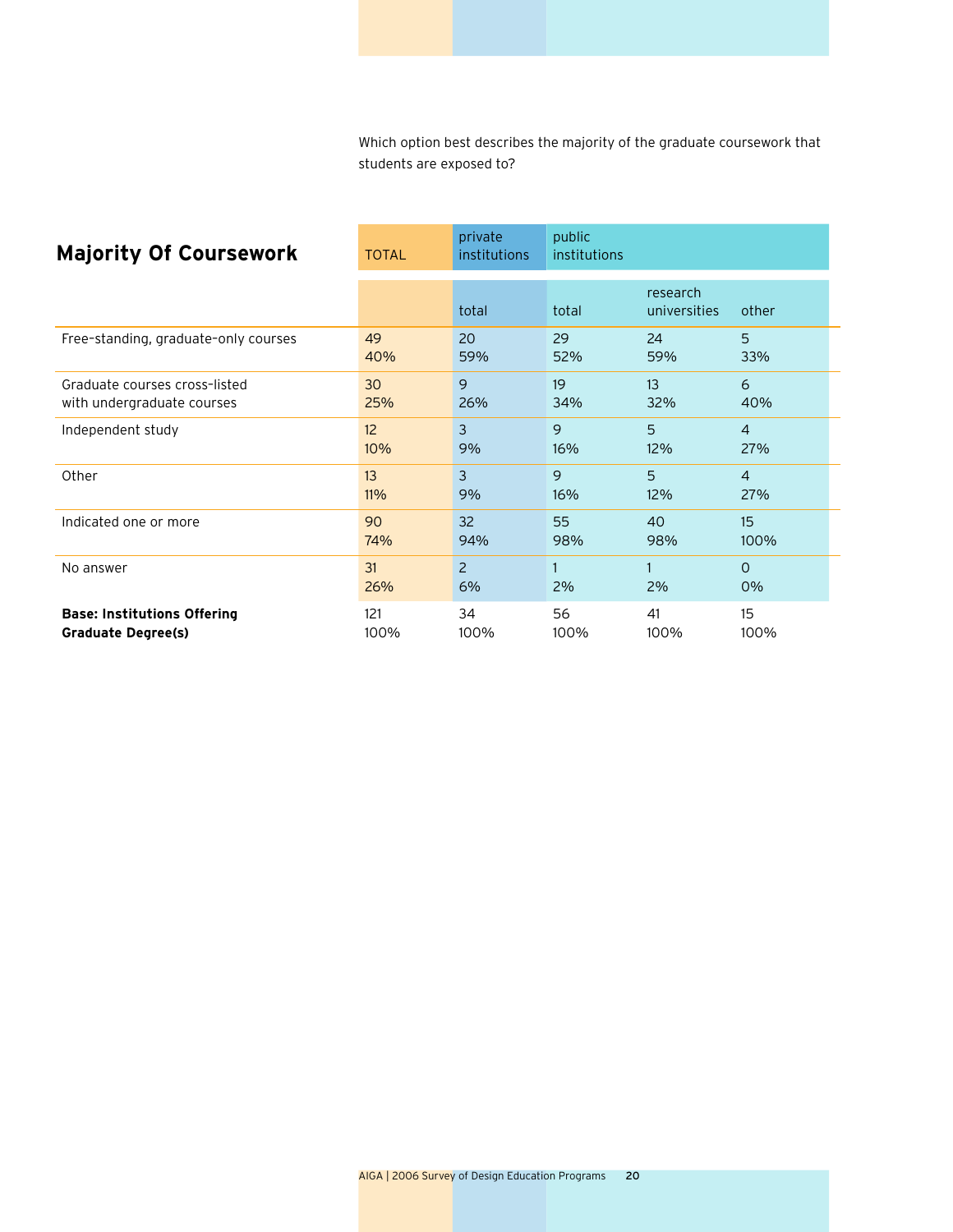Which option best describes the majority of the graduate coursework that students are exposed to?

## Majority Of Coursework

| | TOTAL | private institutions | public institutions | | |
|---|---|---|---|---|---|
| | | total | total | research universities | other |
| Free-standing, graduate-only courses | 49<br>40% | 20<br>59% | 29<br>52% | 24<br>59% | 5<br>33% |
| Graduate courses cross-listed with undergraduate courses | 30<br>25% | 9<br>26% | 19<br>34% | 13<br>32% | 6<br>40% |
| Independent study | 12<br>10% | 3<br>9% | 9<br>16% | 5<br>12% | 4<br>27% |
| Other | 13<br>11% | 3<br>9% | 9<br>16% | 5<br>12% | 4<br>27% |
| Indicated one or more | 90<br>74% | 32<br>94% | 55<br>98% | 40<br>98% | 15<br>100% |
| No answer | 31<br>26% | 2<br>6% | 1<br>2% | 1<br>2% | 0<br>0% |
| **Base: Institutions Offering Graduate Degree(s)** | 121<br>100% | 34<br>100% | 56<br>100% | 41<br>100% | 15<br>100% |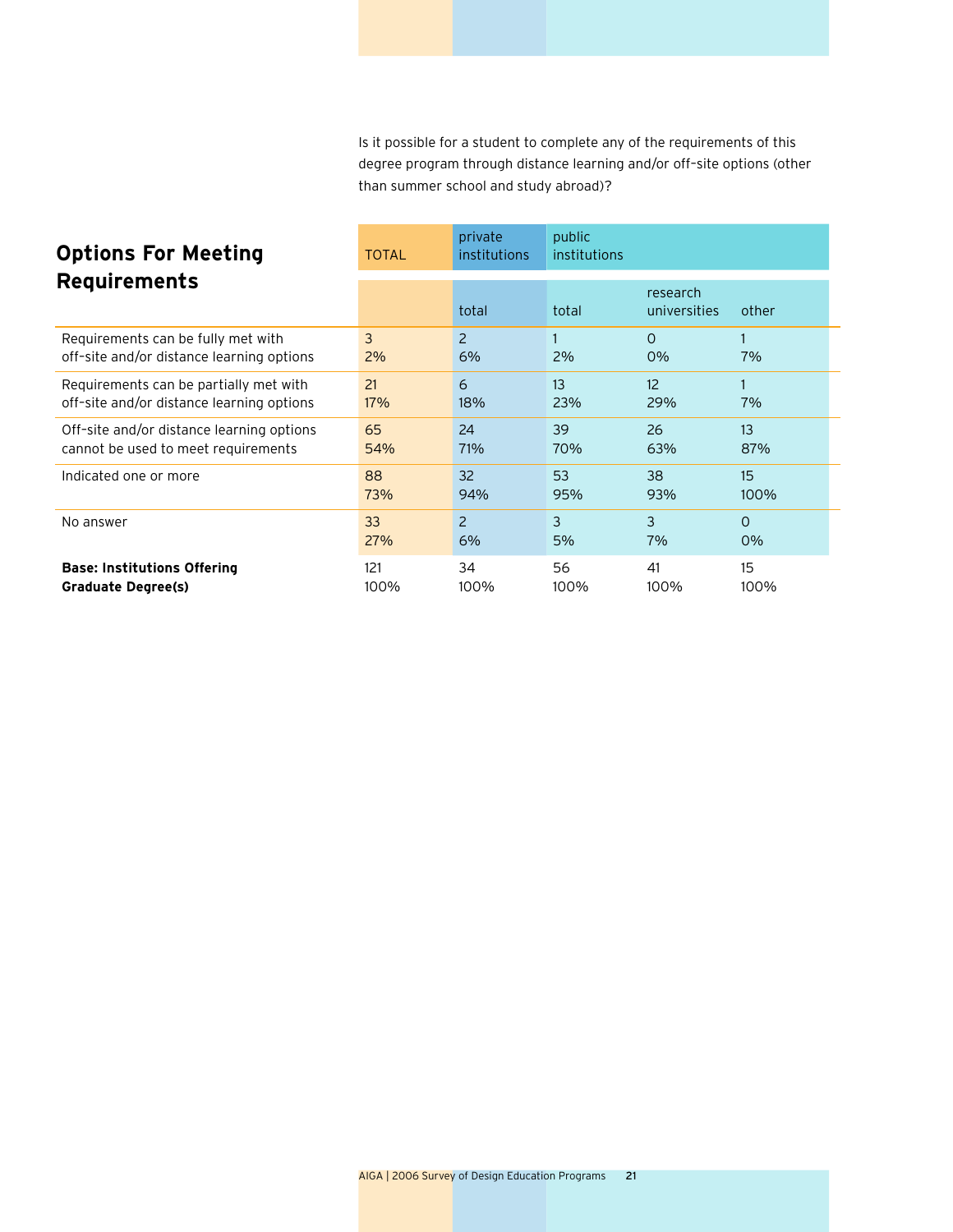## Options For Meeting Requirements

Is it possible for a student to complete any of the requirements of this degree program through distance learning and/or off-site options (other than summer school and study abroad)?

| | TOTAL | private institutions | public institutions | | |
|---|---|---|---|---|---|
| | | total | total | research universities | other |
| Requirements can be fully met with off-site and/or distance learning options | 3<br>2% | 2<br>6% | 1<br>2% | 0<br>0% | 1<br>7% |
| Requirements can be partially met with off-site and/or distance learning options | 21<br>17% | 6<br>18% | 13<br>23% | 12<br>29% | 1<br>7% |
| Off-site and/or distance learning options cannot be used to meet requirements | 65<br>54% | 24<br>71% | 39<br>70% | 26<br>63% | 13<br>87% |
| Indicated one or more | 88<br>73% | 32<br>94% | 53<br>95% | 38<br>93% | 15<br>100% |
| No answer | 33<br>27% | 2<br>6% | 3<br>5% | 3<br>7% | 0<br>0% |
| **Base: Institutions Offering Graduate Degree(s)** | 121<br>100% | 34<br>100% | 56<br>100% | 41<br>100% | 15<br>100% |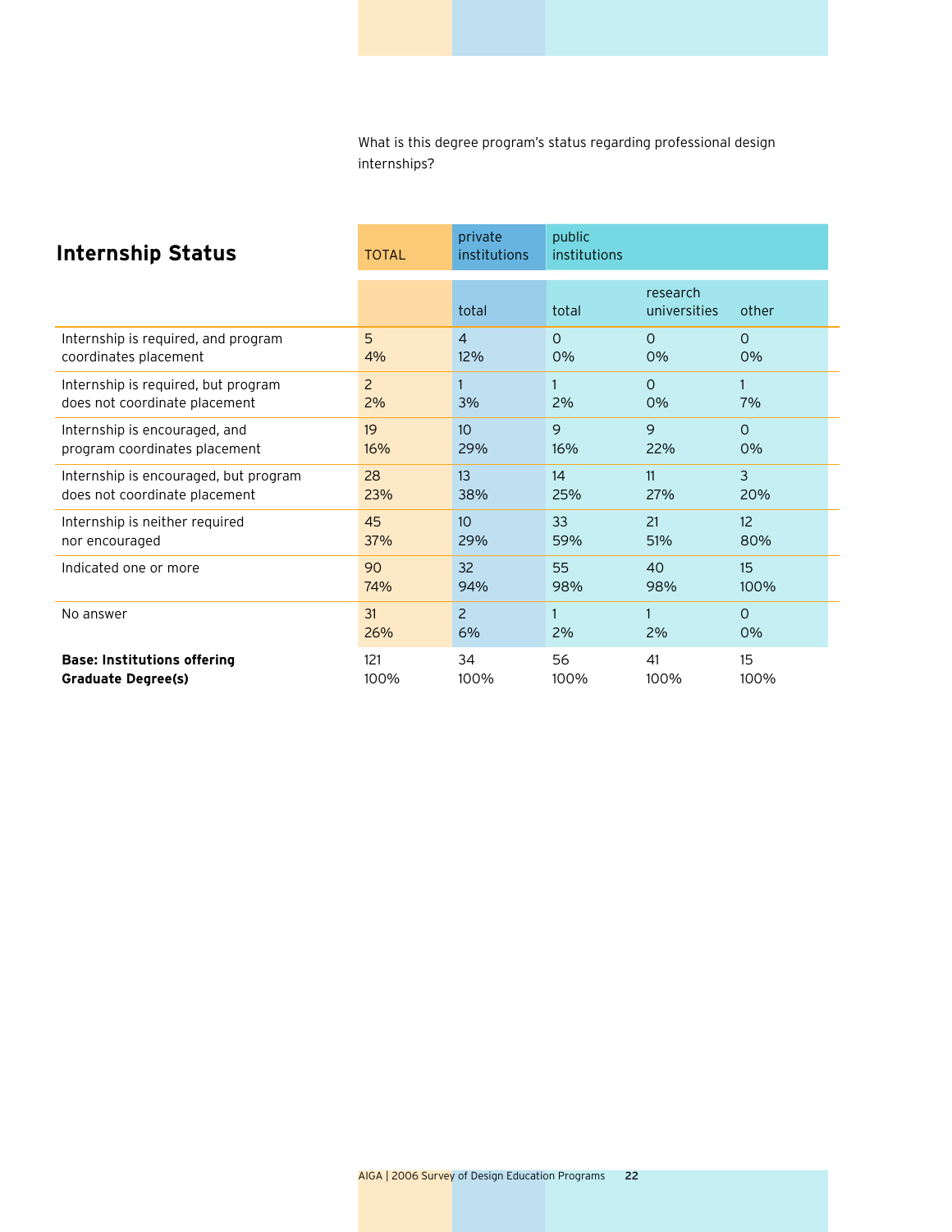What is this degree program's status regarding professional design internships?

## Internship Status

| | TOTAL | private institutions | public institutions | | |
|---|---|---|---|---|---|
| | | total | total | research universities | other |
| Internship is required, and program coordinates placement | 5<br>4% | 4<br>12% | 0<br>0% | 0<br>0% | 0<br>0% |
| Internship is required, but program does not coordinate placement | 2<br>2% | 1<br>3% | 1<br>2% | 0<br>0% | 1<br>7% |
| Internship is encouraged, and program coordinates placement | 19<br>16% | 10<br>29% | 9<br>16% | 9<br>22% | 0<br>0% |
| Internship is encouraged, but program does not coordinate placement | 28<br>23% | 13<br>38% | 14<br>25% | 11<br>27% | 3<br>20% |
| Internship is neither required nor encouraged | 45<br>37% | 10<br>29% | 33<br>59% | 21<br>51% | 12<br>80% |
| Indicated one or more | 90<br>74% | 32<br>94% | 55<br>98% | 40<br>98% | 15<br>100% |
| No answer | 31<br>26% | 2<br>6% | 1<br>2% | 1<br>2% | 0<br>0% |
| **Base: Institutions offering Graduate Degree(s)** | 121<br>100% | 34<br>100% | 56<br>100% | 41<br>100% | 15<br>100% |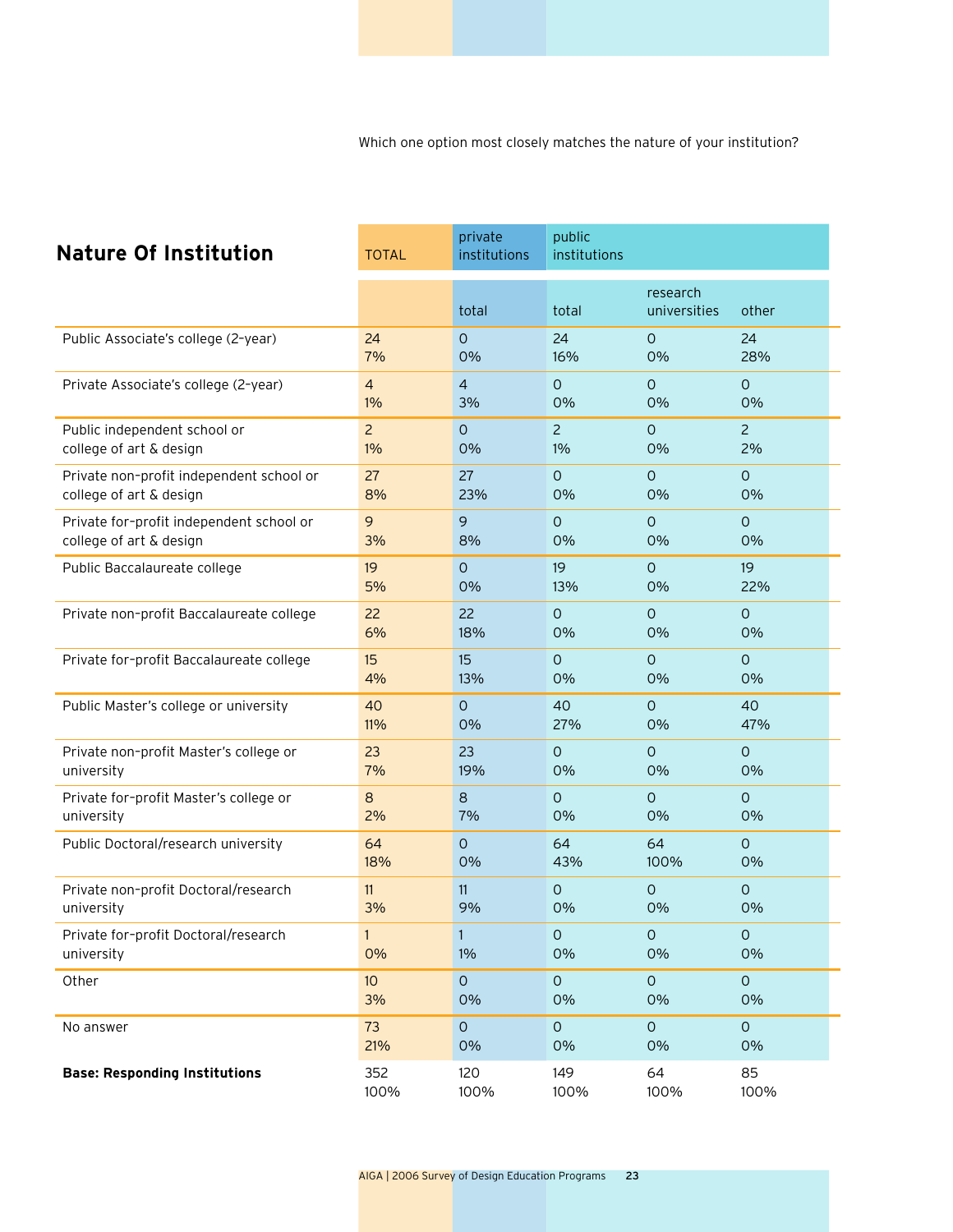Which one option most closely matches the nature of your institution?

## Nature Of Institution

| | TOTAL | private institutions | public institutions | | |
|---|---|---|---|---|---|
| | | total | total | research universities | other |
| Public Associate's college (2-year) | 24<br>7% | 0<br>0% | 24<br>16% | 0<br>0% | 24<br>28% |
| Private Associate's college (2-year) | 4<br>1% | 4<br>3% | 0<br>0% | 0<br>0% | 0<br>0% |
| Public independent school or college of art & design | 2<br>1% | 0<br>0% | 2<br>1% | 0<br>0% | 2<br>2% |
| Private non-profit independent school or college of art & design | 27<br>8% | 27<br>23% | 0<br>0% | 0<br>0% | 0<br>0% |
| Private for-profit independent school or college of art & design | 9<br>3% | 9<br>8% | 0<br>0% | 0<br>0% | 0<br>0% |
| Public Baccalaureate college | 19<br>5% | 0<br>0% | 19<br>13% | 0<br>0% | 19<br>22% |
| Private non-profit Baccalaureate college | 22<br>6% | 22<br>18% | 0<br>0% | 0<br>0% | 0<br>0% |
| Private for-profit Baccalaureate college | 15<br>4% | 15<br>13% | 0<br>0% | 0<br>0% | 0<br>0% |
| Public Master's college or university | 40<br>11% | 0<br>0% | 40<br>27% | 0<br>0% | 40<br>47% |
| Private non-profit Master's college or university | 23<br>7% | 23<br>19% | 0<br>0% | 0<br>0% | 0<br>0% |
| Private for-profit Master's college or university | 8<br>2% | 8<br>7% | 0<br>0% | 0<br>0% | 0<br>0% |
| Public Doctoral/research university | 64<br>18% | 0<br>0% | 64<br>43% | 64<br>100% | 0<br>0% |
| Private non-profit Doctoral/research university | 11<br>3% | 11<br>9% | 0<br>0% | 0<br>0% | 0<br>0% |
| Private for-profit Doctoral/research university | 1<br>0% | 1<br>1% | 0<br>0% | 0<br>0% | 0<br>0% |
| Other | 10<br>3% | 0<br>0% | 0<br>0% | 0<br>0% | 0<br>0% |
| No answer | 73<br>21% | 0<br>0% | 0<br>0% | 0<br>0% | 0<br>0% |
| **Base: Responding Institutions** | 352<br>100% | 120<br>100% | 149<br>100% | 64<br>100% | 85<br>100% |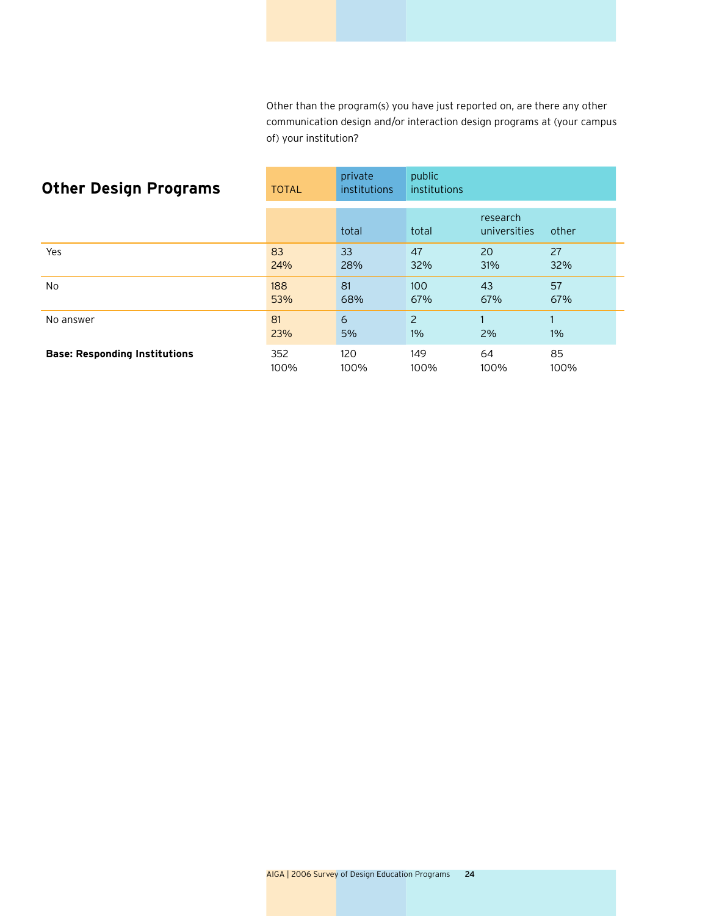Other than the program(s) you have just reported on, are there any other communication design and/or interaction design programs at (your campus of) your institution?

## Other Design Programs

| | TOTAL | private institutions | public institutions | | |
|---|---|---|---|---|---|
| | | total | total | research universities | other |
| Yes | 83<br>24% | 33<br>28% | 47<br>32% | 20<br>31% | 27<br>32% |
| No | 188<br>53% | 81<br>68% | 100<br>67% | 43<br>67% | 57<br>67% |
| No answer | 81<br>23% | 6<br>5% | 2<br>1% | 1<br>2% | 1<br>1% |
| **Base: Responding Institutions** | 352<br>100% | 120<br>100% | 149<br>100% | 64<br>100% | 85<br>100% |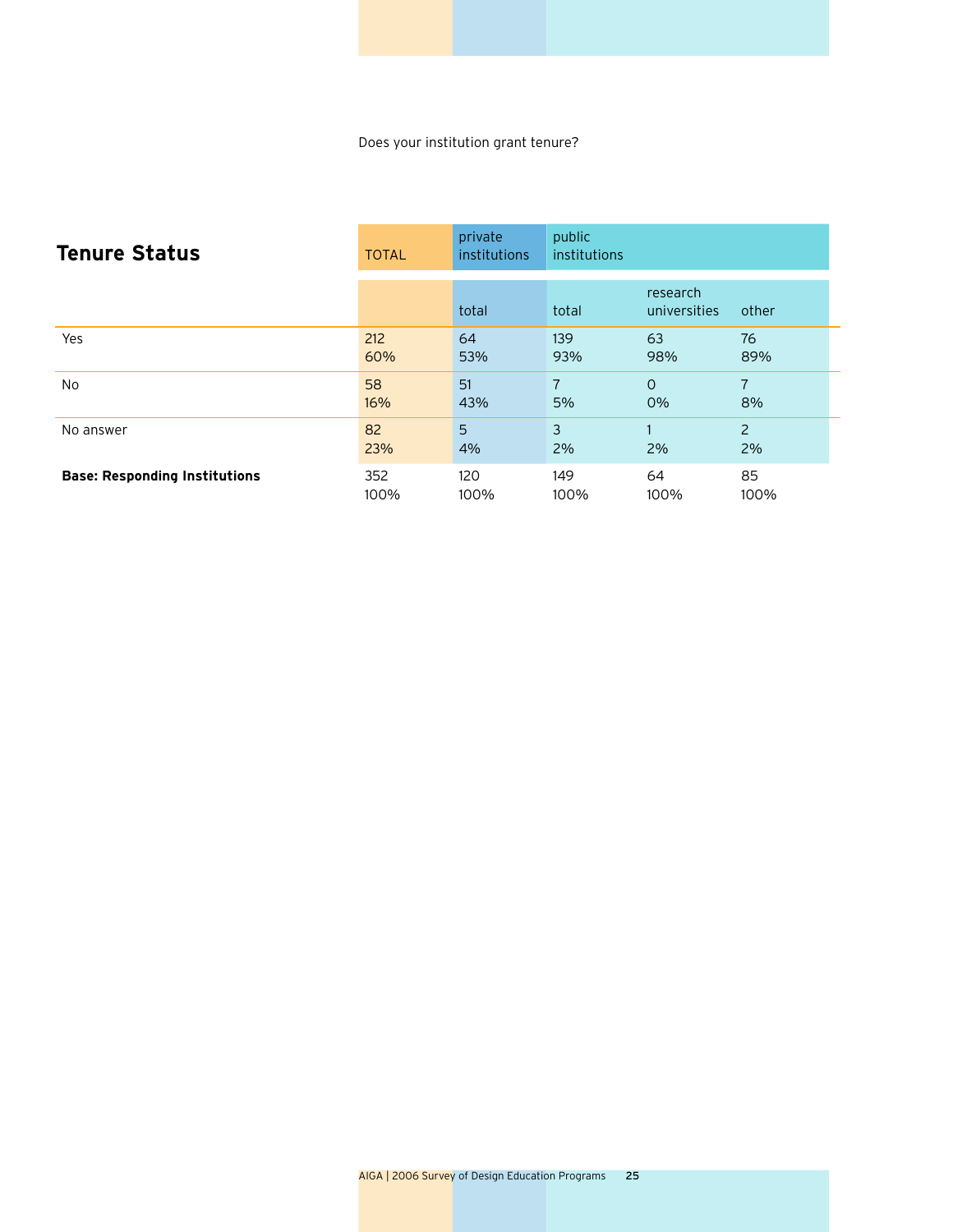Does your institution grant tenure?

## Tenure Status

| | TOTAL | private institutions | public institutions | | |
|---|---|---|---|---|---|
| | | total | total | research universities | other |
| Yes | 212<br>60% | 64<br>53% | 139<br>93% | 63<br>98% | 76<br>89% |
| No | 58<br>16% | 51<br>43% | 7<br>5% | 0<br>0% | 7<br>8% |
| No answer | 82<br>23% | 5<br>4% | 3<br>2% | 1<br>2% | 2<br>2% |
| **Base: Responding Institutions** | 352<br>100% | 120<br>100% | 149<br>100% | 64<br>100% | 85<br>100% |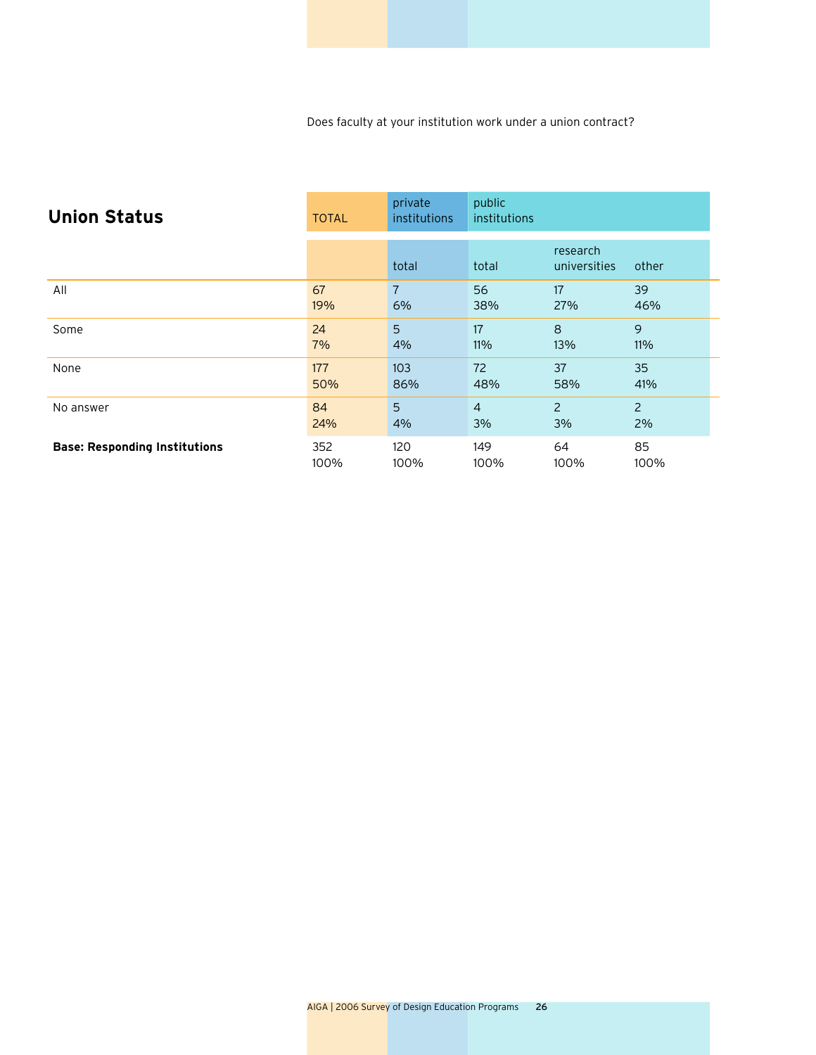Does faculty at your institution work under a union contract?

## Union Status

| | TOTAL | private institutions | public institutions | | |
|---|---|---|---|---|---|
| | | total | total | research universities | other |
| All | 67<br>19% | 7<br>6% | 56<br>38% | 17<br>27% | 39<br>46% |
| Some | 24<br>7% | 5<br>4% | 17<br>11% | 8<br>13% | 9<br>11% |
| None | 177<br>50% | 103<br>86% | 72<br>48% | 37<br>58% | 35<br>41% |
| No answer | 84<br>24% | 5<br>4% | 4<br>3% | 2<br>3% | 2<br>2% |
| **Base: Responding Institutions** | 352<br>100% | 120<br>100% | 149<br>100% | 64<br>100% | 85<br>100% |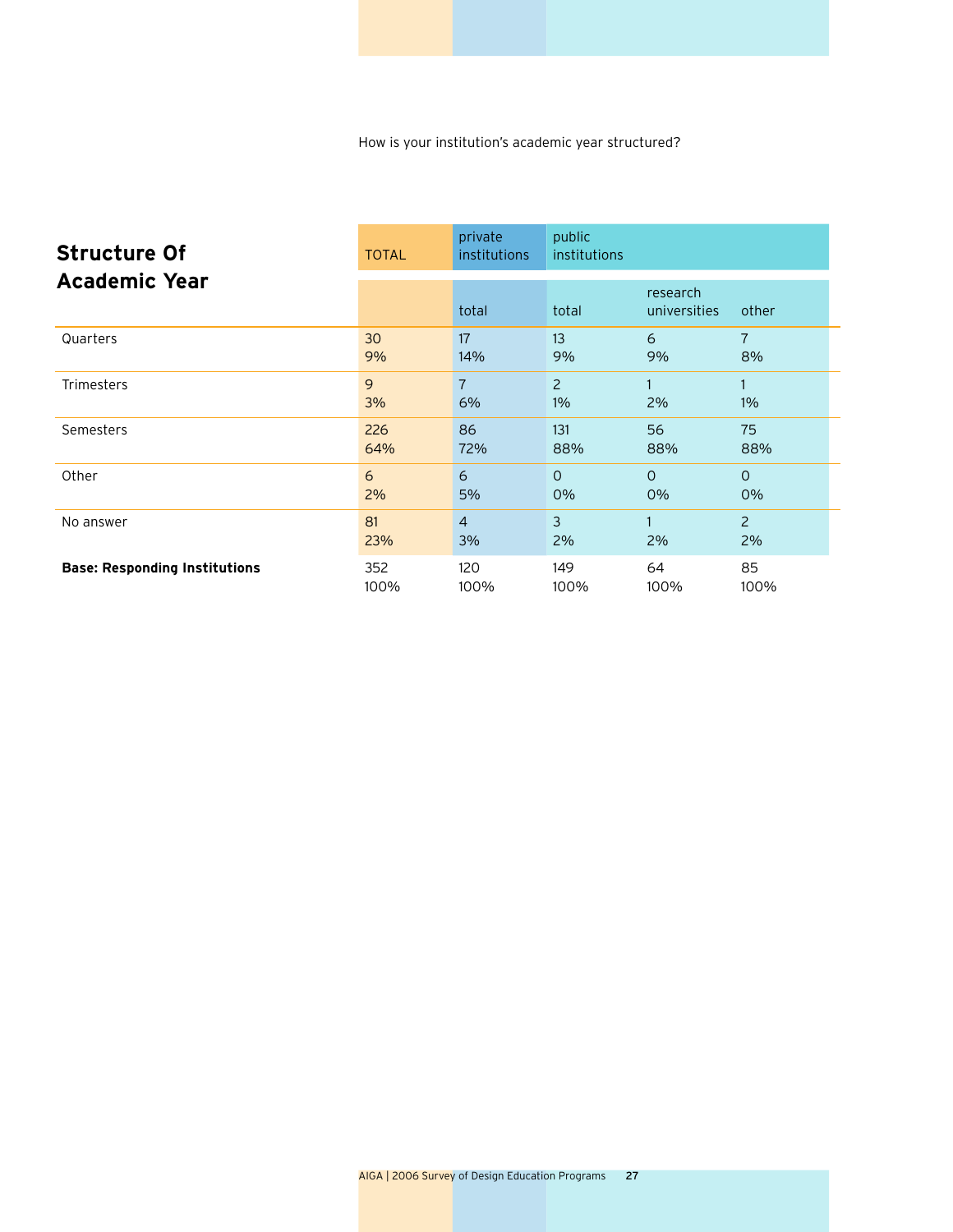How is your institution's academic year structured?

## Structure Of Academic Year

| | TOTAL | private institutions | public institutions | | |
|---|---|---|---|---|---|
| | | total | total | research universities | other |
| Quarters | 30<br>9% | 17<br>14% | 13<br>9% | 6<br>9% | 7<br>8% |
| Trimesters | 9<br>3% | 7<br>6% | 2<br>1% | 1<br>2% | 1<br>1% |
| Semesters | 226<br>64% | 86<br>72% | 131<br>88% | 56<br>88% | 75<br>88% |
| Other | 6<br>2% | 6<br>5% | 0<br>0% | 0<br>0% | 0<br>0% |
| No answer | 81<br>23% | 4<br>3% | 3<br>2% | 1<br>2% | 2<br>2% |
| **Base: Responding Institutions** | 352<br>100% | 120<br>100% | 149<br>100% | 64<br>100% | 85<br>100% |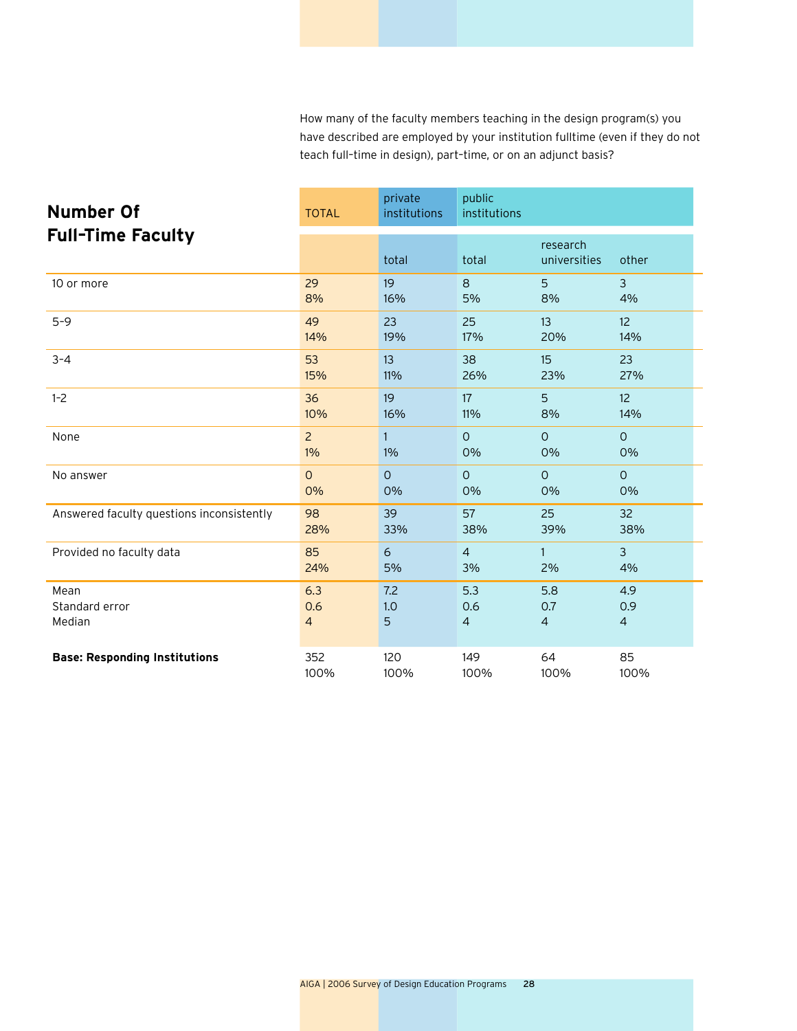How many of the faculty members teaching in the design program(s) you have described are employed by your institution fulltime (even if they do not teach full-time in design), part-time, or on an adjunct basis?

## Number Of Full-Time Faculty

| | TOTAL | private institutions | public institutions | | |
|---|---|---|---|---|---|
| | | total | total | research universities | other |
| 10 or more | 29<br>8% | 19<br>16% | 8<br>5% | 5<br>8% | 3<br>4% |
| 5-9 | 49<br>14% | 23<br>19% | 25<br>17% | 13<br>20% | 12<br>14% |
| 3-4 | 53<br>15% | 13<br>11% | 38<br>26% | 15<br>23% | 23<br>27% |
| 1-2 | 36<br>10% | 19<br>16% | 17<br>11% | 5<br>8% | 12<br>14% |
| None | 2<br>1% | 1<br>1% | 0<br>0% | 0<br>0% | 0<br>0% |
| No answer | 0<br>0% | 0<br>0% | 0<br>0% | 0<br>0% | 0<br>0% |
| Answered faculty questions inconsistently | 98<br>28% | 39<br>33% | 57<br>38% | 25<br>39% | 32<br>38% |
| Provided no faculty data | 85<br>24% | 6<br>5% | 4<br>3% | 1<br>2% | 3<br>4% |
| Mean | 6.3 | 7.2 | 5.3 | 5.8 | 4.9 |
| Standard error | 0.6 | 1.0 | 0.6 | 0.7 | 0.9 |
| Median | 4 | 5 | 4 | 4 | 4 |
| **Base: Responding Institutions** | 352<br>100% | 120<br>100% | 149<br>100% | 64<br>100% | 85<br>100% |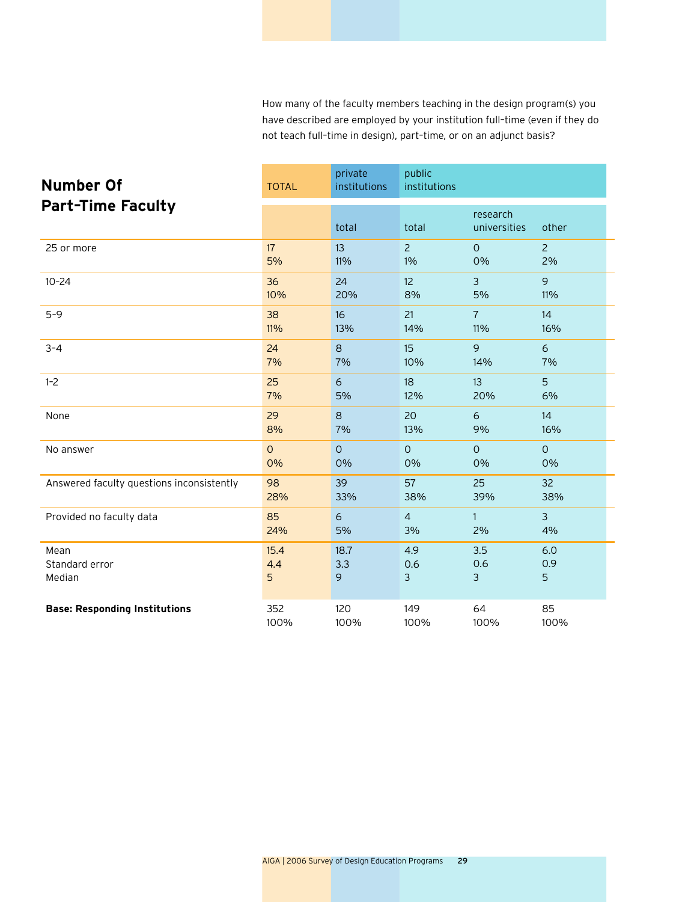How many of the faculty members teaching in the design program(s) you have described are employed by your institution full-time (even if they do not teach full-time in design), part-time, or on an adjunct basis?

## Number Of Part-Time Faculty

| | TOTAL | private institutions | public institutions | | |
|---|---|---|---|---|---|
| | | total | total | research universities | other |
| 25 or more | 17<br>5% | 13<br>11% | 2<br>1% | 0<br>0% | 2<br>2% |
| 10–24 | 36<br>10% | 24<br>20% | 12<br>8% | 3<br>5% | 9<br>11% |
| 5–9 | 38<br>11% | 16<br>13% | 21<br>14% | 7<br>11% | 14<br>16% |
| 3–4 | 24<br>7% | 8<br>7% | 15<br>10% | 9<br>14% | 6<br>7% |
| 1–2 | 25<br>7% | 6<br>5% | 18<br>12% | 13<br>20% | 5<br>6% |
| None | 29<br>8% | 8<br>7% | 20<br>13% | 6<br>9% | 14<br>16% |
| No answer | 0<br>0% | 0<br>0% | 0<br>0% | 0<br>0% | 0<br>0% |
| Answered faculty questions inconsistently | 98<br>28% | 39<br>33% | 57<br>38% | 25<br>39% | 32<br>38% |
| Provided no faculty data | 85<br>24% | 6<br>5% | 4<br>3% | 1<br>2% | 3<br>4% |
| Mean<br>Standard error<br>Median | 15.4<br>4.4<br>5 | 18.7<br>3.3<br>9 | 4.9<br>0.6<br>3 | 3.5<br>0.6<br>3 | 6.0<br>0.9<br>5 |
| **Base: Responding Institutions** | 352<br>100% | 120<br>100% | 149<br>100% | 64<br>100% | 85<br>100% |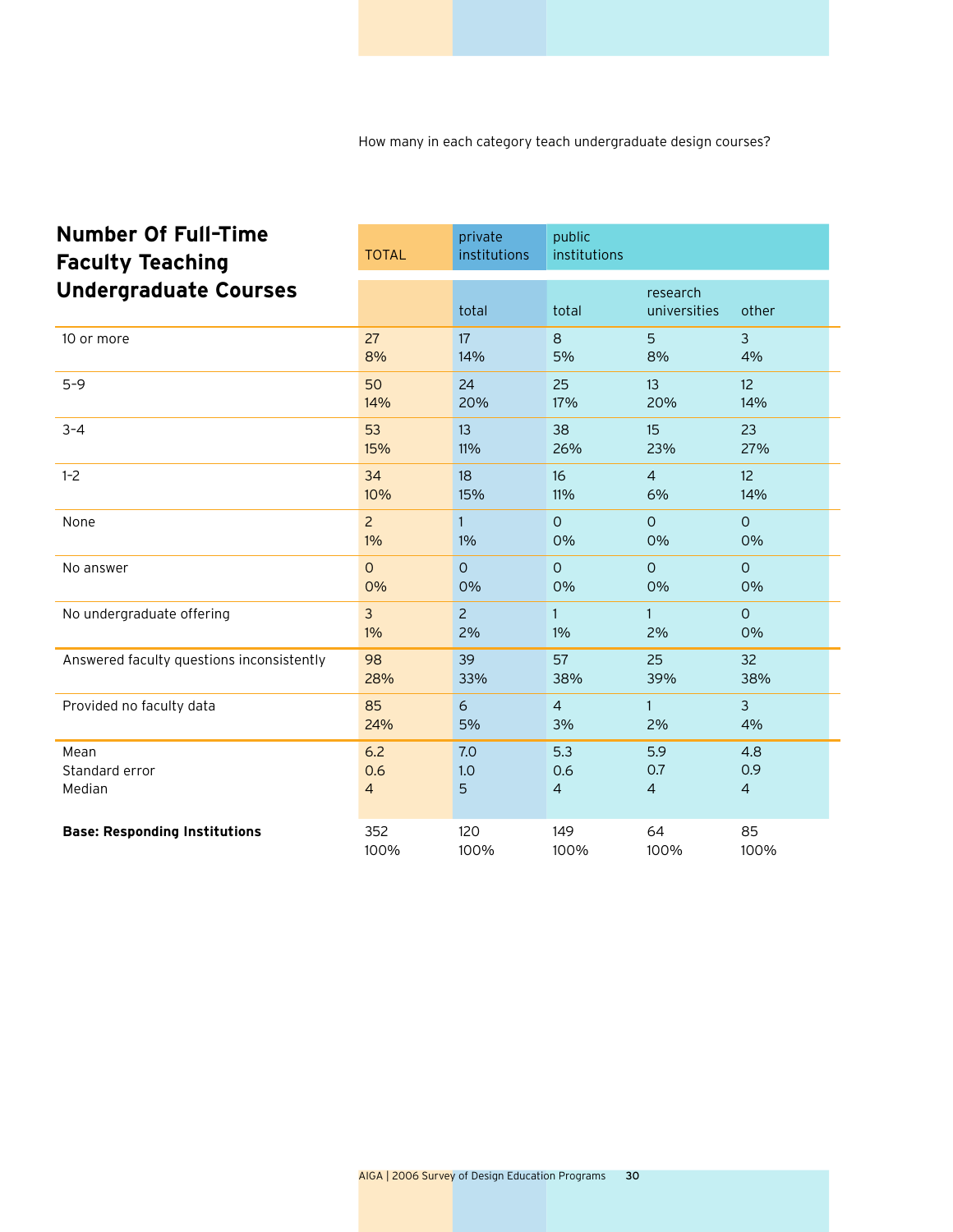How many in each category teach undergraduate design courses?

## Number Of Full-Time Faculty Teaching Undergraduate Courses

| | TOTAL | private institutions | public institutions | | |
|---|---|---|---|---|---|
| | | total | total | research universities | other |
| 10 or more | 27<br>8% | 17<br>14% | 8<br>5% | 5<br>8% | 3<br>4% |
| 5–9 | 50<br>14% | 24<br>20% | 25<br>17% | 13<br>20% | 12<br>14% |
| 3–4 | 53<br>15% | 13<br>11% | 38<br>26% | 15<br>23% | 23<br>27% |
| 1–2 | 34<br>10% | 18<br>15% | 16<br>11% | 4<br>6% | 12<br>14% |
| None | 2<br>1% | 1<br>1% | 0<br>0% | 0<br>0% | 0<br>0% |
| No answer | 0<br>0% | 0<br>0% | 0<br>0% | 0<br>0% | 0<br>0% |
| No undergraduate offering | 3<br>1% | 2<br>2% | 1<br>1% | 1<br>2% | 0<br>0% |
| Answered faculty questions inconsistently | 98<br>28% | 39<br>33% | 57<br>38% | 25<br>39% | 32<br>38% |
| Provided no faculty data | 85<br>24% | 6<br>5% | 4<br>3% | 1<br>2% | 3<br>4% |
| Mean | 6.2 | 7.0 | 5.3 | 5.9 | 4.8 |
| Standard error | 0.6 | 1.0 | 0.6 | 0.7 | 0.9 |
| Median | 4 | 5 | 4 | 4 | 4 |
| **Base: Responding Institutions** | 352<br>100% | 120<br>100% | 149<br>100% | 64<br>100% | 85<br>100% |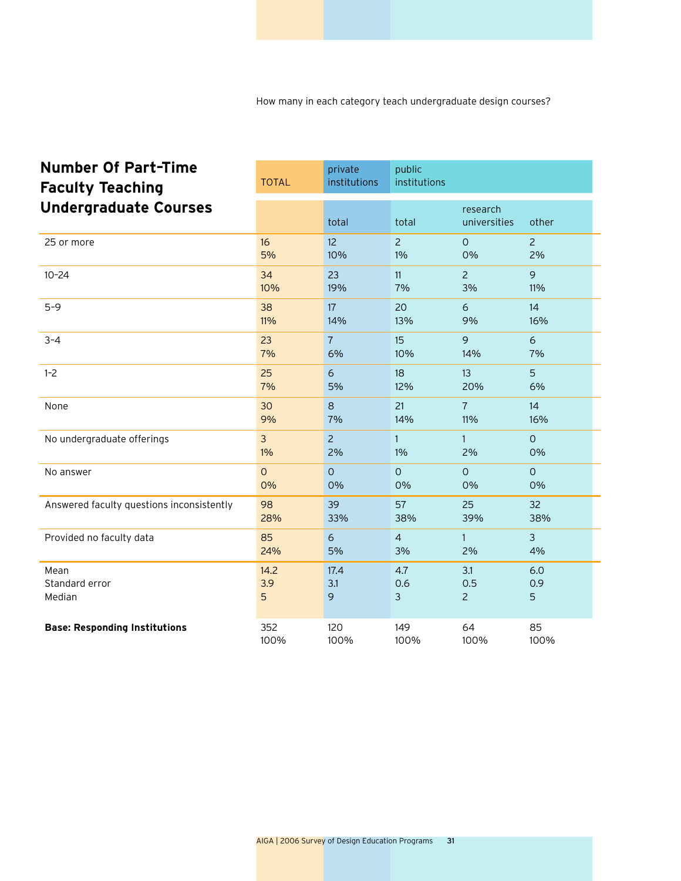How many in each category teach undergraduate design courses?

## Number Of Part-Time Faculty Teaching Undergraduate Courses

| | TOTAL | private institutions | public institutions | | |
|---|---|---|---|---|---|
| | | total | total | research universities | other |
| 25 or more | 16<br>5% | 12<br>10% | 2<br>1% | 0<br>0% | 2<br>2% |
| 10-24 | 34<br>10% | 23<br>19% | 11<br>7% | 2<br>3% | 9<br>11% |
| 5-9 | 38<br>11% | 17<br>14% | 20<br>13% | 6<br>9% | 14<br>16% |
| 3-4 | 23<br>7% | 7<br>6% | 15<br>10% | 9<br>14% | 6<br>7% |
| 1-2 | 25<br>7% | 6<br>5% | 18<br>12% | 13<br>20% | 5<br>6% |
| None | 30<br>9% | 8<br>7% | 21<br>14% | 7<br>11% | 14<br>16% |
| No undergraduate offerings | 3<br>1% | 2<br>2% | 1<br>1% | 1<br>2% | 0<br>0% |
| No answer | 0<br>0% | 0<br>0% | 0<br>0% | 0<br>0% | 0<br>0% |
| Answered faculty questions inconsistently | 98<br>28% | 39<br>33% | 57<br>38% | 25<br>39% | 32<br>38% |
| Provided no faculty data | 85<br>24% | 6<br>5% | 4<br>3% | 1<br>2% | 3<br>4% |
| Mean<br>Standard error<br>Median | 14.2<br>3.9<br>5 | 17.4<br>3.1<br>9 | 4.7<br>0.6<br>3 | 3.1<br>0.5<br>2 | 6.0<br>0.9<br>5 |
| **Base: Responding Institutions** | 352<br>100% | 120<br>100% | 149<br>100% | 64<br>100% | 85<br>100% |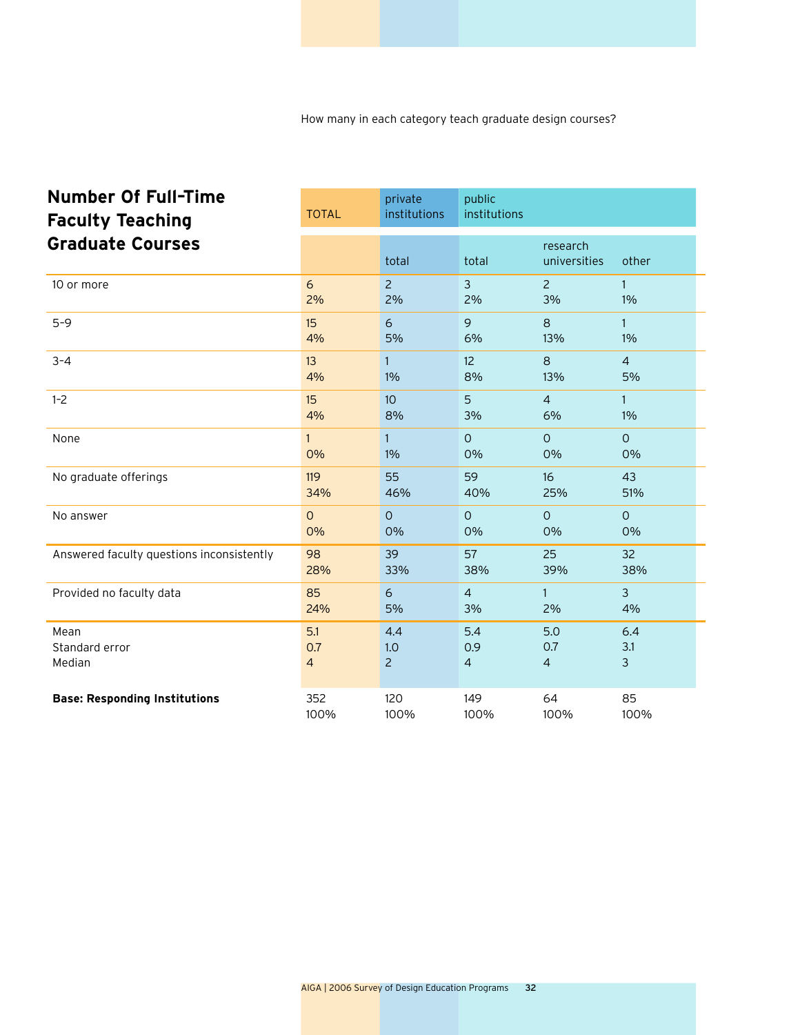How many in each category teach graduate design courses?

## Number Of Full-Time Faculty Teaching Graduate Courses

| | TOTAL | private institutions | public institutions | | |
|---|---|---|---|---|---|
| | | total | total | research universities | other |
| 10 or more | 6<br>2% | 2<br>2% | 3<br>2% | 2<br>3% | 1<br>1% |
| 5–9 | 15<br>4% | 6<br>5% | 9<br>6% | 8<br>13% | 1<br>1% |
| 3–4 | 13<br>4% | 1<br>1% | 12<br>8% | 8<br>13% | 4<br>5% |
| 1–2 | 15<br>4% | 10<br>8% | 5<br>3% | 4<br>6% | 1<br>1% |
| None | 1<br>0% | 1<br>1% | 0<br>0% | 0<br>0% | 0<br>0% |
| No graduate offerings | 119<br>34% | 55<br>46% | 59<br>40% | 16<br>25% | 43<br>51% |
| No answer | 0<br>0% | 0<br>0% | 0<br>0% | 0<br>0% | 0<br>0% |
| Answered faculty questions inconsistently | 98<br>28% | 39<br>33% | 57<br>38% | 25<br>39% | 32<br>38% |
| Provided no faculty data | 85<br>24% | 6<br>5% | 4<br>3% | 1<br>2% | 3<br>4% |
| Mean<br>Standard error<br>Median | 5.1<br>0.7<br>4 | 4.4<br>1.0<br>2 | 5.4<br>0.9<br>4 | 5.0<br>0.7<br>4 | 6.4<br>3.1<br>3 |
| **Base: Responding Institutions** | 352<br>100% | 120<br>100% | 149<br>100% | 64<br>100% | 85<br>100% |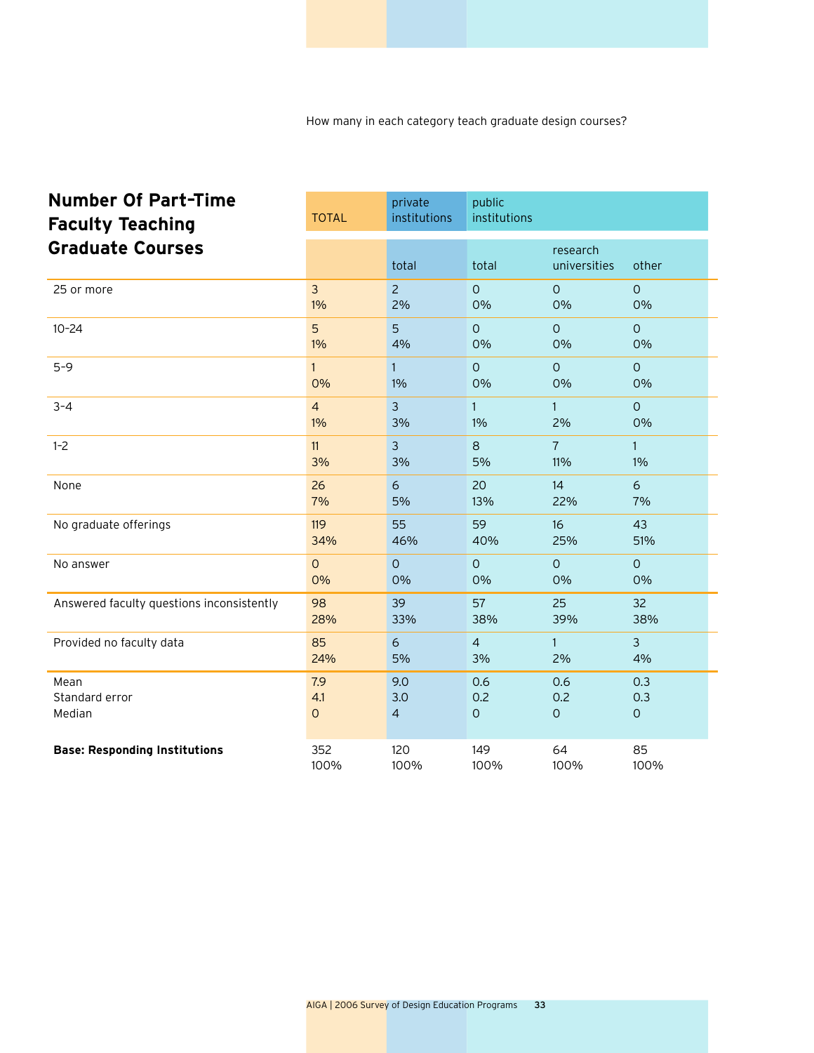How many in each category teach graduate design courses?

## Number Of Part-Time Faculty Teaching Graduate Courses

| | TOTAL | private institutions | public institutions | | |
|---|---|---|---|---|---|
| | | total | total | research universities | other |
| 25 or more | 3<br>1% | 2<br>2% | 0<br>0% | 0<br>0% | 0<br>0% |
| 10–24 | 5<br>1% | 5<br>4% | 0<br>0% | 0<br>0% | 0<br>0% |
| 5–9 | 1<br>0% | 1<br>1% | 0<br>0% | 0<br>0% | 0<br>0% |
| 3–4 | 4<br>1% | 3<br>3% | 1<br>1% | 1<br>2% | 0<br>0% |
| 1–2 | 11<br>3% | 3<br>3% | 8<br>5% | 7<br>11% | 1<br>1% |
| None | 26<br>7% | 6<br>5% | 20<br>13% | 14<br>22% | 6<br>7% |
| No graduate offerings | 119<br>34% | 55<br>46% | 59<br>40% | 16<br>25% | 43<br>51% |
| No answer | 0<br>0% | 0<br>0% | 0<br>0% | 0<br>0% | 0<br>0% |
| Answered faculty questions inconsistently | 98<br>28% | 39<br>33% | 57<br>38% | 25<br>39% | 32<br>38% |
| Provided no faculty data | 85<br>24% | 6<br>5% | 4<br>3% | 1<br>2% | 3<br>4% |
| Mean | 7.9 | 9.0 | 0.6 | 0.6 | 0.3 |
| Standard error | 4.1 | 3.0 | 0.2 | 0.2 | 0.3 |
| Median | 0 | 4 | 0 | 0 | 0 |
| **Base: Responding Institutions** | 352<br>100% | 120<br>100% | 149<br>100% | 64<br>100% | 85<br>100% |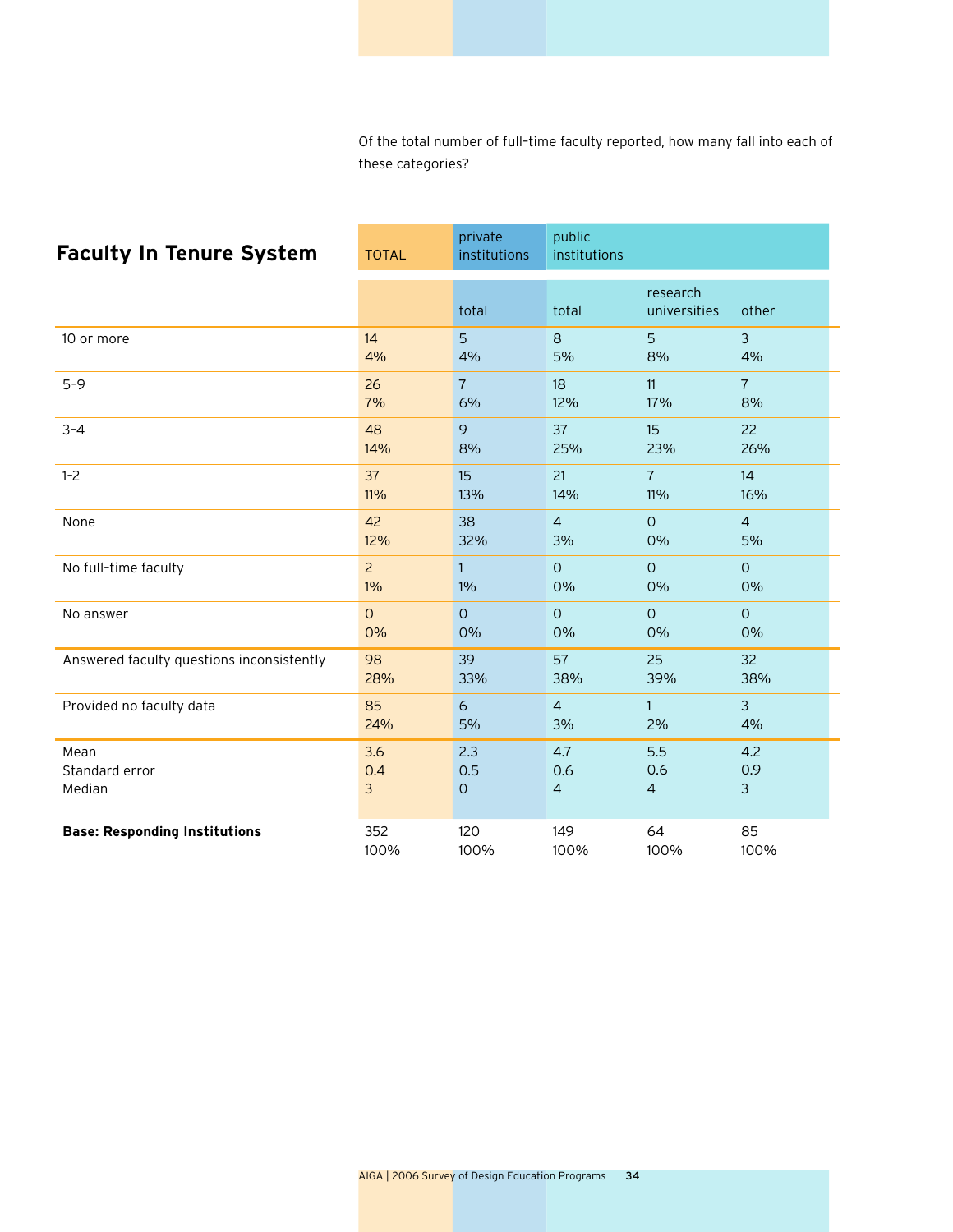Of the total number of full-time faculty reported, how many fall into each of these categories?

## Faculty In Tenure System

| | TOTAL | private institutions | public institutions | | |
|---|---|---|---|---|---|
| | | total | total | research universities | other |
| 10 or more | 14<br>4% | 5<br>4% | 8<br>5% | 5<br>8% | 3<br>4% |
| 5–9 | 26<br>7% | 7<br>6% | 18<br>12% | 11<br>17% | 7<br>8% |
| 3–4 | 48<br>14% | 9<br>8% | 37<br>25% | 15<br>23% | 22<br>26% |
| 1–2 | 37<br>11% | 15<br>13% | 21<br>14% | 7<br>11% | 14<br>16% |
| None | 42<br>12% | 38<br>32% | 4<br>3% | 0<br>0% | 4<br>5% |
| No full-time faculty | 2<br>1% | 1<br>1% | 0<br>0% | 0<br>0% | 0<br>0% |
| No answer | 0<br>0% | 0<br>0% | 0<br>0% | 0<br>0% | 0<br>0% |
| Answered faculty questions inconsistently | 98<br>28% | 39<br>33% | 57<br>38% | 25<br>39% | 32<br>38% |
| Provided no faculty data | 85<br>24% | 6<br>5% | 4<br>3% | 1<br>2% | 3<br>4% |
| Mean<br>Standard error<br>Median | 3.6<br>0.4<br>3 | 2.3<br>0.5<br>0 | 4.7<br>0.6<br>4 | 5.5<br>0.6<br>4 | 4.2<br>0.9<br>3 |
| **Base: Responding Institutions** | 352<br>100% | 120<br>100% | 149<br>100% | 64<br>100% | 85<br>100% |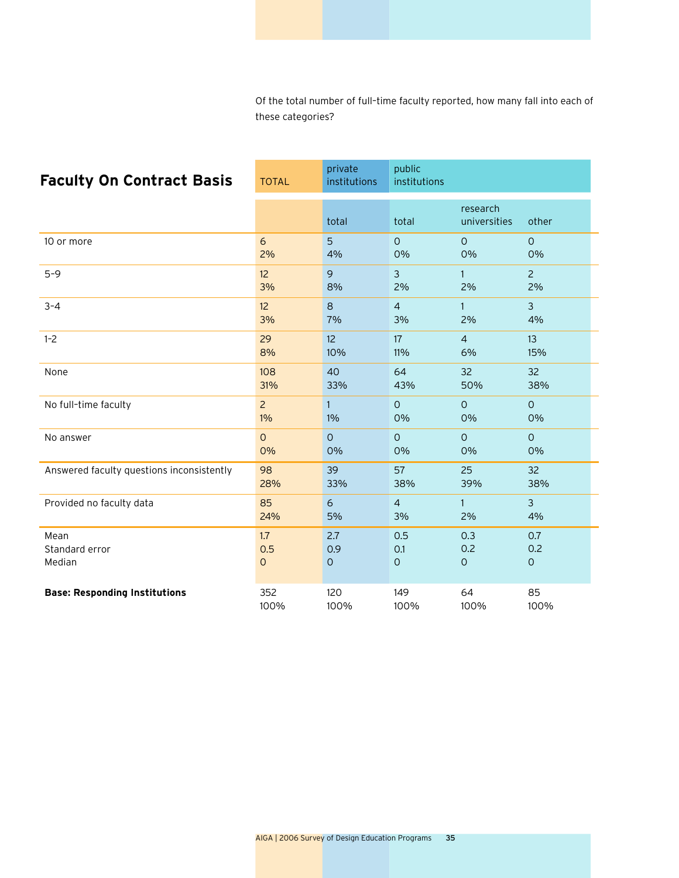Of the total number of full-time faculty reported, how many fall into each of these categories?

## Faculty On Contract Basis

| | TOTAL | private institutions | public institutions | | |
|---|---|---|---|---|---|
| | | total | total | research universities | other |
| 10 or more | 6<br>2% | 5<br>4% | 0<br>0% | 0<br>0% | 0<br>0% |
| 5–9 | 12<br>3% | 9<br>8% | 3<br>2% | 1<br>2% | 2<br>2% |
| 3–4 | 12<br>3% | 8<br>7% | 4<br>3% | 1<br>2% | 3<br>4% |
| 1–2 | 29<br>8% | 12<br>10% | 17<br>11% | 4<br>6% | 13<br>15% |
| None | 108<br>31% | 40<br>33% | 64<br>43% | 32<br>50% | 32<br>38% |
| No full-time faculty | 2<br>1% | 1<br>1% | 0<br>0% | 0<br>0% | 0<br>0% |
| No answer | 0<br>0% | 0<br>0% | 0<br>0% | 0<br>0% | 0<br>0% |
| Answered faculty questions inconsistently | 98<br>28% | 39<br>33% | 57<br>38% | 25<br>39% | 32<br>38% |
| Provided no faculty data | 85<br>24% | 6<br>5% | 4<br>3% | 1<br>2% | 3<br>4% |
| Mean<br>Standard error<br>Median | 1.7<br>0.5<br>0 | 2.7<br>0.9<br>0 | 0.5<br>0.1<br>0 | 0.3<br>0.2<br>0 | 0.7<br>0.2<br>0 |
| **Base: Responding Institutions** | 352<br>100% | 120<br>100% | 149<br>100% | 64<br>100% | 85<br>100% |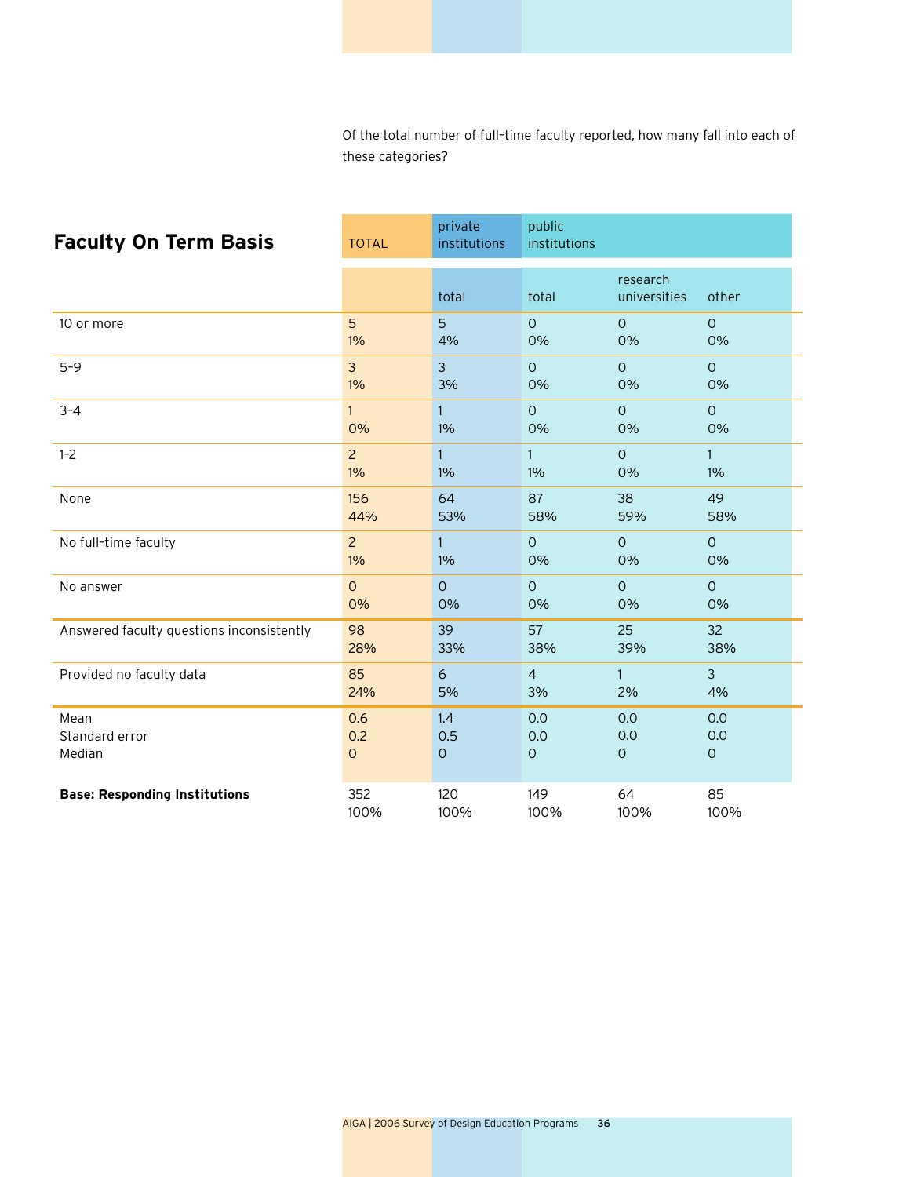Of the total number of full-time faculty reported, how many fall into each of these categories?

## Faculty On Term Basis

| | TOTAL | private institutions | public institutions | | |
|---|---|---|---|---|---|
| | | total | total | research universities | other |
| 10 or more | 5<br>1% | 5<br>4% | 0<br>0% | 0<br>0% | 0<br>0% |
| 5–9 | 3<br>1% | 3<br>3% | 0<br>0% | 0<br>0% | 0<br>0% |
| 3–4 | 1<br>0% | 1<br>1% | 0<br>0% | 0<br>0% | 0<br>0% |
| 1-2 | 2<br>1% | 1<br>1% | 1<br>1% | 0<br>0% | 1<br>1% |
| None | 156<br>44% | 64<br>53% | 87<br>58% | 38<br>59% | 49<br>58% |
| No full-time faculty | 2<br>1% | 1<br>1% | 0<br>0% | 0<br>0% | 0<br>0% |
| No answer | 0<br>0% | 0<br>0% | 0<br>0% | 0<br>0% | 0<br>0% |
| Answered faculty questions inconsistently | 98<br>28% | 39<br>33% | 57<br>38% | 25<br>39% | 32<br>38% |
| Provided no faculty data | 85<br>24% | 6<br>5% | 4<br>3% | 1<br>2% | 3<br>4% |
| Mean<br>Standard error<br>Median | 0.6<br>0.2<br>0 | 1.4<br>0.5<br>0 | 0.0<br>0.0<br>0 | 0.0<br>0.0<br>0 | 0.0<br>0.0<br>0 |
| **Base: Responding Institutions** | 352<br>100% | 120<br>100% | 149<br>100% | 64<br>100% | 85<br>100% |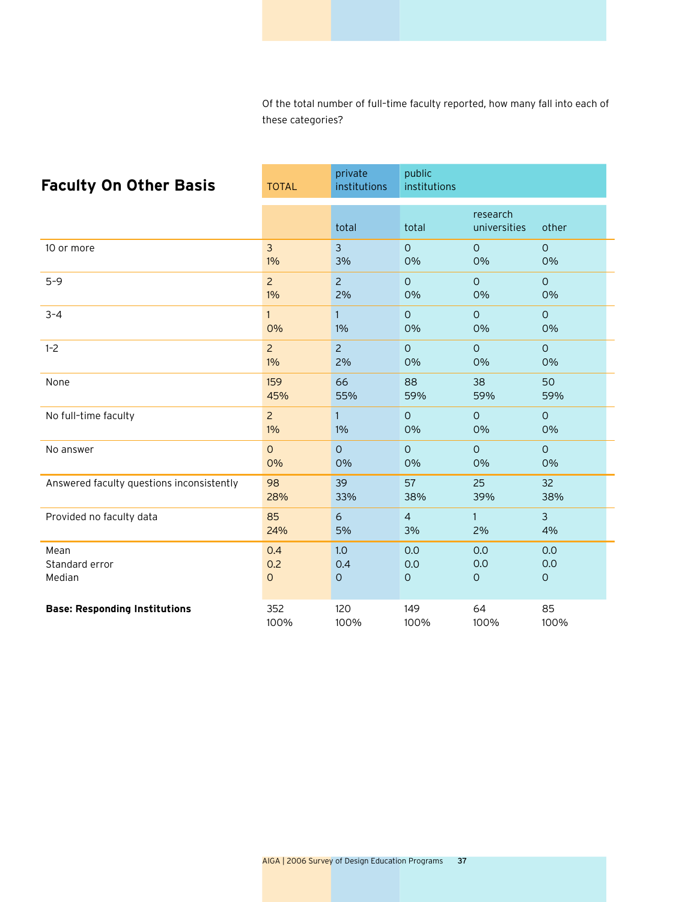Of the total number of full-time faculty reported, how many fall into each of these categories?

## Faculty On Other Basis

| | TOTAL | private institutions | public institutions | | |
|---|---|---|---|---|---|
| | | total | total | research universities | other |
| 10 or more | 3<br>1% | 3<br>3% | 0<br>0% | 0<br>0% | 0<br>0% |
| 5–9 | 2<br>1% | 2<br>2% | 0<br>0% | 0<br>0% | 0<br>0% |
| 3–4 | 1<br>0% | 1<br>1% | 0<br>0% | 0<br>0% | 0<br>0% |
| 1–2 | 2<br>1% | 2<br>2% | 0<br>0% | 0<br>0% | 0<br>0% |
| None | 159<br>45% | 66<br>55% | 88<br>59% | 38<br>59% | 50<br>59% |
| No full-time faculty | 2<br>1% | 1<br>1% | 0<br>0% | 0<br>0% | 0<br>0% |
| No answer | 0<br>0% | 0<br>0% | 0<br>0% | 0<br>0% | 0<br>0% |
| Answered faculty questions inconsistently | 98<br>28% | 39<br>33% | 57<br>38% | 25<br>39% | 32<br>38% |
| Provided no faculty data | 85<br>24% | 6<br>5% | 4<br>3% | 1<br>2% | 3<br>4% |
| Mean<br>Standard error<br>Median | 0.4<br>0.2<br>0 | 1.0<br>0.4<br>0 | 0.0<br>0.0<br>0 | 0.0<br>0.0<br>0 | 0.0<br>0.0<br>0 |
| **Base: Responding Institutions** | 352<br>100% | 120<br>100% | 149<br>100% | 64<br>100% | 85<br>100% |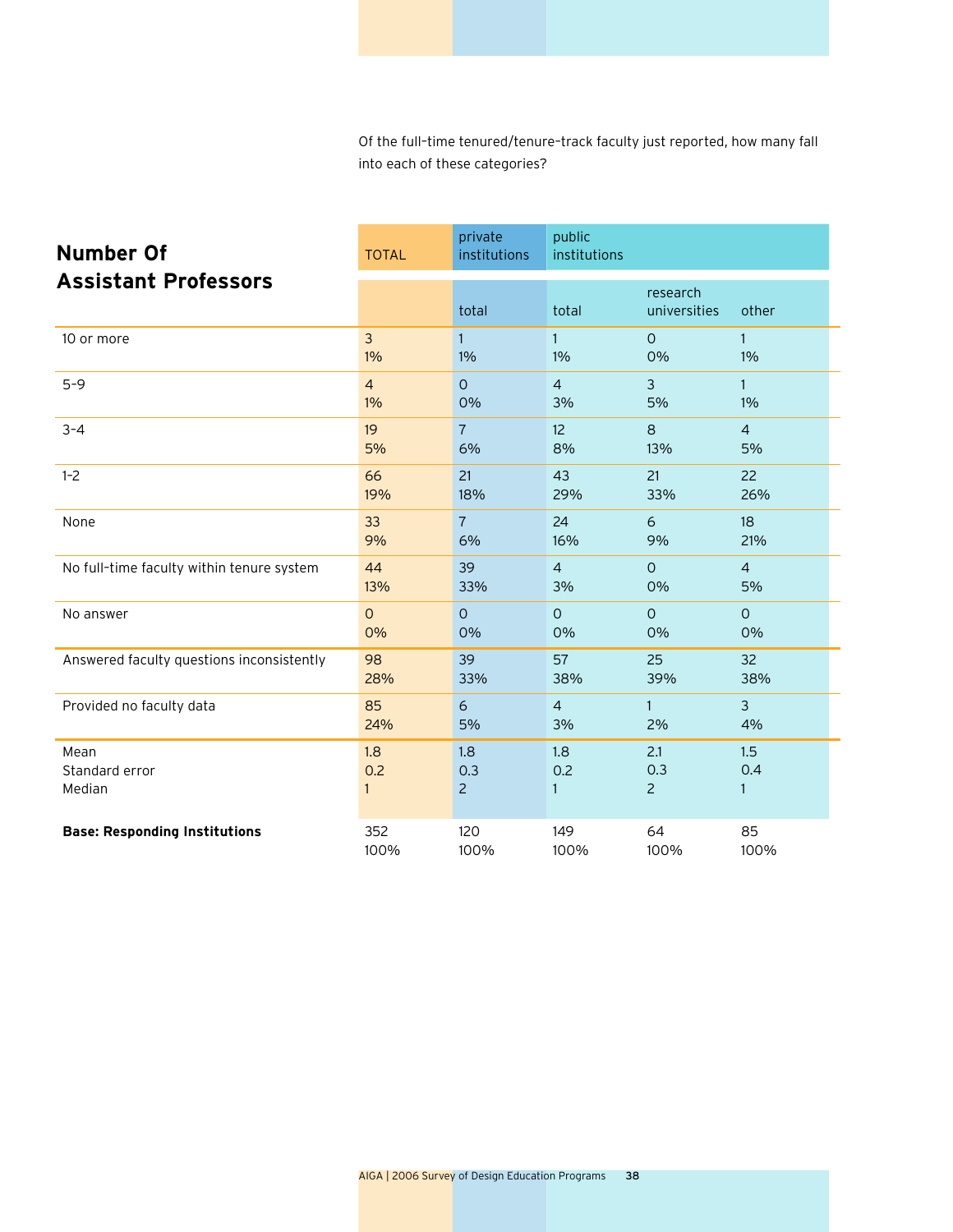Of the full-time tenured/tenure-track faculty just reported, how many fall into each of these categories?

## Number Of Assistant Professors

| | TOTAL | private institutions | public institutions | | |
|---|---|---|---|---|---|
| | | total | total | research universities | other |
| 10 or more | 3<br>1% | 1<br>1% | 1<br>1% | 0<br>0% | 1<br>1% |
| 5–9 | 4<br>1% | 0<br>0% | 4<br>3% | 3<br>5% | 1<br>1% |
| 3–4 | 19<br>5% | 7<br>6% | 12<br>8% | 8<br>13% | 4<br>5% |
| 1-2 | 66<br>19% | 21<br>18% | 43<br>29% | 21<br>33% | 22<br>26% |
| None | 33<br>9% | 7<br>6% | 24<br>16% | 6<br>9% | 18<br>21% |
| No full-time faculty within tenure system | 44<br>13% | 39<br>33% | 4<br>3% | 0<br>0% | 4<br>5% |
| No answer | 0<br>0% | 0<br>0% | 0<br>0% | 0<br>0% | 0<br>0% |
| Answered faculty questions inconsistently | 98<br>28% | 39<br>33% | 57<br>38% | 25<br>39% | 32<br>38% |
| Provided no faculty data | 85<br>24% | 6<br>5% | 4<br>3% | 1<br>2% | 3<br>4% |
| Mean<br>Standard error<br>Median | 1.8<br>0.2<br>1 | 1.8<br>0.3<br>2 | 1.8<br>0.2<br>1 | 2.1<br>0.3<br>2 | 1.5<br>0.4<br>1 |
| **Base: Responding Institutions** | 352<br>100% | 120<br>100% | 149<br>100% | 64<br>100% | 85<br>100% |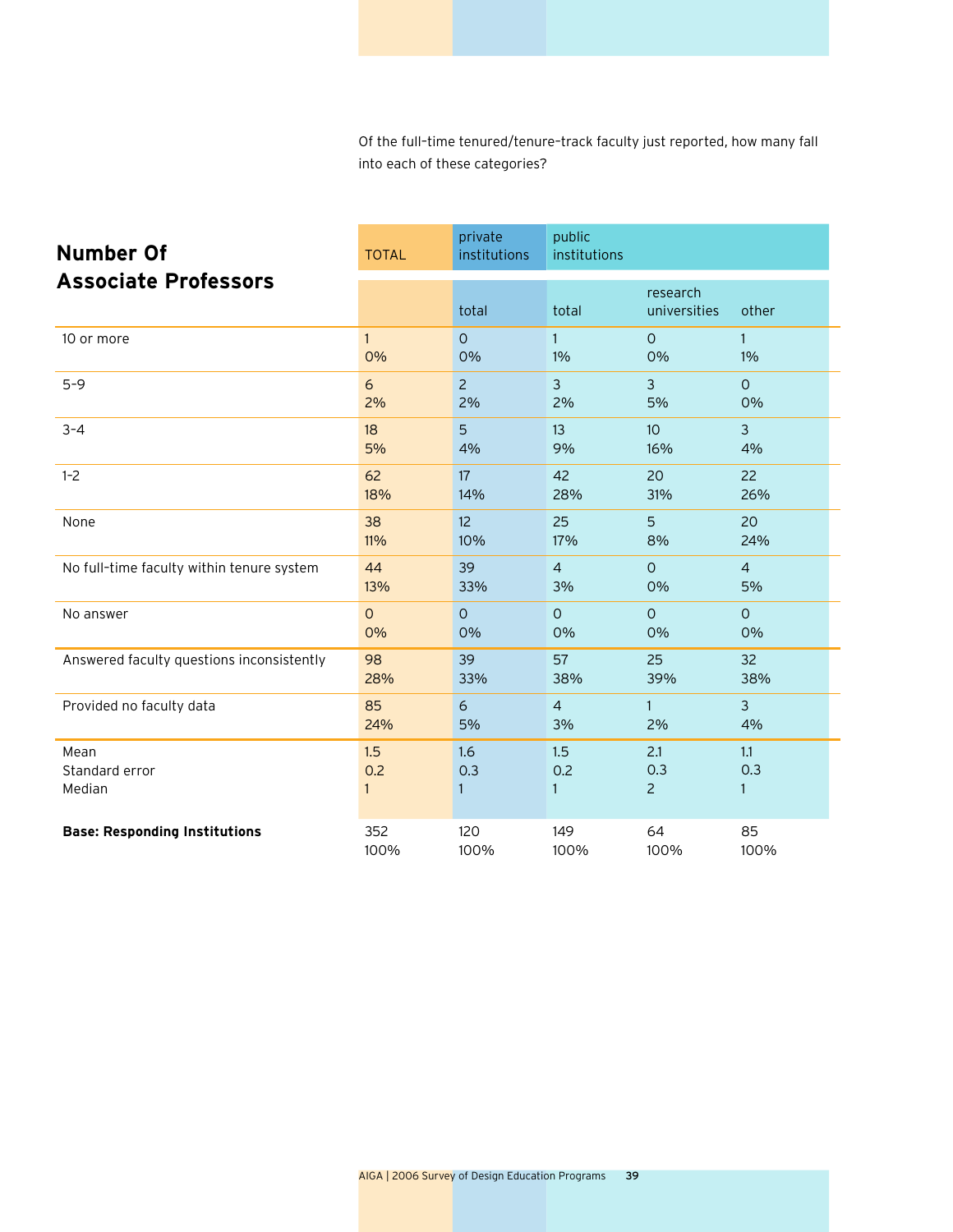Of the full-time tenured/tenure-track faculty just reported, how many fall into each of these categories?

## Number Of Associate Professors

| | TOTAL | private institutions | public institutions | | |
|---|---|---|---|---|---|
| | | total | total | research universities | other |
| 10 or more | 1<br>0% | 0<br>0% | 1<br>1% | 0<br>0% | 1<br>1% |
| 5–9 | 6<br>2% | 2<br>2% | 3<br>2% | 3<br>5% | 0<br>0% |
| 3–4 | 18<br>5% | 5<br>4% | 13<br>9% | 10<br>16% | 3<br>4% |
| 1–2 | 62<br>18% | 17<br>14% | 42<br>28% | 20<br>31% | 22<br>26% |
| None | 38<br>11% | 12<br>10% | 25<br>17% | 5<br>8% | 20<br>24% |
| No full-time faculty within tenure system | 44<br>13% | 39<br>33% | 4<br>3% | 0<br>0% | 4<br>5% |
| No answer | 0<br>0% | 0<br>0% | 0<br>0% | 0<br>0% | 0<br>0% |
| Answered faculty questions inconsistently | 98<br>28% | 39<br>33% | 57<br>38% | 25<br>39% | 32<br>38% |
| Provided no faculty data | 85<br>24% | 6<br>5% | 4<br>3% | 1<br>2% | 3<br>4% |
| Mean<br>Standard error<br>Median | 1.5<br>0.2<br>1 | 1.6<br>0.3<br>1 | 1.5<br>0.2<br>1 | 2.1<br>0.3<br>2 | 1.1<br>0.3<br>1 |
| **Base: Responding Institutions** | 352<br>100% | 120<br>100% | 149<br>100% | 64<br>100% | 85<br>100% |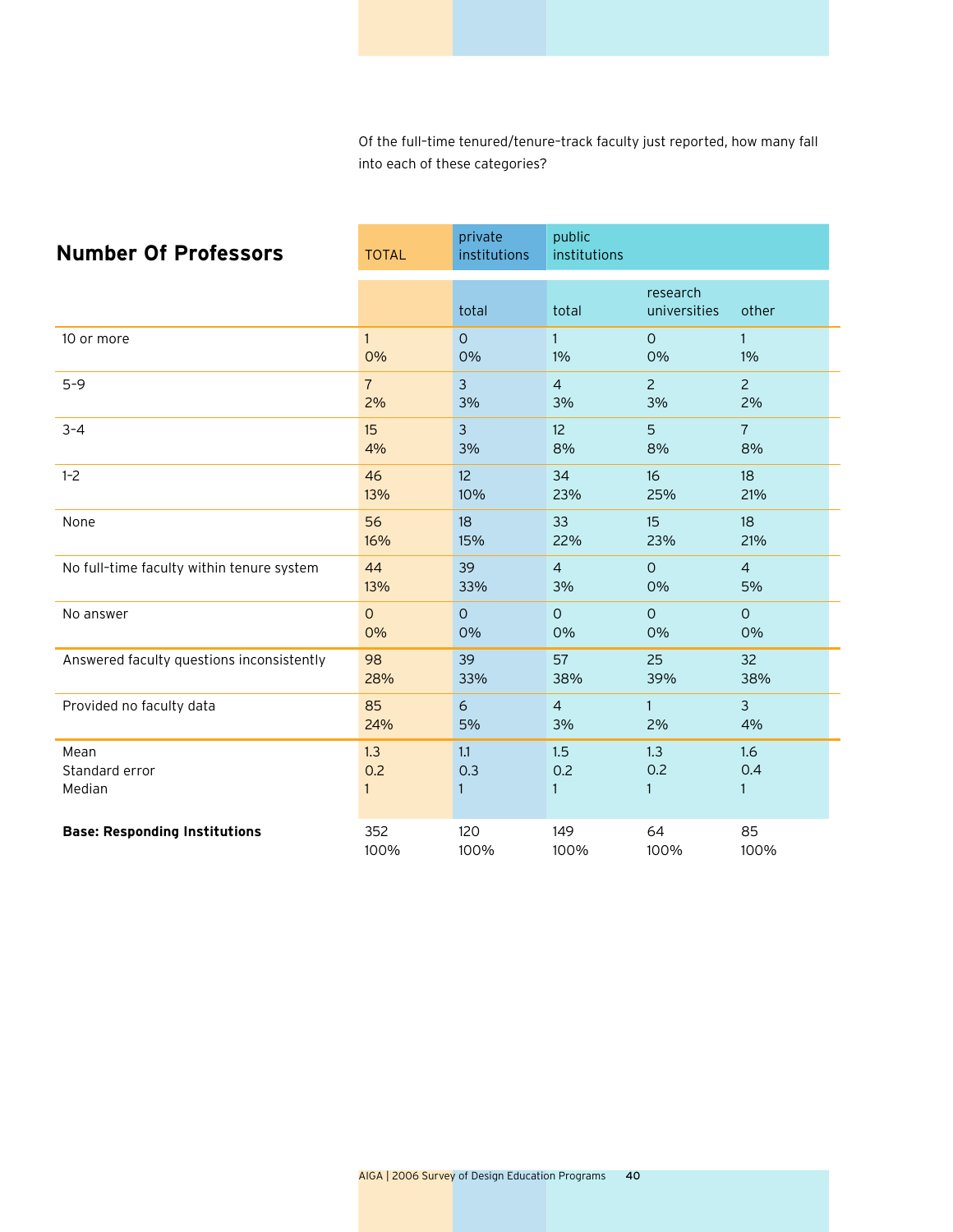Of the full-time tenured/tenure-track faculty just reported, how many fall into each of these categories?

## Number Of Professors

| | TOTAL | private institutions | public institutions | | |
|---|---|---|---|---|---|
| | | total | total | research universities | other |
| 10 or more | 1<br>0% | 0<br>0% | 1<br>1% | 0<br>0% | 1<br>1% |
| 5–9 | 7<br>2% | 3<br>3% | 4<br>3% | 2<br>3% | 2<br>2% |
| 3–4 | 15<br>4% | 3<br>3% | 12<br>8% | 5<br>8% | 7<br>8% |
| 1-2 | 46<br>13% | 12<br>10% | 34<br>23% | 16<br>25% | 18<br>21% |
| None | 56<br>16% | 18<br>15% | 33<br>22% | 15<br>23% | 18<br>21% |
| No full-time faculty within tenure system | 44<br>13% | 39<br>33% | 4<br>3% | 0<br>0% | 4<br>5% |
| No answer | 0<br>0% | 0<br>0% | 0<br>0% | 0<br>0% | 0<br>0% |
| Answered faculty questions inconsistently | 98<br>28% | 39<br>33% | 57<br>38% | 25<br>39% | 32<br>38% |
| Provided no faculty data | 85<br>24% | 6<br>5% | 4<br>3% | 1<br>2% | 3<br>4% |
| Mean<br>Standard error<br>Median | 1.3<br>0.2<br>1 | 1.1<br>0.3<br>1 | 1.5<br>0.2<br>1 | 1.3<br>0.2<br>1 | 1.6<br>0.4<br>1 |
| **Base: Responding Institutions** | 352<br>100% | 120<br>100% | 149<br>100% | 64<br>100% | 85<br>100% |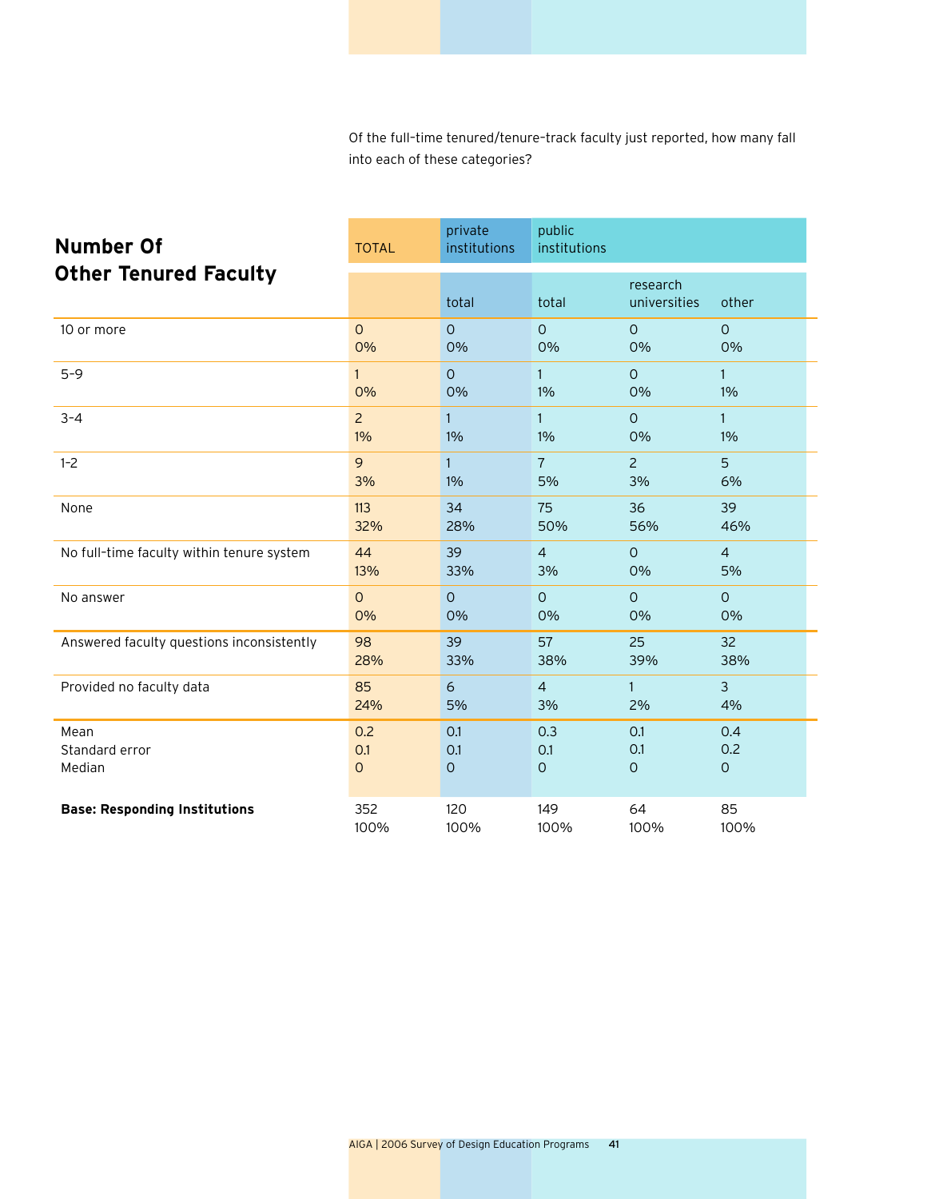Of the full-time tenured/tenure-track faculty just reported, how many fall into each of these categories?

## Number Of Other Tenured Faculty

| | TOTAL | private institutions | public institutions | | |
|---|---|---|---|---|---|
| | | total | total | research universities | other |
| 10 or more | 0<br>0% | 0<br>0% | 0<br>0% | 0<br>0% | 0<br>0% |
| 5–9 | 1<br>0% | 0<br>0% | 1<br>1% | 0<br>0% | 1<br>1% |
| 3–4 | 2<br>1% | 1<br>1% | 1<br>1% | 0<br>0% | 1<br>1% |
| 1-2 | 9<br>3% | 1<br>1% | 7<br>5% | 2<br>3% | 5<br>6% |
| None | 113<br>32% | 34<br>28% | 75<br>50% | 36<br>56% | 39<br>46% |
| No full-time faculty within tenure system | 44<br>13% | 39<br>33% | 4<br>3% | 0<br>0% | 4<br>5% |
| No answer | 0<br>0% | 0<br>0% | 0<br>0% | 0<br>0% | 0<br>0% |
| Answered faculty questions inconsistently | 98<br>28% | 39<br>33% | 57<br>38% | 25<br>39% | 32<br>38% |
| Provided no faculty data | 85<br>24% | 6<br>5% | 4<br>3% | 1<br>2% | 3<br>4% |
| Mean<br>Standard error<br>Median | 0.2<br>0.1<br>0 | 0.1<br>0.1<br>0 | 0.3<br>0.1<br>0 | 0.1<br>0.1<br>0 | 0.4<br>0.2<br>0 |
| **Base: Responding Institutions** | 352<br>100% | 120<br>100% | 149<br>100% | 64<br>100% | 85<br>100% |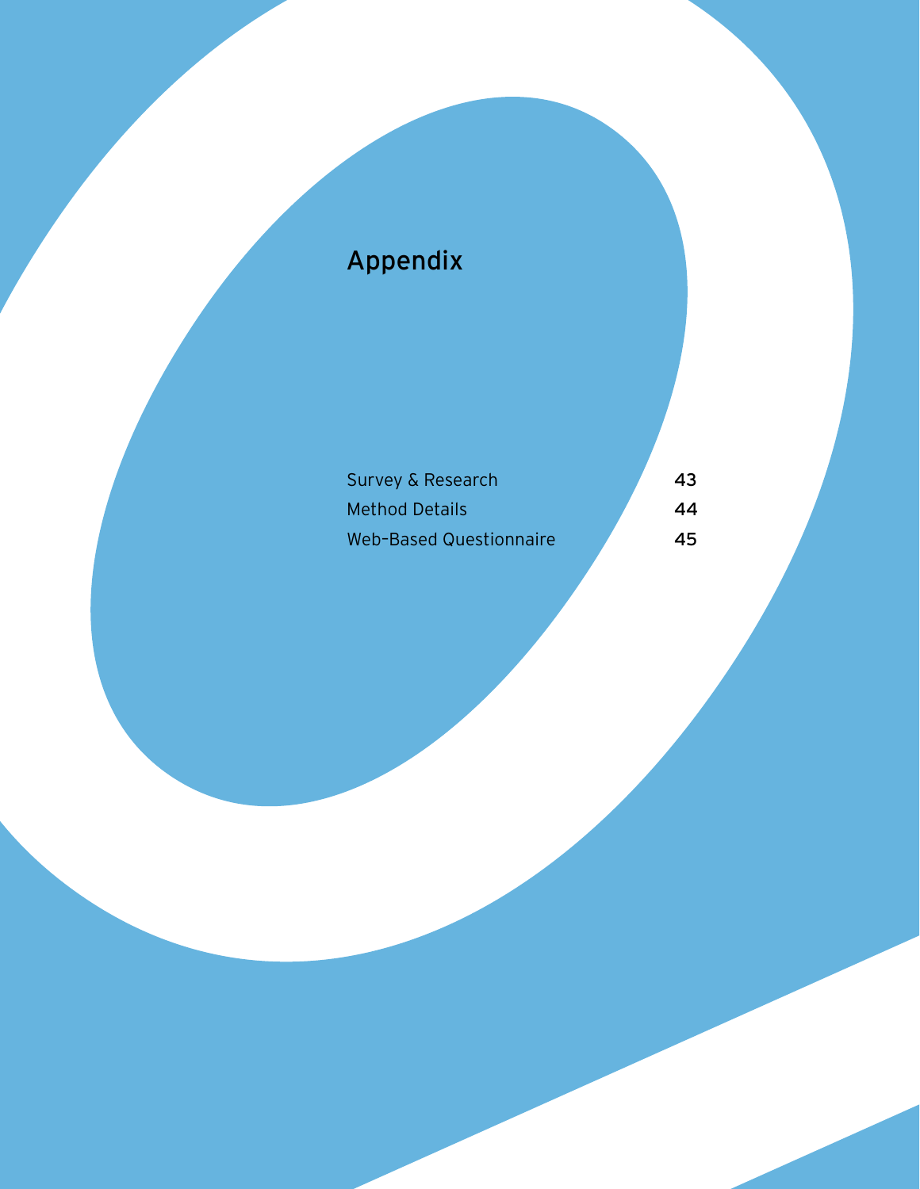# Appendix

| | |
|---|---|
| Survey & Research | 43 |
| Method Details | 44 |
| Web-Based Questionnaire | 45 |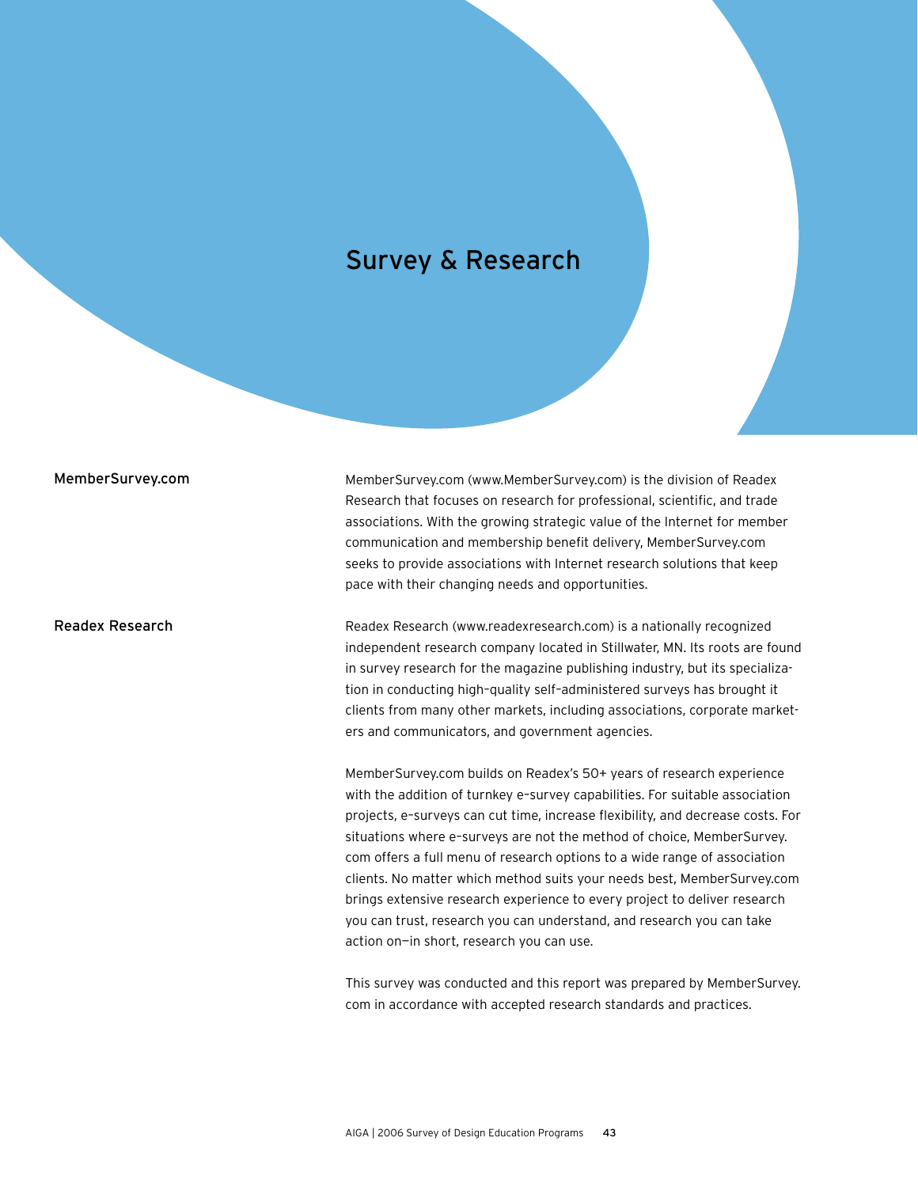# Survey & Research

## MemberSurvey.com

MemberSurvey.com (www.MemberSurvey.com) is the division of Readex Research that focuses on research for professional, scientific, and trade associations. With the growing strategic value of the Internet for member communication and membership benefit delivery, MemberSurvey.com seeks to provide associations with Internet research solutions that keep pace with their changing needs and opportunities.

## Readex Research

Readex Research (www.readexresearch.com) is a nationally recognized independent research company located in Stillwater, MN. Its roots are found in survey research for the magazine publishing industry, but its specialization in conducting high-quality self-administered surveys has brought it clients from many other markets, including associations, corporate marketers and communicators, and government agencies.

MemberSurvey.com builds on Readex's 50+ years of research experience with the addition of turnkey e-survey capabilities. For suitable association projects, e-surveys can cut time, increase flexibility, and decrease costs. For situations where e-surveys are not the method of choice, MemberSurvey.com offers a full menu of research options to a wide range of association clients. No matter which method suits your needs best, MemberSurvey.com brings extensive research experience to every project to deliver research you can trust, research you can understand, and research you can take action on—in short, research you can use.

This survey was conducted and this report was prepared by MemberSurvey.com in accordance with accepted research standards and practices.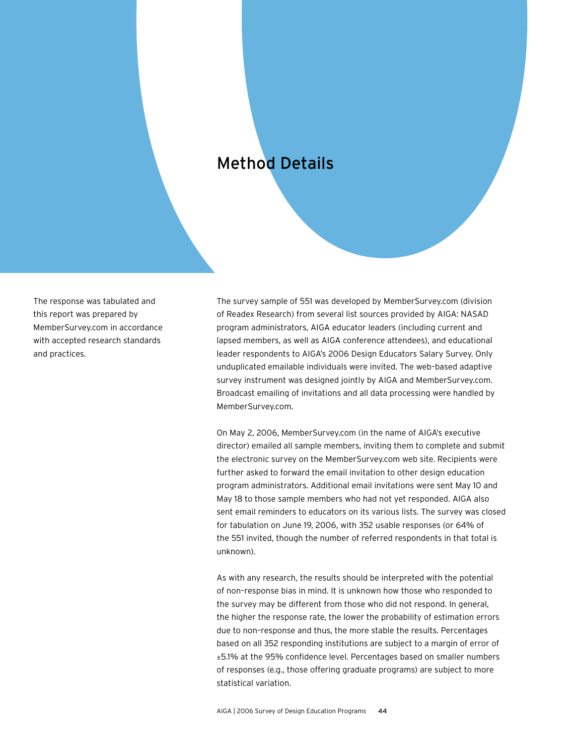# Method Details

The response was tabulated and this report was prepared by MemberSurvey.com in accordance with accepted research standards and practices.

The survey sample of 551 was developed by MemberSurvey.com (division of Readex Research) from several list sources provided by AIGA: NASAD program administrators, AIGA educator leaders (including current and lapsed members, as well as AIGA conference attendees), and educational leader respondents to AIGA's 2006 Design Educators Salary Survey. Only unduplicated emailable individuals were invited. The web-based adaptive survey instrument was designed jointly by AIGA and MemberSurvey.com. Broadcast emailing of invitations and all data processing were handled by MemberSurvey.com.

On May 2, 2006, MemberSurvey.com (in the name of AIGA's executive director) emailed all sample members, inviting them to complete and submit the electronic survey on the MemberSurvey.com web site. Recipients were further asked to forward the email invitation to other design education program administrators. Additional email invitations were sent May 10 and May 18 to those sample members who had not yet responded. AIGA also sent email reminders to educators on its various lists. The survey was closed for tabulation on June 19, 2006, with 352 usable responses (or 64% of the 551 invited, though the number of referred respondents in that total is unknown).

As with any research, the results should be interpreted with the potential of non-response bias in mind. It is unknown how those who responded to the survey may be different from those who did not respond. In general, the higher the response rate, the lower the probability of estimation errors due to non-response and thus, the more stable the results. Percentages based on all 352 responding institutions are subject to a margin of error of ±5.1% at the 95% confidence level. Percentages based on smaller numbers of responses (e.g., those offering graduate programs) are subject to more statistical variation.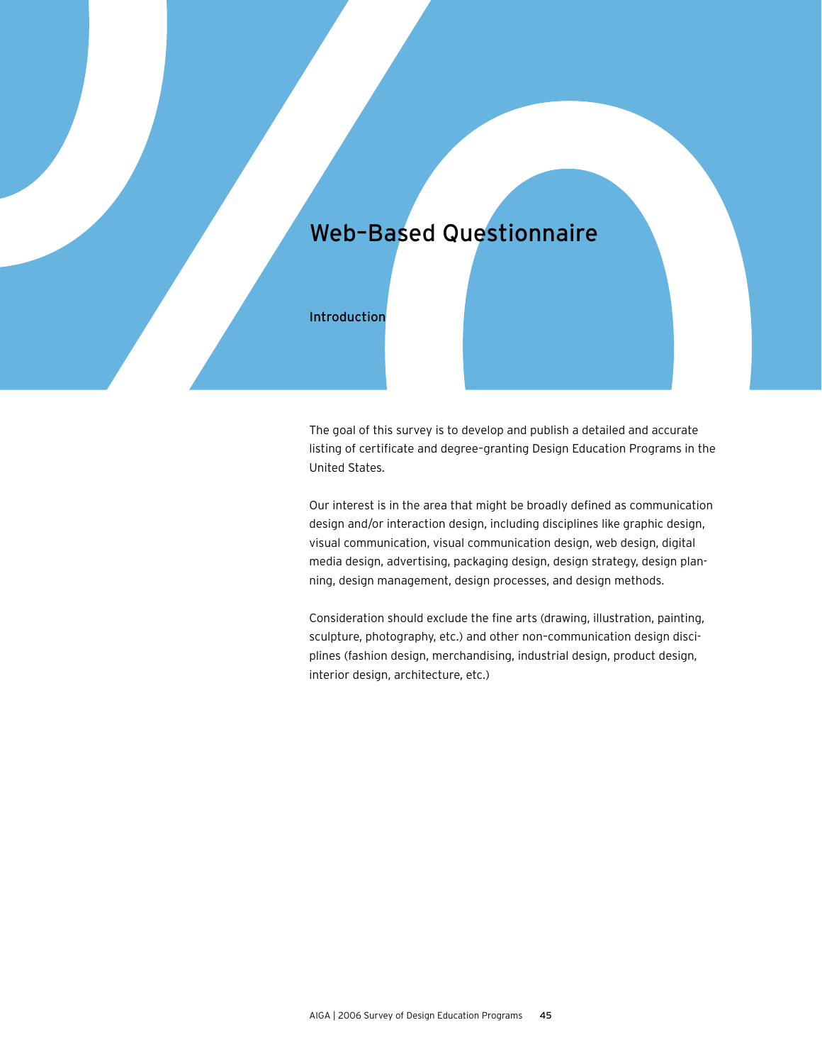# Web–Based Questionnaire

## Introduction

The goal of this survey is to develop and publish a detailed and accurate listing of certificate and degree–granting Design Education Programs in the United States.

Our interest is in the area that might be broadly defined as communication design and/or interaction design, including disciplines like graphic design, visual communication, visual communication design, web design, digital media design, advertising, packaging design, design strategy, design planning, design management, design processes, and design methods.

Consideration should exclude the fine arts (drawing, illustration, painting, sculpture, photography, etc.) and other non–communication design disciplines (fashion design, merchandising, industrial design, product design, interior design, architecture, etc.)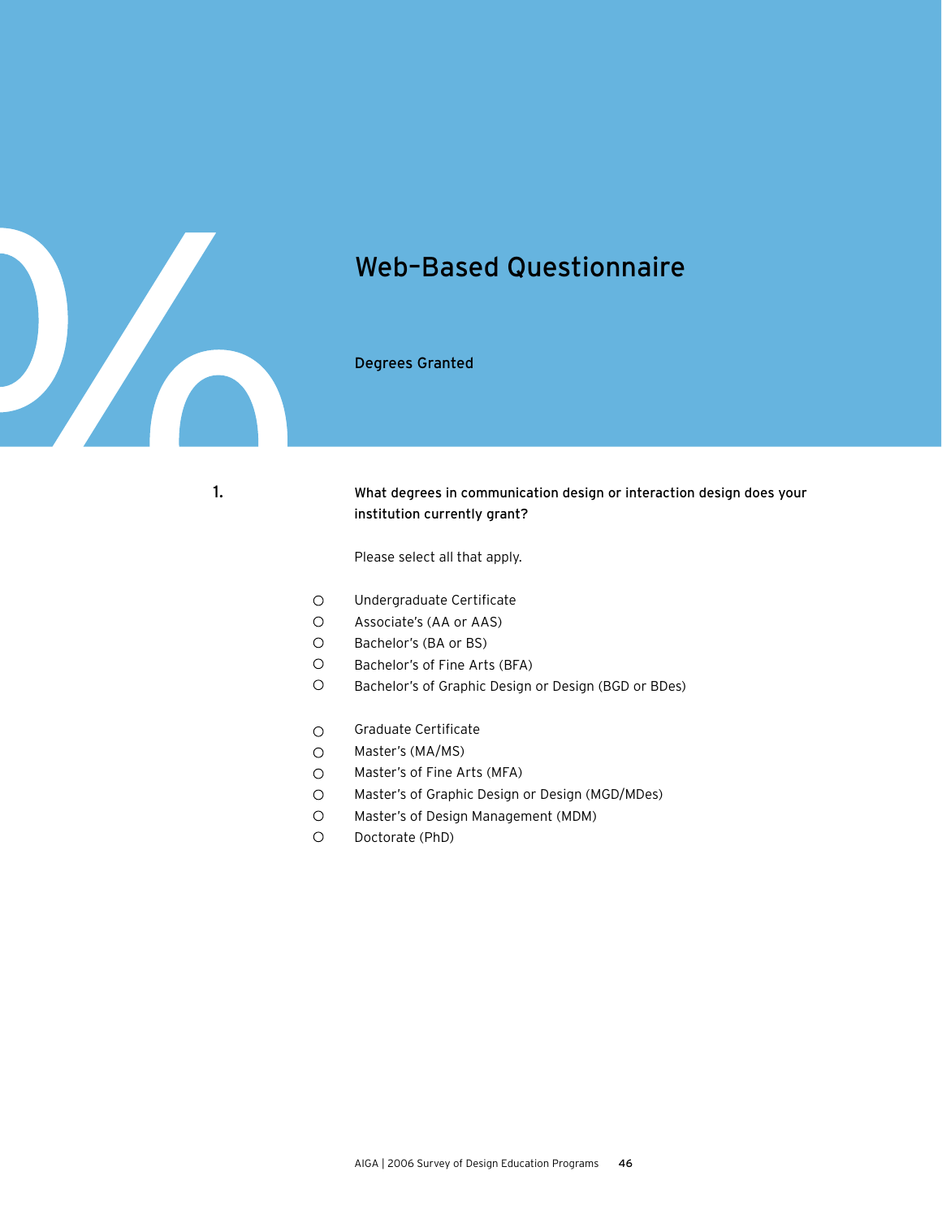# Web-Based Questionnaire

## Degrees Granted

**1.** **What degrees in communication design or interaction design does your institution currently grant?**

Please select all that apply.

- ○ Undergraduate Certificate
- ○ Associate's (AA or AAS)
- ○ Bachelor's (BA or BS)
- ○ Bachelor's of Fine Arts (BFA)
- ○ Bachelor's of Graphic Design or Design (BGD or BDes)

- ○ Graduate Certificate
- ○ Master's (MA/MS)
- ○ Master's of Fine Arts (MFA)
- ○ Master's of Graphic Design or Design (MGD/MDes)
- ○ Master's of Design Management (MDM)
- ○ Doctorate (PhD)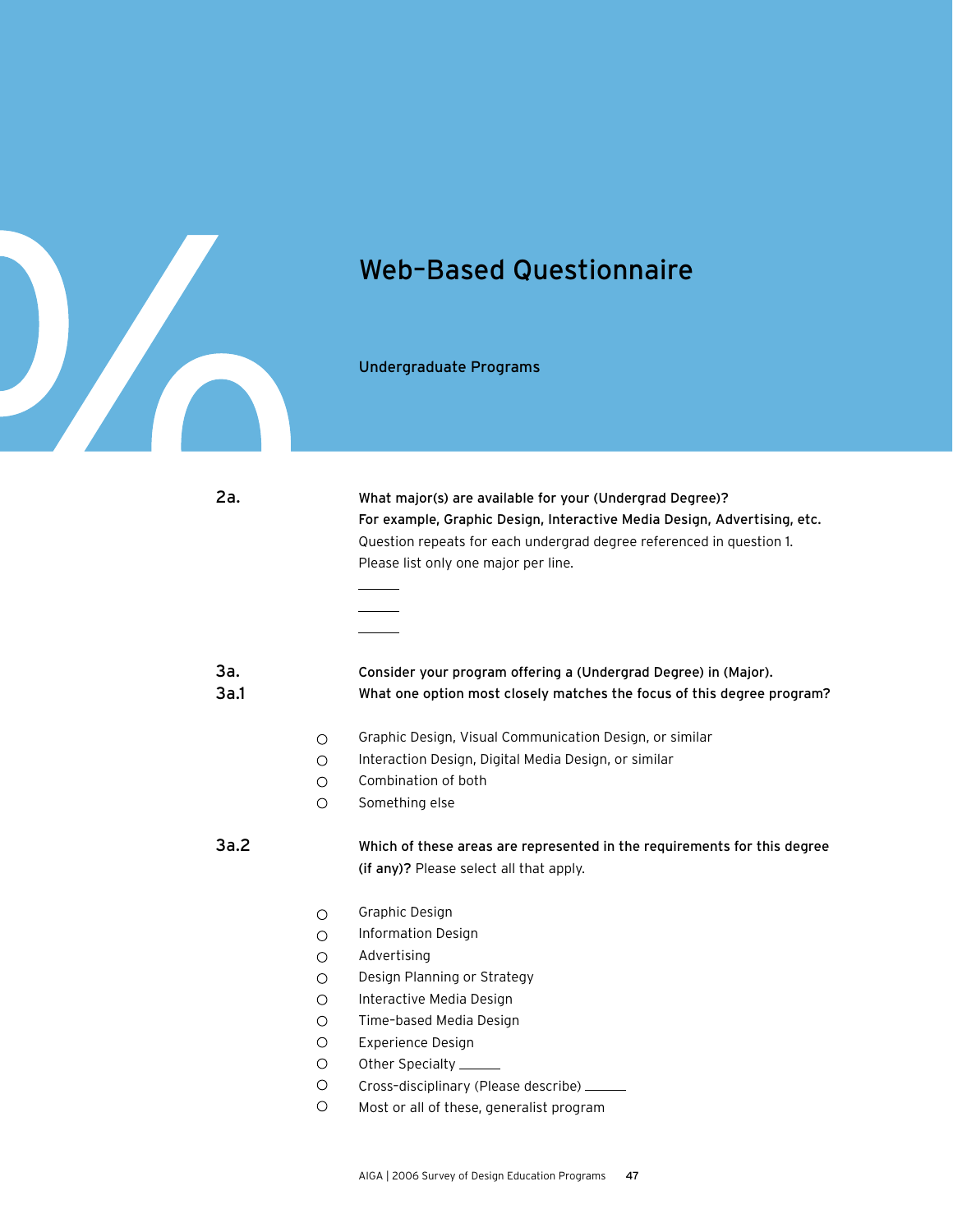# Web-Based Questionnaire

## Undergraduate Programs

**2a.**

**What major(s) are available for your (Undergrad Degree)?**
**For example, Graphic Design, Interactive Media Design, Advertising, etc.**
Question repeats for each undergrad degree referenced in question 1.
Please list only one major per line.

______
______
______

**3a.**
**3a.1**

**Consider your program offering a (Undergrad Degree) in (Major).**
**What one option most closely matches the focus of this degree program?**

- ○ Graphic Design, Visual Communication Design, or similar
- ○ Interaction Design, Digital Media Design, or similar
- ○ Combination of both
- ○ Something else

**3a.2**

**Which of these areas are represented in the requirements for this degree (if any)?** Please select all that apply.

- ○ Graphic Design
- ○ Information Design
- ○ Advertising
- ○ Design Planning or Strategy
- ○ Interactive Media Design
- ○ Time-based Media Design
- ○ Experience Design
- ○ Other Specialty ______
- ○ Cross-disciplinary (Please describe) ______
- ○ Most or all of these, generalist program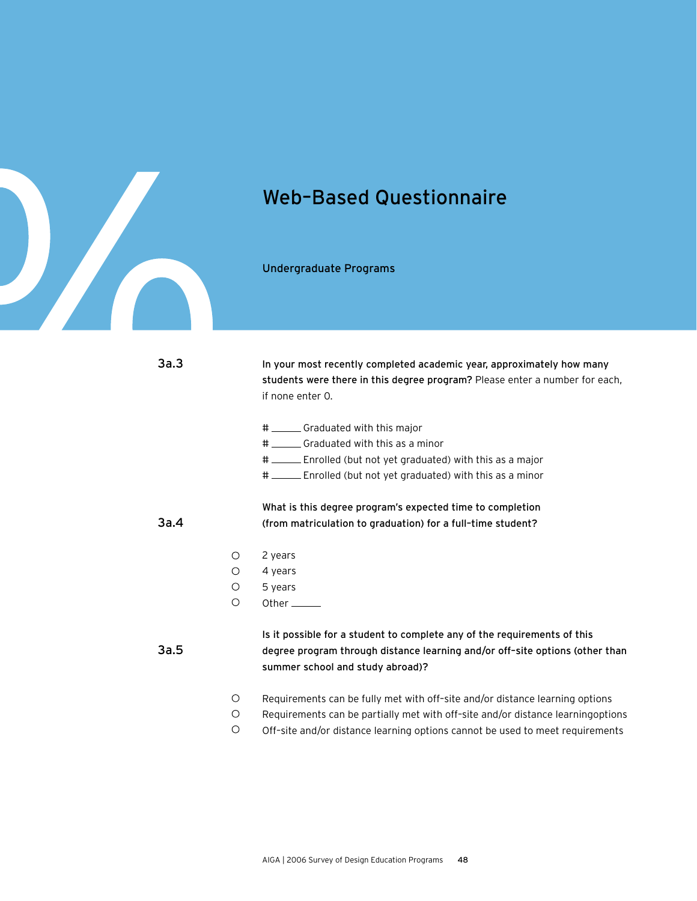# Web-Based Questionnaire

## Undergraduate Programs

**3a.3**

**In your most recently completed academic year, approximately how many students were there in this degree program?** Please enter a number for each, if none enter 0.

# ______ Graduated with this major
# ______ Graduated with this as a minor
# ______ Enrolled (but not yet graduated) with this as a major
# ______ Enrolled (but not yet graduated) with this as a minor

**3a.4**

**What is this degree program's expected time to completion (from matriculation to graduation) for a full-time student?**

- ○ 2 years
- ○ 4 years
- ○ 5 years
- ○ Other ______

**3a.5**

**Is it possible for a student to complete any of the requirements of this degree program through distance learning and/or off-site options (other than summer school and study abroad)?**

- ○ Requirements can be fully met with off-site and/or distance learning options
- ○ Requirements can be partially met with off-site and/or distance learningoptions
- ○ Off-site and/or distance learning options cannot be used to meet requirements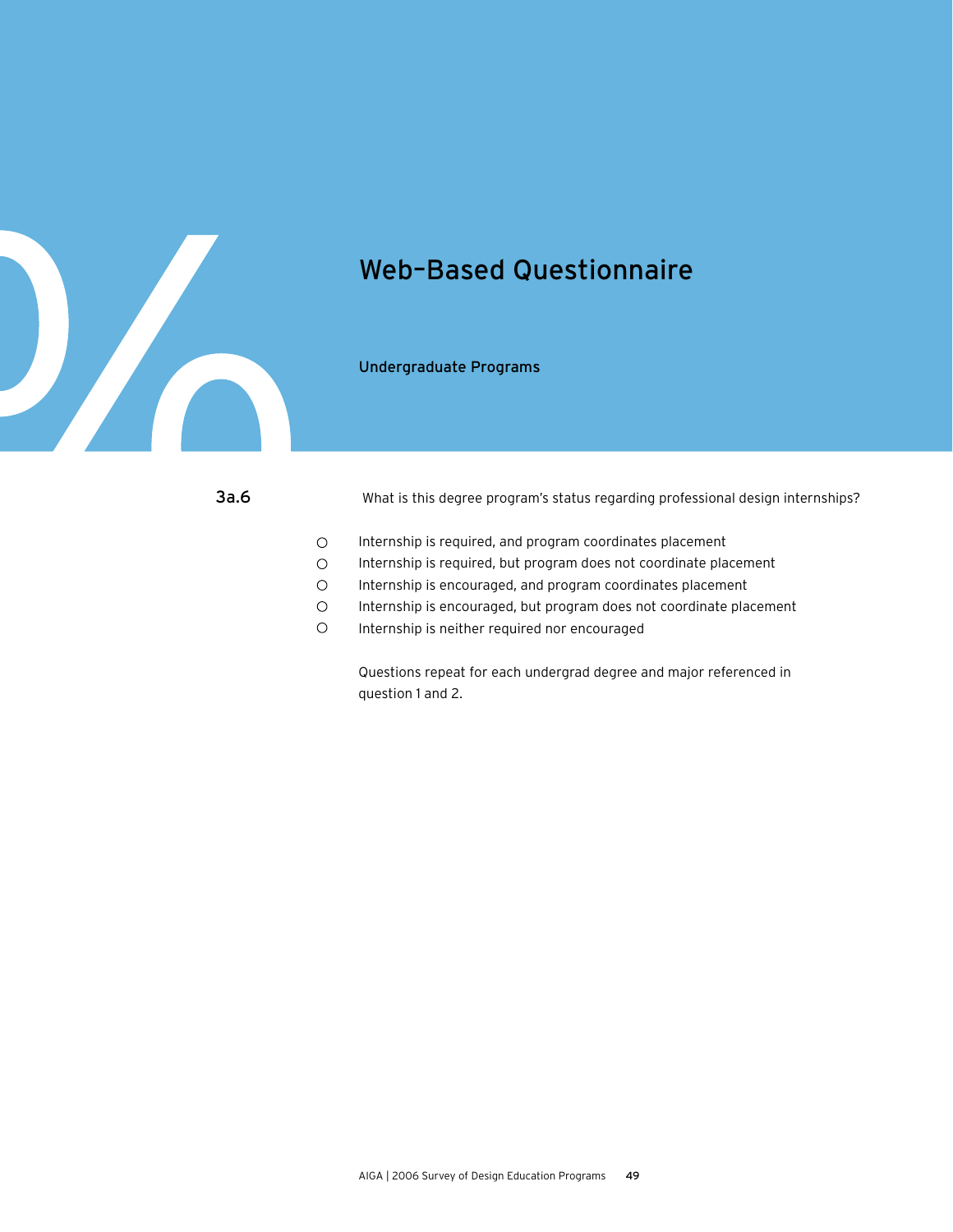# Web-Based Questionnaire

## Undergraduate Programs

**3a.6** What is this degree program's status regarding professional design internships?

- ○ Internship is required, and program coordinates placement
- ○ Internship is required, but program does not coordinate placement
- ○ Internship is encouraged, and program coordinates placement
- ○ Internship is encouraged, but program does not coordinate placement
- ○ Internship is neither required nor encouraged

Questions repeat for each undergrad degree and major referenced in question 1 and 2.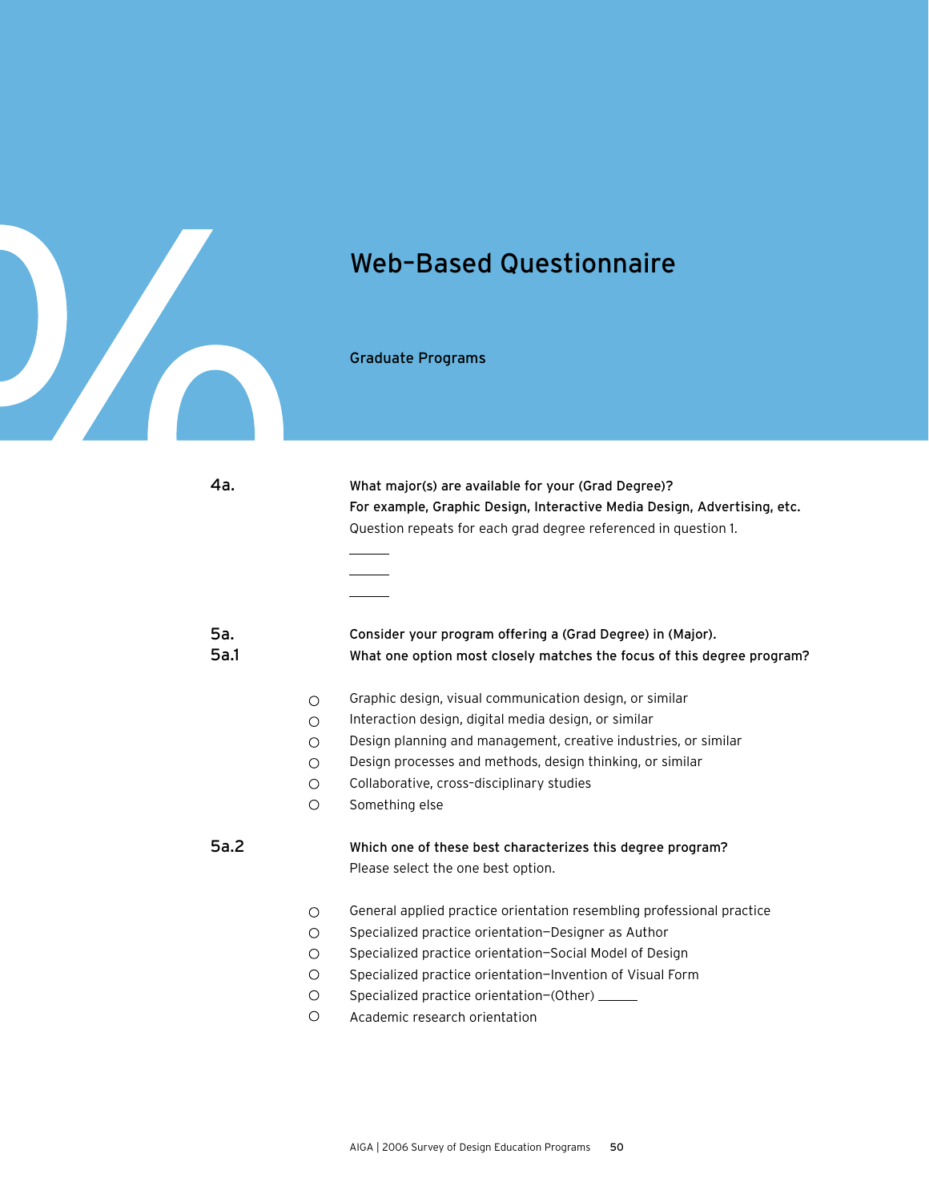# Web-Based Questionnaire

## Graduate Programs

**4a.** **What major(s) are available for your (Grad Degree)?**
**For example, Graphic Design, Interactive Media Design, Advertising, etc.**
Question repeats for each grad degree referenced in question 1.

______
______
______

**5a.**
**5a.1** **Consider your program offering a (Grad Degree) in (Major).**
**What one option most closely matches the focus of this degree program?**

- ○ Graphic design, visual communication design, or similar
- ○ Interaction design, digital media design, or similar
- ○ Design planning and management, creative industries, or similar
- ○ Design processes and methods, design thinking, or similar
- ○ Collaborative, cross-disciplinary studies
- ○ Something else

**5a.2** **Which one of these best characterizes this degree program?**
Please select the one best option.

- ○ General applied practice orientation resembling professional practice
- ○ Specialized practice orientation—Designer as Author
- ○ Specialized practice orientation—Social Model of Design
- ○ Specialized practice orientation—Invention of Visual Form
- ○ Specialized practice orientation—(Other) ______
- ○ Academic research orientation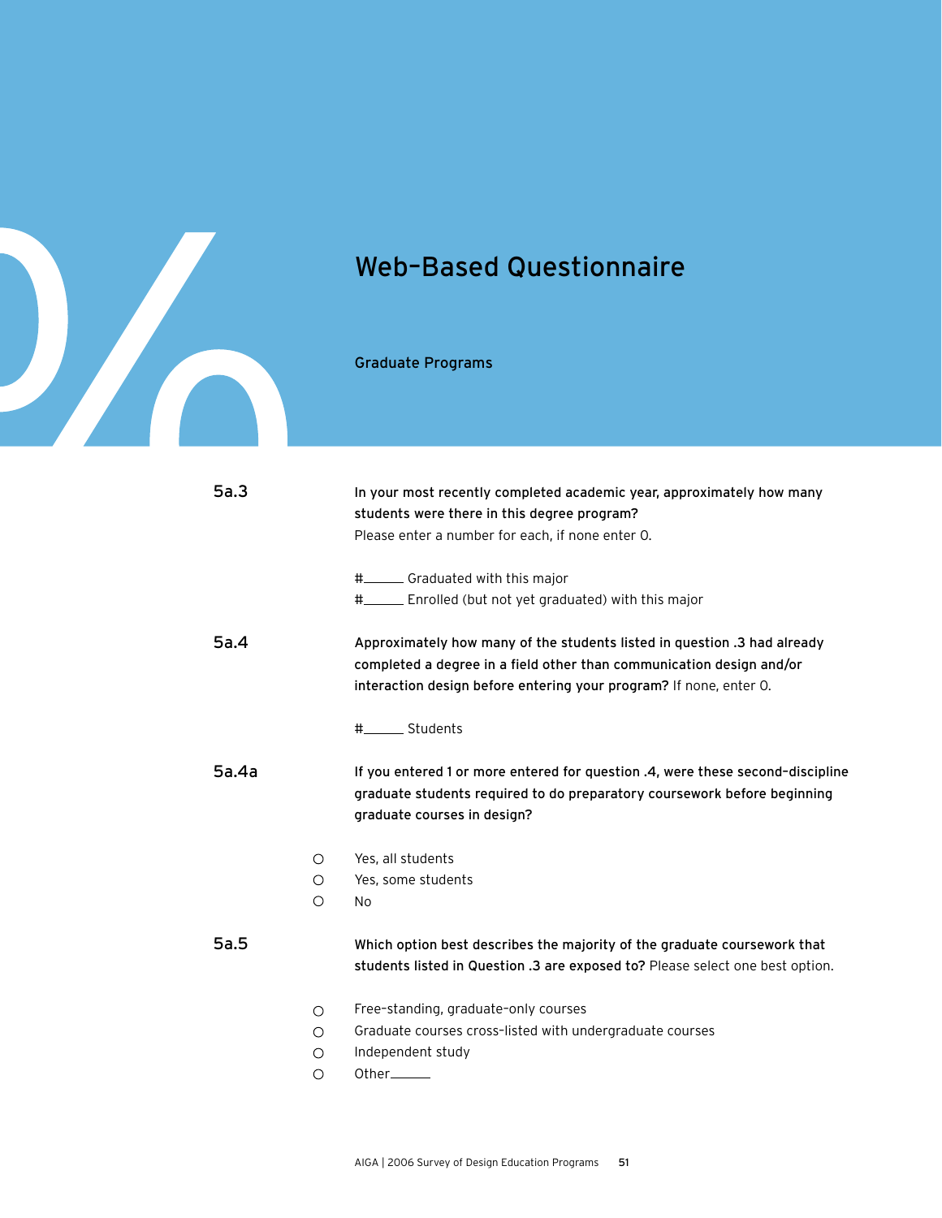# Web-Based Questionnaire

## Graduate Programs

**5a.3**

**In your most recently completed academic year, approximately how many students were there in this degree program?**
Please enter a number for each, if none enter 0.

#______ Graduated with this major
#______ Enrolled (but not yet graduated) with this major

**5a.4**

**Approximately how many of the students listed in question .3 had already completed a degree in a field other than communication design and/or interaction design before entering your program?** If none, enter 0.

#______ Students

**5a.4a**

**If you entered 1 or more entered for question .4, were these second-discipline graduate students required to do preparatory coursework before beginning graduate courses in design?**

- ○ Yes, all students
- ○ Yes, some students
- ○ No

**5a.5**

**Which option best describes the majority of the graduate coursework that students listed in Question .3 are exposed to?** Please select one best option.

- ○ Free-standing, graduate-only courses
- ○ Graduate courses cross-listed with undergraduate courses
- ○ Independent study
- ○ Other______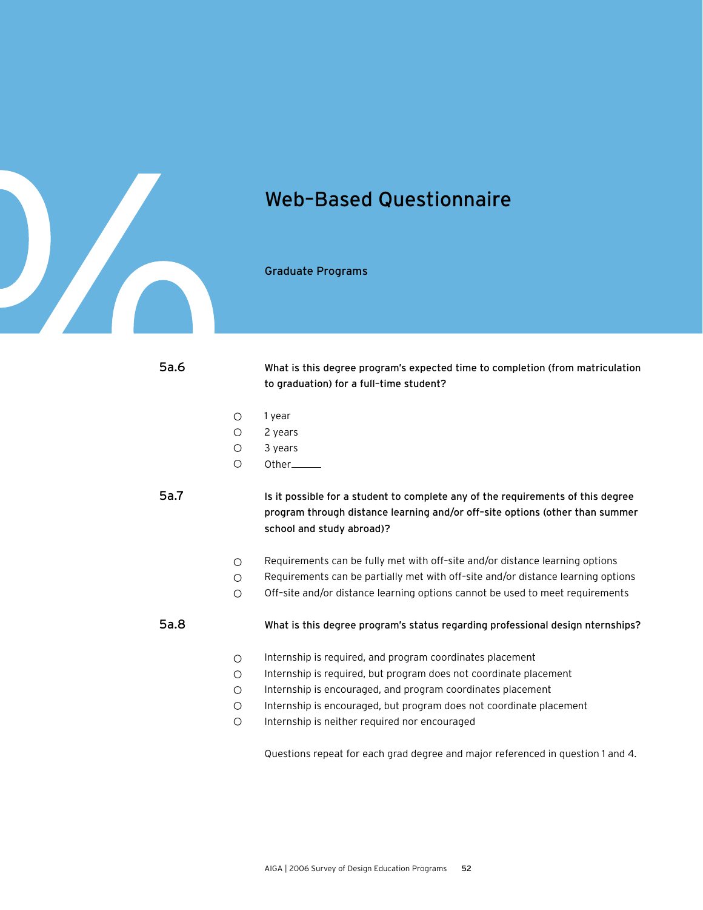# Web-Based Questionnaire

## Graduate Programs

**5a.6** **What is this degree program's expected time to completion (from matriculation to graduation) for a full-time student?**

- ○ 1 year
- ○ 2 years
- ○ 3 years
- ○ Other______

**5a.7** **Is it possible for a student to complete any of the requirements of this degree program through distance learning and/or off-site options (other than summer school and study abroad)?**

- ○ Requirements can be fully met with off-site and/or distance learning options
- ○ Requirements can be partially met with off-site and/or distance learning options
- ○ Off-site and/or distance learning options cannot be used to meet requirements

**5a.8** **What is this degree program's status regarding professional design nternships?**

- ○ Internship is required, and program coordinates placement
- ○ Internship is required, but program does not coordinate placement
- ○ Internship is encouraged, and program coordinates placement
- ○ Internship is encouraged, but program does not coordinate placement
- ○ Internship is neither required nor encouraged

Questions repeat for each grad degree and major referenced in question 1 and 4.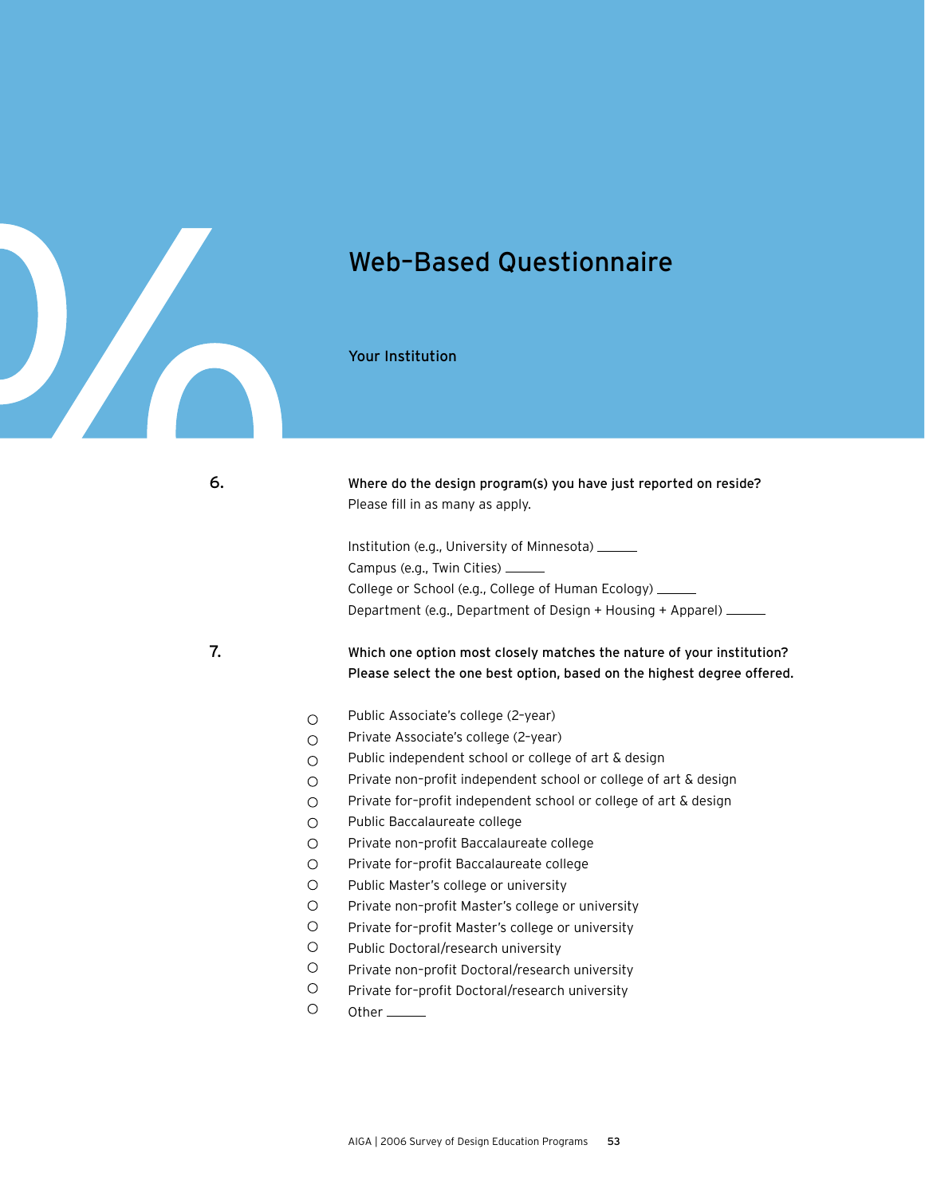# Web-Based Questionnaire

## Your Institution

**6.** **Where do the design program(s) you have just reported on reside?**
Please fill in as many as apply.

Institution (e.g., University of Minnesota) ______
Campus (e.g., Twin Cities) ______
College or School (e.g., College of Human Ecology) ______
Department (e.g., Department of Design + Housing + Apparel) ______

**7.** **Which one option most closely matches the nature of your institution? Please select the one best option, based on the highest degree offered.**

- ○ Public Associate's college (2-year)
- ○ Private Associate's college (2-year)
- ○ Public independent school or college of art & design
- ○ Private non-profit independent school or college of art & design
- ○ Private for-profit independent school or college of art & design
- ○ Public Baccalaureate college
- ○ Private non-profit Baccalaureate college
- ○ Private for-profit Baccalaureate college
- ○ Public Master's college or university
- ○ Private non-profit Master's college or university
- ○ Private for-profit Master's college or university
- ○ Public Doctoral/research university
- ○ Private non-profit Doctoral/research university
- ○ Private for-profit Doctoral/research university
- ○ Other ______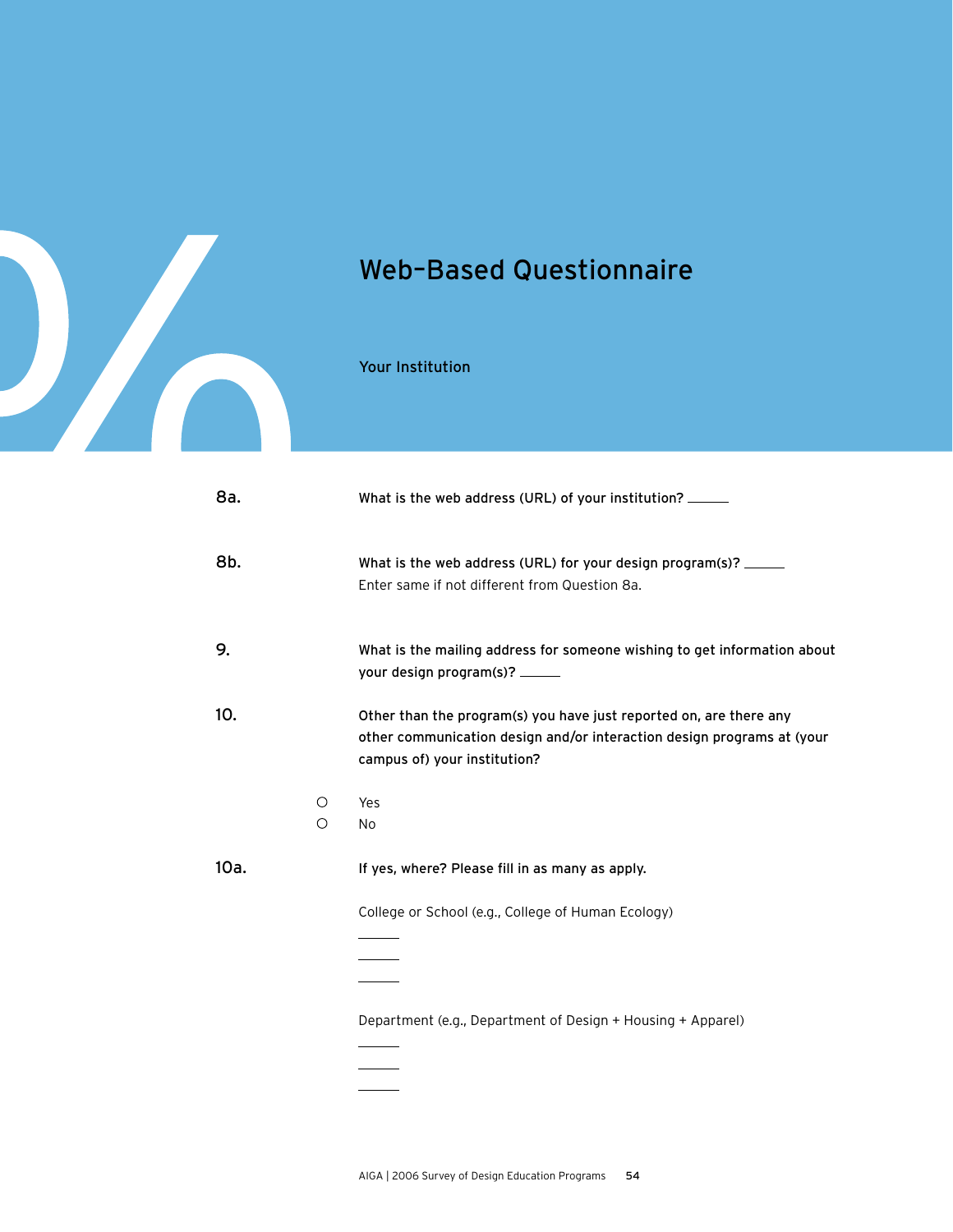# Web-Based Questionnaire

## Your Institution

**8a.** What is the web address (URL) of your institution? ______

**8b.** What is the web address (URL) for your design program(s)? ______
Enter same if not different from Question 8a.

**9.** What is the mailing address for someone wishing to get information about your design program(s)? ______

**10.** Other than the program(s) you have just reported on, are there any other communication design and/or interaction design programs at (your campus of) your institution?

- ○ Yes
- ○ No

**10a.** If yes, where? Please fill in as many as apply.

College or School (e.g., College of Human Ecology)

______
______
______

Department (e.g., Department of Design + Housing + Apparel)

______
______
______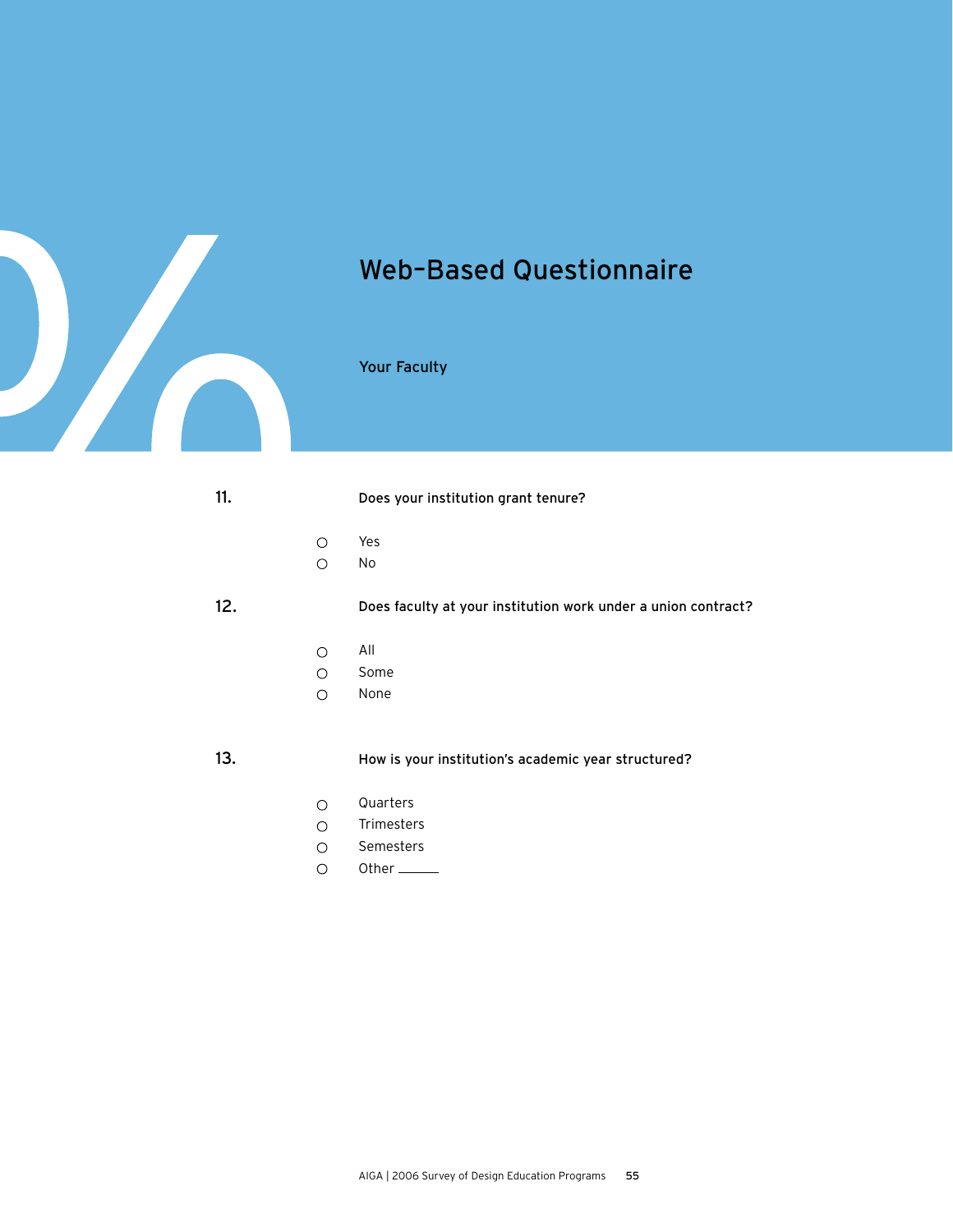# Web-Based Questionnaire

## Your Faculty

**11.** **Does your institution grant tenure?**

- ○ Yes
- ○ No

**12.** **Does faculty at your institution work under a union contract?**

- ○ All
- ○ Some
- ○ None

**13.** **How is your institution's academic year structured?**

- ○ Quarters
- ○ Trimesters
- ○ Semesters
- ○ Other ______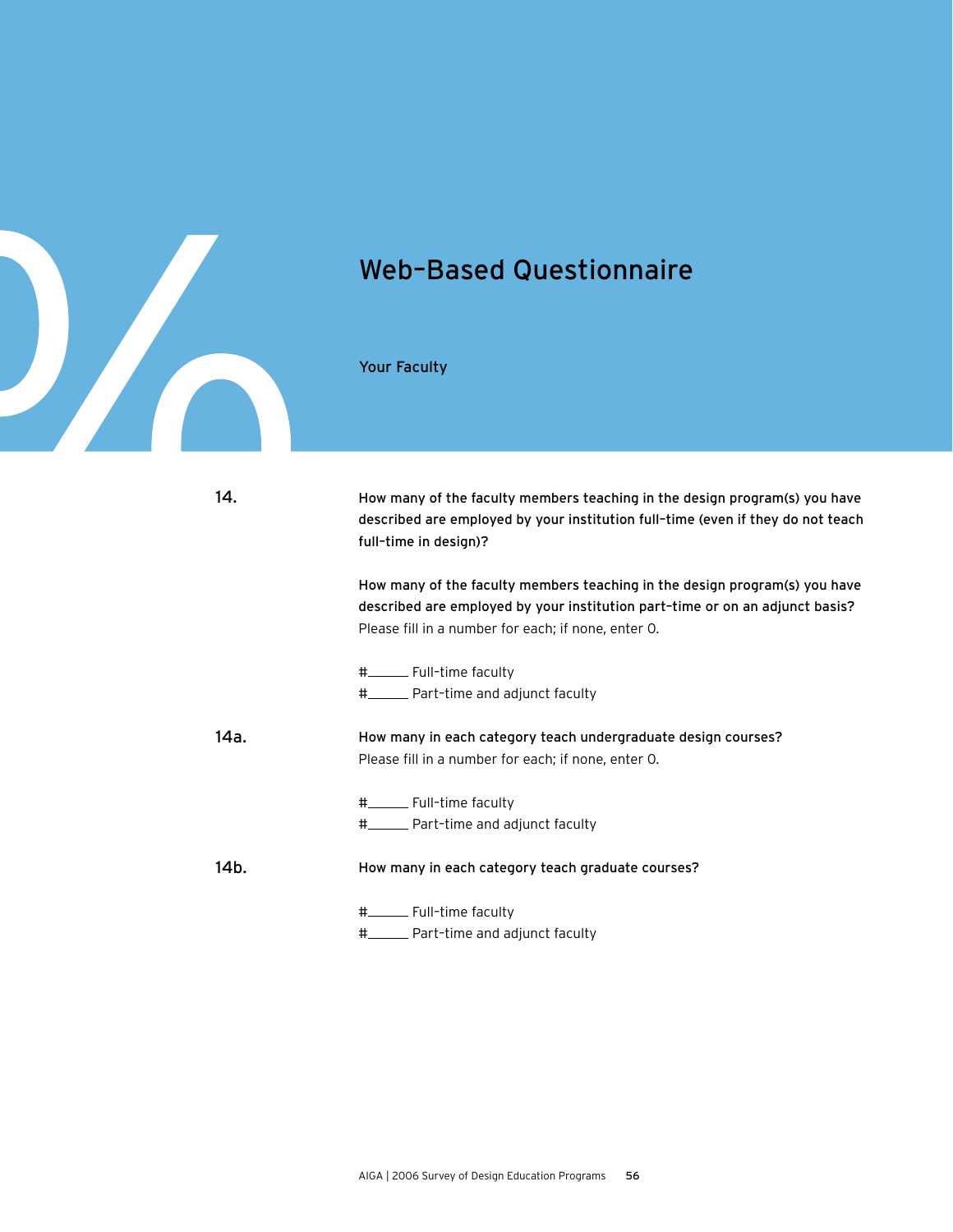# Web-Based Questionnaire

## Your Faculty

**14.** **How many of the faculty members teaching in the design program(s) you have described are employed by your institution full-time (even if they do not teach full-time in design)?**

**How many of the faculty members teaching in the design program(s) you have described are employed by your institution part-time or on an adjunct basis?** Please fill in a number for each; if none, enter 0.

#______ Full-time faculty
#______ Part-time and adjunct faculty

**14a.** **How many in each category teach undergraduate design courses?** Please fill in a number for each; if none, enter 0.

#______ Full-time faculty
#______ Part-time and adjunct faculty

**14b.** **How many in each category teach graduate courses?**

#______ Full-time faculty
#______ Part-time and adjunct faculty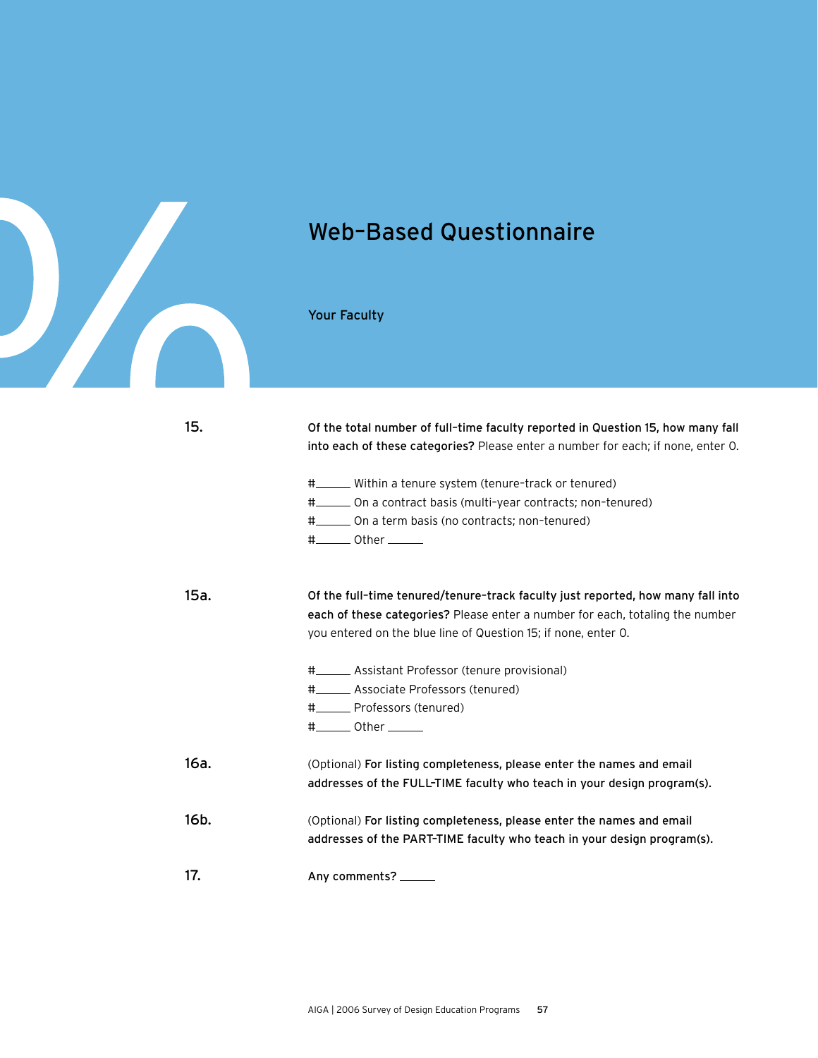# Web-Based Questionnaire

## Your Faculty

**15.** **Of the total number of full-time faculty reported in Question 15, how many fall into each of these categories?** Please enter a number for each; if none, enter 0.

#______ Within a tenure system (tenure-track or tenured)
#______ On a contract basis (multi-year contracts; non-tenured)
#______ On a term basis (no contracts; non-tenured)
#______ Other ______

**15a.** **Of the full-time tenured/tenure-track faculty just reported, how many fall into each of these categories?** Please enter a number for each, totaling the number you entered on the blue line of Question 15; if none, enter 0.

#______ Assistant Professor (tenure provisional)
#______ Associate Professors (tenured)
#______ Professors (tenured)
#______ Other ______

**16a.** (Optional) **For listing completeness, please enter the names and email addresses of the FULL-TIME faculty who teach in your design program(s).**

**16b.** (Optional) **For listing completeness, please enter the names and email addresses of the PART-TIME faculty who teach in your design program(s).**

**17.** **Any comments?** ______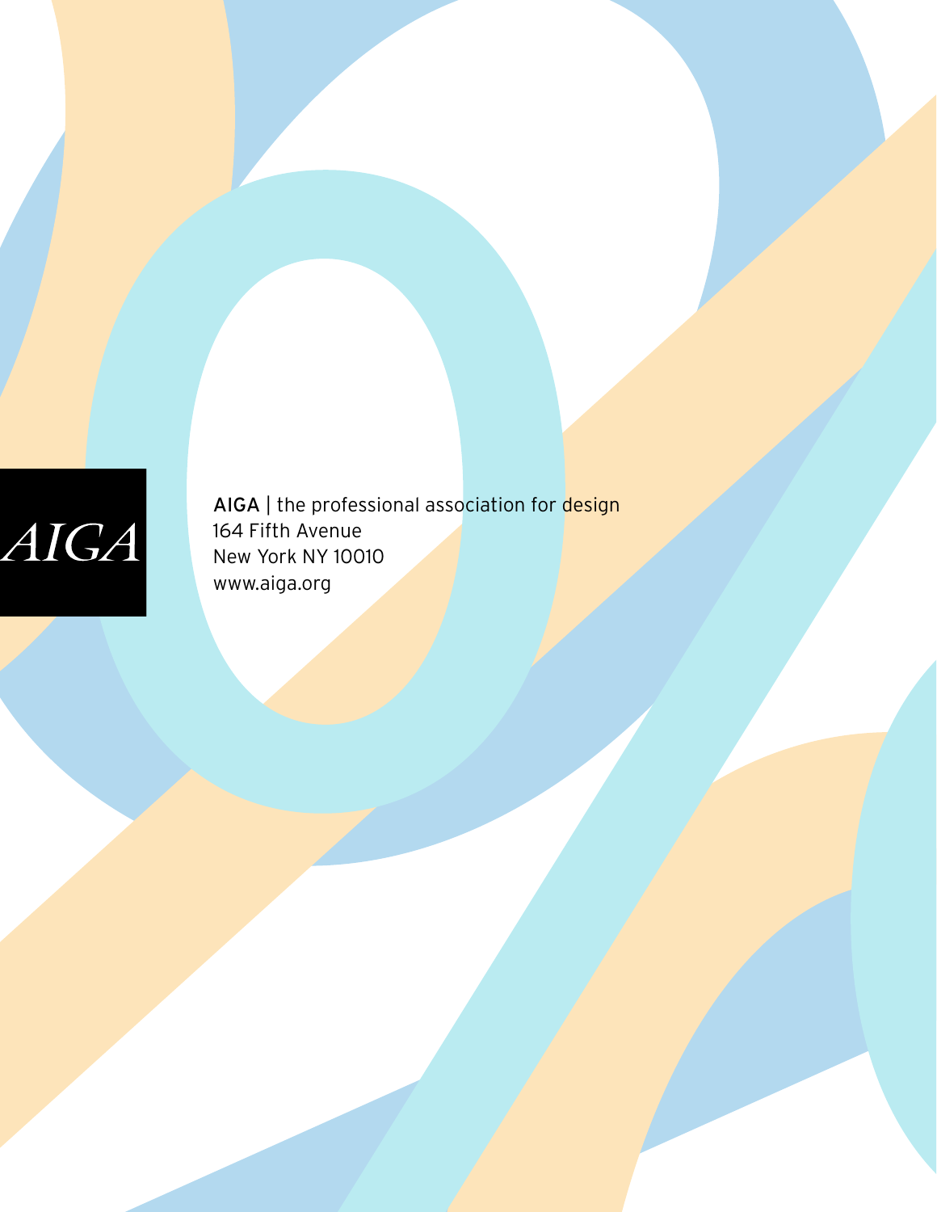AIGA

AIGA | the professional association for design
164 Fifth Avenue
New York NY 10010
www.aiga.org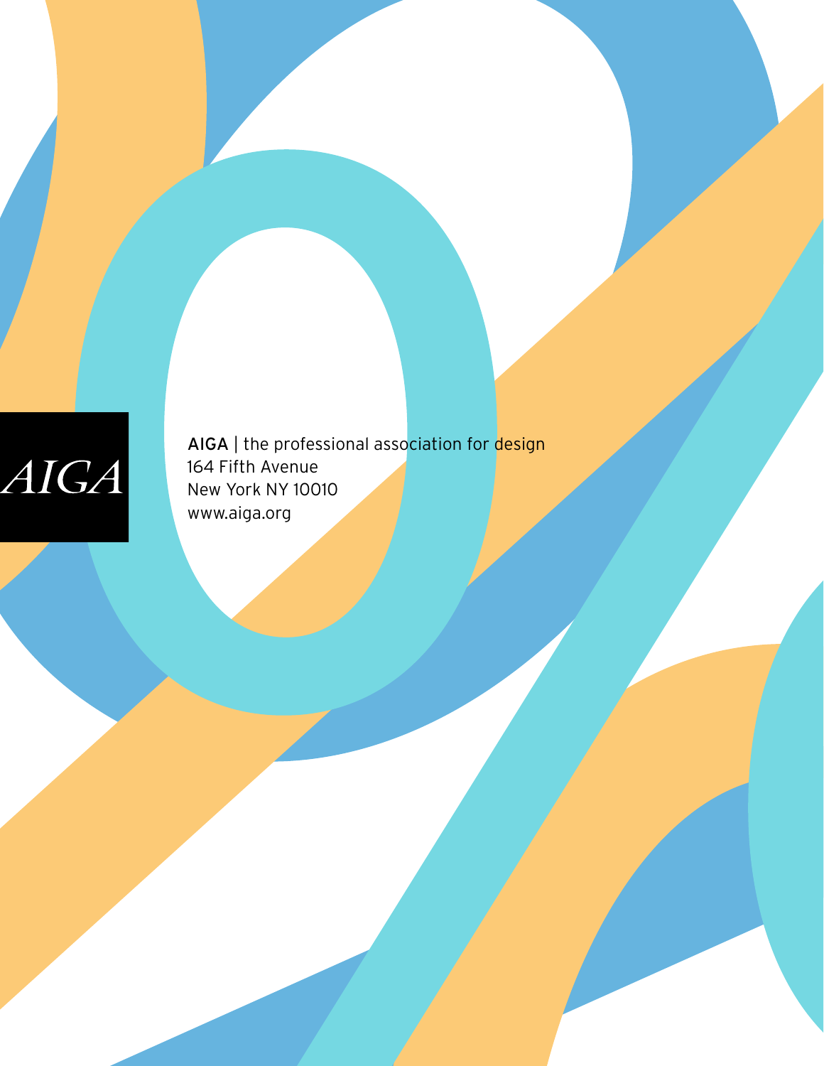AIGA

AIGA | the professional association for design
164 Fifth Avenue
New York NY 10010
www.aiga.org